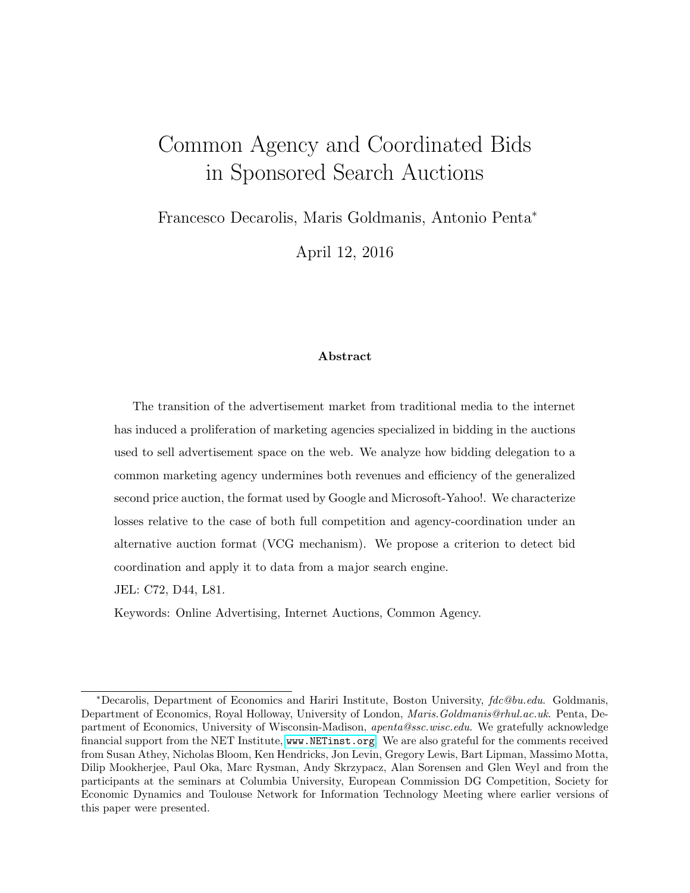# Common Agency and Coordinated Bids in Sponsored Search Auctions

Francesco Decarolis, Maris Goldmanis, Antonio Penta*

April 12, 2016

### Abstract

The transition of the advertisement market from traditional media to the internet has induced a proliferation of marketing agencies specialized in bidding in the auctions used to sell advertisement space on the web. We analyze how bidding delegation to a common marketing agency undermines both revenues and efficiency of the generalized second price auction, the format used by Google and Microsoft-Yahoo!. We characterize losses relative to the case of both full competition and agency-coordination under an alternative auction format (VCG mechanism). We propose a criterion to detect bid coordination and apply it to data from a major search engine.

JEL: C72, D44, L81.

Keywords: Online Advertising, Internet Auctions, Common Agency.

---

*Decarolis, Department of Economics and Hariri Institute, Boston University, *fdc@bu.edu*. Goldmanis, Department of Economics, Royal Holloway, University of London, *Maris.Goldmanis@rhul.ac.uk*. Penta, Department of Economics, University of Wisconsin-Madison, *apenta@ssc.wisc.edu*. We gratefully acknowledge financial support from the NET Institute, www.NETinst.org. We are also grateful for the comments received from Susan Athey, Nicholas Bloom, Ken Hendricks, Jon Levin, Gregory Lewis, Bart Lipman, Massimo Motta, Dilip Mookherjee, Paul Oka, Marc Rysman, Andy Skrzypacz, Alan Sorensen and Glen Weyl and from the participants at the seminars at Columbia University, European Commission DG Competition, Society for Economic Dynamics and Toulouse Network for Information Technology Meeting where earlier versions of this paper were presented.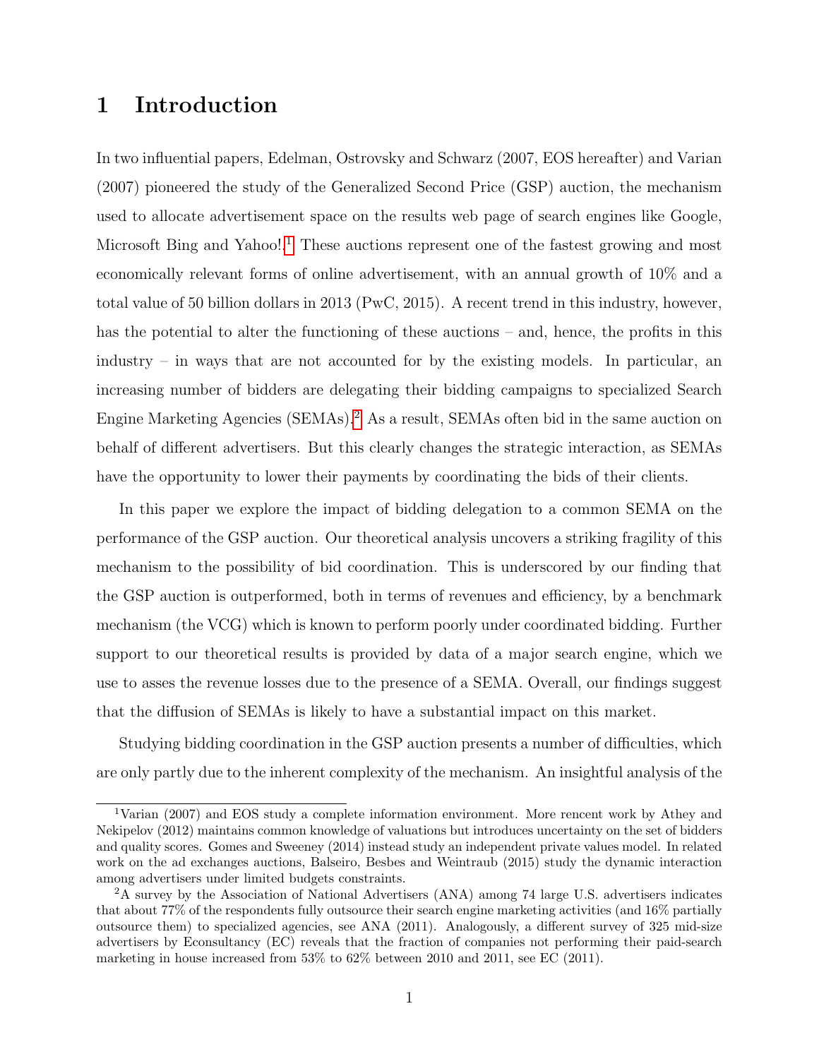# 1 Introduction

In two influential papers, Edelman, Ostrovsky and Schwarz (2007, EOS hereafter) and Varian (2007) pioneered the study of the Generalized Second Price (GSP) auction, the mechanism used to allocate advertisement space on the results web page of search engines like Google, Microsoft Bing and Yahoo!.[1] These auctions represent one of the fastest growing and most economically relevant forms of online advertisement, with an annual growth of 10% and a total value of 50 billion dollars in 2013 (PwC, 2015). A recent trend in this industry, however, has the potential to alter the functioning of these auctions – and, hence, the profits in this industry – in ways that are not accounted for by the existing models. In particular, an increasing number of bidders are delegating their bidding campaigns to specialized Search Engine Marketing Agencies (SEMAs).[2] As a result, SEMAs often bid in the same auction on behalf of different advertisers. But this clearly changes the strategic interaction, as SEMAs have the opportunity to lower their payments by coordinating the bids of their clients.

In this paper we explore the impact of bidding delegation to a common SEMA on the performance of the GSP auction. Our theoretical analysis uncovers a striking fragility of this mechanism to the possibility of bid coordination. This is underscored by our finding that the GSP auction is outperformed, both in terms of revenues and efficiency, by a benchmark mechanism (the VCG) which is known to perform poorly under coordinated bidding. Further support to our theoretical results is provided by data of a major search engine, which we use to asses the revenue losses due to the presence of a SEMA. Overall, our findings suggest that the diffusion of SEMAs is likely to have a substantial impact on this market.

Studying bidding coordination in the GSP auction presents a number of difficulties, which are only partly due to the inherent complexity of the mechanism. An insightful analysis of the

[1] Varian (2007) and EOS study a complete information environment. More rencent work by Athey and Nekipelov (2012) maintains common knowledge of valuations but introduces uncertainty on the set of bidders and quality scores. Gomes and Sweeney (2014) instead study an independent private values model. In related work on the ad exchanges auctions, Balseiro, Besbes and Weintraub (2015) study the dynamic interaction among advertisers under limited budgets constraints.

[2] A survey by the Association of National Advertisers (ANA) among 74 large U.S. advertisers indicates that about 77% of the respondents fully outsource their search engine marketing activities (and 16% partially outsource them) to specialized agencies, see ANA (2011). Analogously, a different survey of 325 mid-size advertisers by Econsultancy (EC) reveals that the fraction of companies not performing their paid-search marketing in house increased from 53% to 62% between 2010 and 2011, see EC (2011).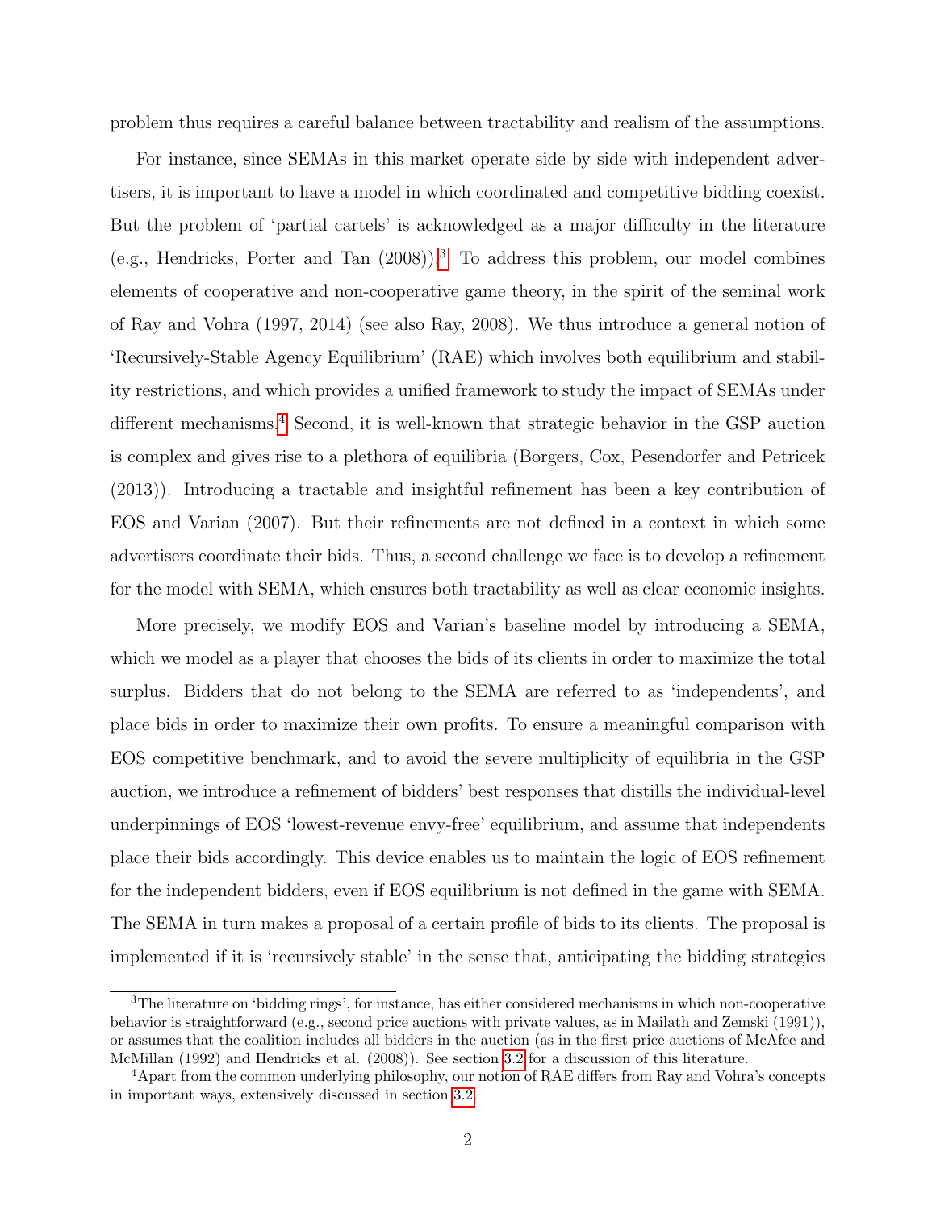problem thus requires a careful balance between tractability and realism of the assumptions.

For instance, since SEMAs in this market operate side by side with independent advertisers, it is important to have a model in which coordinated and competitive bidding coexist. But the problem of 'partial cartels' is acknowledged as a major difficulty in the literature (e.g., Hendricks, Porter and Tan (2008)).[3] To address this problem, our model combines elements of cooperative and non-cooperative game theory, in the spirit of the seminal work of Ray and Vohra (1997, 2014) (see also Ray, 2008). We thus introduce a general notion of 'Recursively-Stable Agency Equilibrium' (RAE) which involves both equilibrium and stability restrictions, and which provides a unified framework to study the impact of SEMAs under different mechanisms.[4] Second, it is well-known that strategic behavior in the GSP auction is complex and gives rise to a plethora of equilibria (Borgers, Cox, Pesendorfer and Petricek (2013)). Introducing a tractable and insightful refinement has been a key contribution of EOS and Varian (2007). But their refinements are not defined in a context in which some advertisers coordinate their bids. Thus, a second challenge we face is to develop a refinement for the model with SEMA, which ensures both tractability as well as clear economic insights.

More precisely, we modify EOS and Varian's baseline model by introducing a SEMA, which we model as a player that chooses the bids of its clients in order to maximize the total surplus. Bidders that do not belong to the SEMA are referred to as 'independents', and place bids in order to maximize their own profits. To ensure a meaningful comparison with EOS competitive benchmark, and to avoid the severe multiplicity of equilibria in the GSP auction, we introduce a refinement of bidders' best responses that distills the individual-level underpinnings of EOS 'lowest-revenue envy-free' equilibrium, and assume that independents place their bids accordingly. This device enables us to maintain the logic of EOS refinement for the independent bidders, even if EOS equilibrium is not defined in the game with SEMA. The SEMA in turn makes a proposal of a certain profile of bids to its clients. The proposal is implemented if it is 'recursively stable' in the sense that, anticipating the bidding strategies

[3] The literature on 'bidding rings', for instance, has either considered mechanisms in which non-cooperative behavior is straightforward (e.g., second price auctions with private values, as in Mailath and Zemski (1991)), or assumes that the coalition includes all bidders in the auction (as in the first price auctions of McAfee and McMillan (1992) and Hendricks et al. (2008)). See section 3.2 for a discussion of this literature.

[4] Apart from the common underlying philosophy, our notion of RAE differs from Ray and Vohra's concepts in important ways, extensively discussed in section 3.2.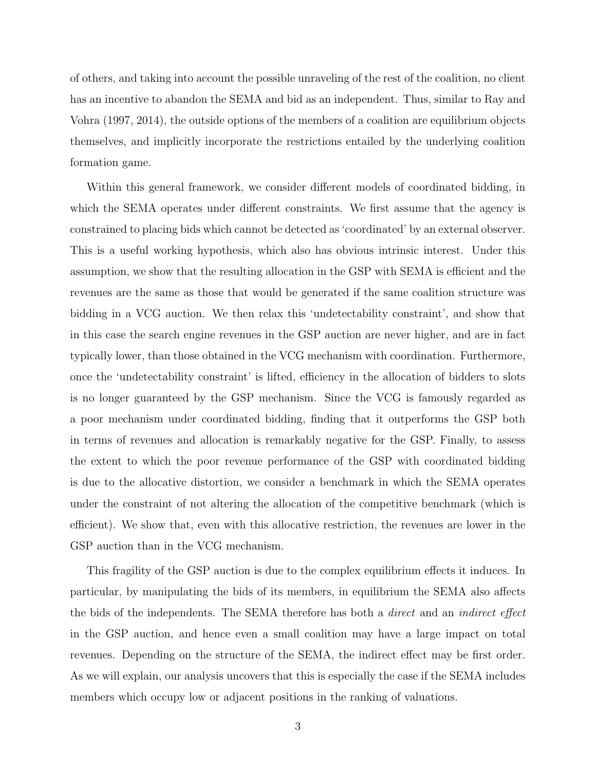of others, and taking into account the possible unraveling of the rest of the coalition, no client has an incentive to abandon the SEMA and bid as an independent. Thus, similar to Ray and Vohra (1997, 2014), the outside options of the members of a coalition are equilibrium objects themselves, and implicitly incorporate the restrictions entailed by the underlying coalition formation game.

Within this general framework, we consider different models of coordinated bidding, in which the SEMA operates under different constraints. We first assume that the agency is constrained to placing bids which cannot be detected as 'coordinated' by an external observer. This is a useful working hypothesis, which also has obvious intrinsic interest. Under this assumption, we show that the resulting allocation in the GSP with SEMA is efficient and the revenues are the same as those that would be generated if the same coalition structure was bidding in a VCG auction. We then relax this 'undetectability constraint', and show that in this case the search engine revenues in the GSP auction are never higher, and are in fact typically lower, than those obtained in the VCG mechanism with coordination. Furthermore, once the 'undetectability constraint' is lifted, efficiency in the allocation of bidders to slots is no longer guaranteed by the GSP mechanism. Since the VCG is famously regarded as a poor mechanism under coordinated bidding, finding that it outperforms the GSP both in terms of revenues and allocation is remarkably negative for the GSP. Finally, to assess the extent to which the poor revenue performance of the GSP with coordinated bidding is due to the allocative distortion, we consider a benchmark in which the SEMA operates under the constraint of not altering the allocation of the competitive benchmark (which is efficient). We show that, even with this allocative restriction, the revenues are lower in the GSP auction than in the VCG mechanism.

This fragility of the GSP auction is due to the complex equilibrium effects it induces. In particular, by manipulating the bids of its members, in equilibrium the SEMA also affects the bids of the independents. The SEMA therefore has both a *direct* and an *indirect effect* in the GSP auction, and hence even a small coalition may have a large impact on total revenues. Depending on the structure of the SEMA, the indirect effect may be first order. As we will explain, our analysis uncovers that this is especially the case if the SEMA includes members which occupy low or adjacent positions in the ranking of valuations.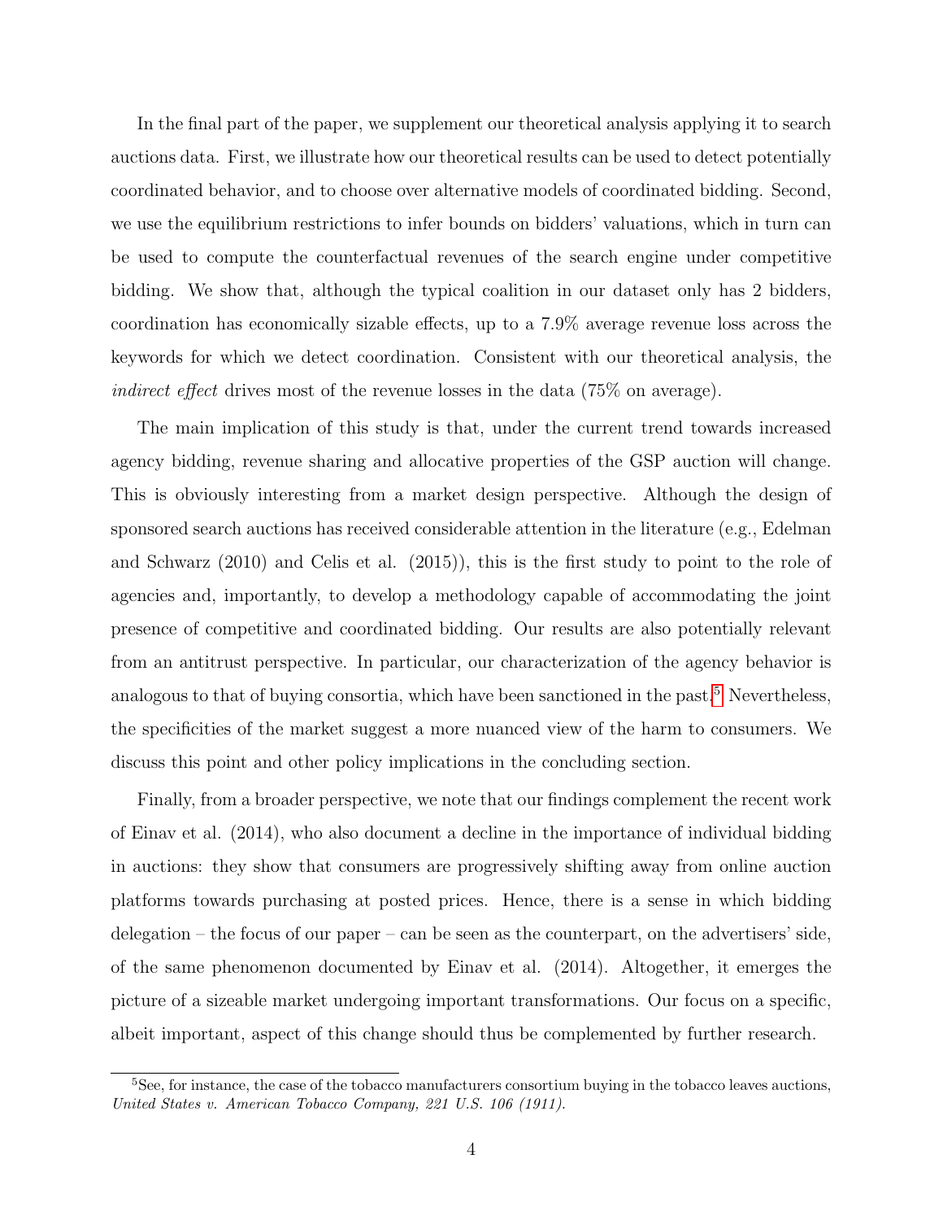In the final part of the paper, we supplement our theoretical analysis applying it to search auctions data. First, we illustrate how our theoretical results can be used to detect potentially coordinated behavior, and to choose over alternative models of coordinated bidding. Second, we use the equilibrium restrictions to infer bounds on bidders' valuations, which in turn can be used to compute the counterfactual revenues of the search engine under competitive bidding. We show that, although the typical coalition in our dataset only has 2 bidders, coordination has economically sizable effects, up to a 7.9% average revenue loss across the keywords for which we detect coordination. Consistent with our theoretical analysis, the *indirect effect* drives most of the revenue losses in the data (75% on average).

The main implication of this study is that, under the current trend towards increased agency bidding, revenue sharing and allocative properties of the GSP auction will change. This is obviously interesting from a market design perspective. Although the design of sponsored search auctions has received considerable attention in the literature (e.g., Edelman and Schwarz (2010) and Celis et al. (2015)), this is the first study to point to the role of agencies and, importantly, to develop a methodology capable of accommodating the joint presence of competitive and coordinated bidding. Our results are also potentially relevant from an antitrust perspective. In particular, our characterization of the agency behavior is analogous to that of buying consortia, which have been sanctioned in the past.[5] Nevertheless, the specificities of the market suggest a more nuanced view of the harm to consumers. We discuss this point and other policy implications in the concluding section.

Finally, from a broader perspective, we note that our findings complement the recent work of Einav et al. (2014), who also document a decline in the importance of individual bidding in auctions: they show that consumers are progressively shifting away from online auction platforms towards purchasing at posted prices. Hence, there is a sense in which bidding delegation – the focus of our paper – can be seen as the counterpart, on the advertisers' side, of the same phenomenon documented by Einav et al. (2014). Altogether, it emerges the picture of a sizeable market undergoing important transformations. Our focus on a specific, albeit important, aspect of this change should thus be complemented by further research.

[5] See, for instance, the case of the tobacco manufacturers consortium buying in the tobacco leaves auctions, *United States v. American Tobacco Company, 221 U.S. 106 (1911).*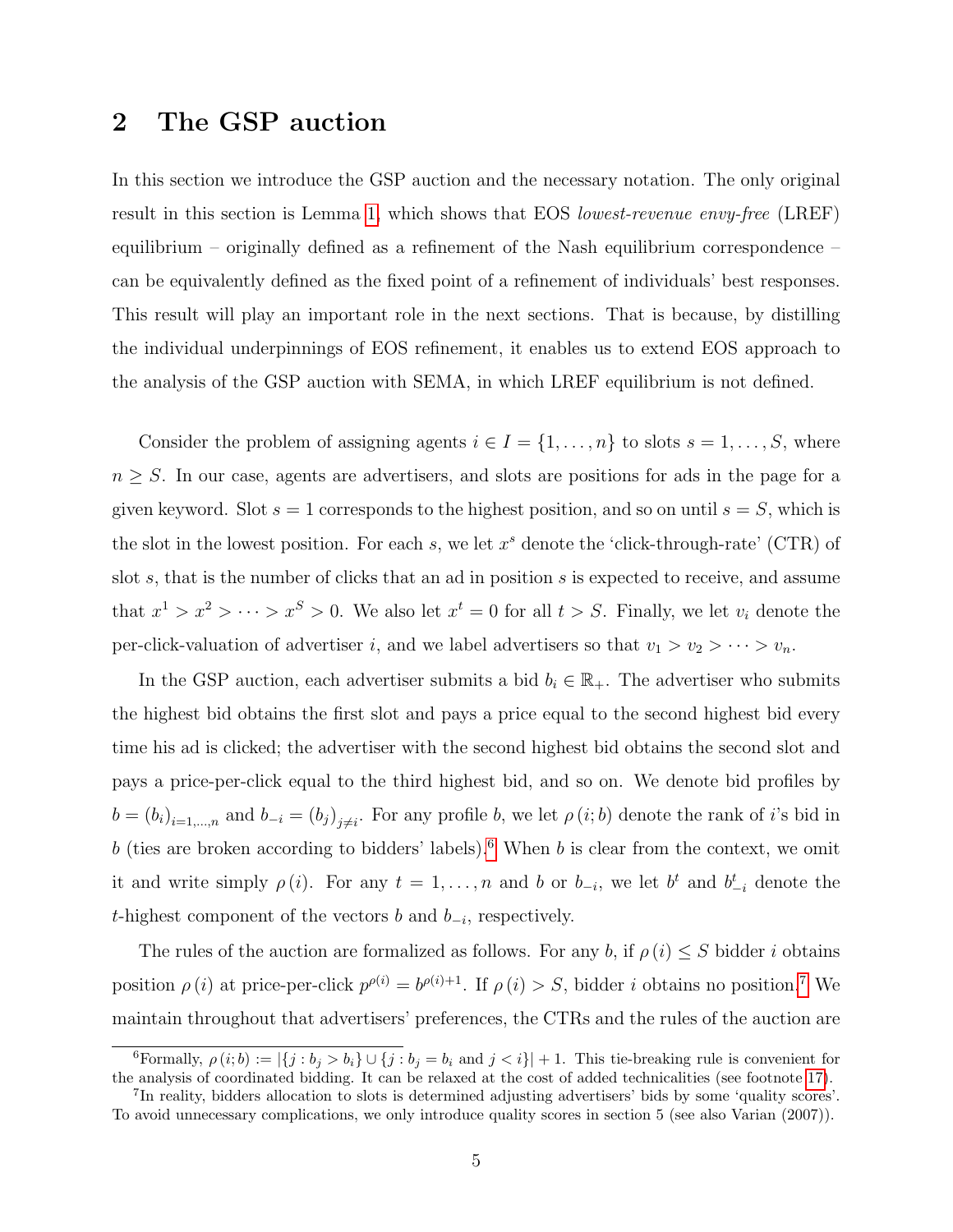## 2 The GSP auction

In this section we introduce the GSP auction and the necessary notation. The only original result in this section is Lemma 1, which shows that EOS *lowest-revenue envy-free* (LREF) equilibrium – originally defined as a refinement of the Nash equilibrium correspondence – can be equivalently defined as the fixed point of a refinement of individuals' best responses. This result will play an important role in the next sections. That is because, by distilling the individual underpinnings of EOS refinement, it enables us to extend EOS approach to the analysis of the GSP auction with SEMA, in which LREF equilibrium is not defined.

Consider the problem of assigning agents $i \in I = \{1, \ldots, n\}$ to slots $s = 1, \ldots, S$, where $n \geq S$. In our case, agents are advertisers, and slots are positions for ads in the page for a given keyword. Slot $s = 1$ corresponds to the highest position, and so on until $s = S$, which is the slot in the lowest position. For each $s$, we let $x^s$ denote the 'click-through-rate' (CTR) of slot $s$, that is the number of clicks that an ad in position $s$ is expected to receive, and assume that $x^1 > x^2 > \cdots > x^S > 0$. We also let $x^t = 0$ for all $t > S$. Finally, we let $v_i$ denote the per-click-valuation of advertiser $i$, and we label advertisers so that $v_1 > v_2 > \cdots > v_n$.

In the GSP auction, each advertiser submits a bid $b_i \in \mathbb{R}_+$. The advertiser who submits the highest bid obtains the first slot and pays a price equal to the second highest bid every time his ad is clicked; the advertiser with the second highest bid obtains the second slot and pays a price-per-click equal to the third highest bid, and so on. We denote bid profiles by $b = (b_i)_{i=1,\ldots,n}$ and $b_{-i} = (b_j)_{j \neq i}$. For any profile $b$, we let $\rho(i; b)$ denote the rank of $i$'s bid in $b$ (ties are broken according to bidders' labels).[6] When $b$ is clear from the context, we omit it and write simply $\rho(i)$. For any $t = 1, \ldots, n$ and $b$ or $b_{-i}$, we let $b^t$ and $b^t_{-i}$ denote the $t$-highest component of the vectors $b$ and $b_{-i}$, respectively.

The rules of the auction are formalized as follows. For any $b$, if $\rho(i) \leq S$ bidder $i$ obtains position $\rho(i)$ at price-per-click $p^{\rho(i)} = b^{\rho(i)+1}$. If $\rho(i) > S$, bidder $i$ obtains no position.[7] We maintain throughout that advertisers' preferences, the CTRs and the rules of the auction are

---

[6] Formally, $\rho(i; b) := |\{j : b_j > b_i\} \cup \{j : b_j = b_i \text{ and } j < i\}| + 1$. This tie-breaking rule is convenient for the analysis of coordinated bidding. It can be relaxed at the cost of added technicalities (see footnote 17).

[7] In reality, bidders allocation to slots is determined adjusting advertisers' bids by some 'quality scores'. To avoid unnecessary complications, we only introduce quality scores in section 5 (see also Varian (2007)).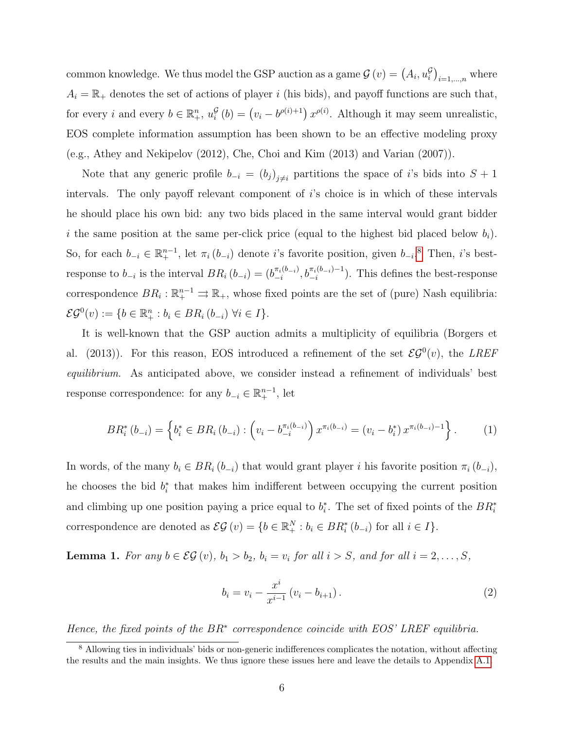common knowledge. We thus model the GSP auction as a game $\mathcal{G}(v) = \left(A_i, u_i^{\mathcal{G}}\right)_{i=1,\dots,n}$ where $A_i = \mathbb{R}_+$ denotes the set of actions of player $i$ (his bids), and payoff functions are such that, for every $i$ and every $b \in \mathbb{R}_+^n$, $u_i^{\mathcal{G}}(b) = \left(v_i - b^{\rho(i)+1}\right) x^{\rho(i)}$. Although it may seem unrealistic, EOS complete information assumption has been shown to be an effective modeling proxy (e.g., Athey and Nekipelov (2012), Che, Choi and Kim (2013) and Varian (2007)).

Note that any generic profile $b_{-i} = (b_j)_{j \neq i}$ partitions the space of $i$'s bids into $S+1$ intervals. The only payoff relevant component of $i$'s choice is in which of these intervals he should place his own bid: any two bids placed in the same interval would grant bidder $i$ the same position at the same per-click price (equal to the highest bid placed below $b_i$). So, for each $b_{-i} \in \mathbb{R}_+^{n-1}$, let $\pi_i(b_{-i})$ denote $i$'s favorite position, given $b_{-i}$.[8] Then, $i$'s best-response to $b_{-i}$ is the interval $BR_i(b_{-i}) = (b_{-i}^{\pi_i(b_{-i})}, b_{-i}^{\pi_i(b_{-i})-1})$. This defines the best-response correspondence $BR_i : \mathbb{R}_+^{n-1} \rightrightarrows \mathbb{R}_+$, whose fixed points are the set of (pure) Nash equilibria: $\mathcal{EG}^0(v) := \{b \in \mathbb{R}_+^n : b_i \in BR_i(b_{-i}) \; \forall i \in I\}$.

It is well-known that the GSP auction admits a multiplicity of equilibria (Borgers et al. (2013)). For this reason, EOS introduced a refinement of the set $\mathcal{EG}^0(v)$, the *LREF equilibrium*. As anticipated above, we consider instead a refinement of individuals' best response correspondence: for any $b_{-i} \in \mathbb{R}_+^{n-1}$, let

$$BR_i^*(b_{-i}) = \left\{ b_i^* \in BR_i(b_{-i}) : \left(v_i - b_{-i}^{\pi_i(b_{-i})}\right) x^{\pi_i(b_{-i})} = (v_i - b_i^*)\, x^{\pi_i(b_{-i})-1} \right\}. \tag{1}$$

In words, of the many $b_i \in BR_i(b_{-i})$ that would grant player $i$ his favorite position $\pi_i(b_{-i})$, he chooses the bid $b_i^*$ that makes him indifferent between occupying the current position and climbing up one position paying a price equal to $b_i^*$. The set of fixed points of the $BR_i^*$ correspondence are denoted as $\mathcal{EG}(v) = \{b \in \mathbb{R}_+^N : b_i \in BR_i^*(b_{-i}) \text{ for all } i \in I\}$.

**Lemma 1.** *For any $b \in \mathcal{EG}(v)$, $b_1 > b_2$, $b_i = v_i$ for all $i > S$, and for all $i = 2, \dots, S$,*

$$b_i = v_i - \frac{x^i}{x^{i-1}}\left(v_i - b_{i+1}\right). \tag{2}$$

*Hence, the fixed points of the $BR^*$ correspondence coincide with EOS' LREF equilibria.*

[8] Allowing ties in individuals' bids or non-generic indifferences complicates the notation, without affecting the results and the main insights. We thus ignore these issues here and leave the details to Appendix A.1.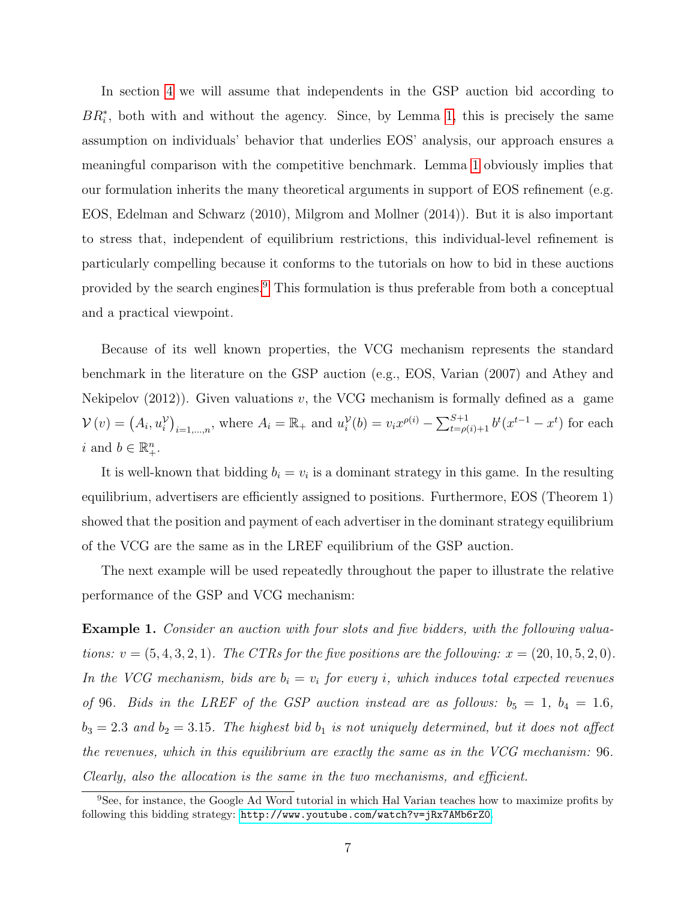In section 4 we will assume that independents in the GSP auction bid according to $BR_i^*$, both with and without the agency. Since, by Lemma 1, this is precisely the same assumption on individuals' behavior that underlies EOS' analysis, our approach ensures a meaningful comparison with the competitive benchmark. Lemma 1 obviously implies that our formulation inherits the many theoretical arguments in support of EOS refinement (e.g. EOS, Edelman and Schwarz (2010), Milgrom and Mollner (2014)). But it is also important to stress that, independent of equilibrium restrictions, this individual-level refinement is particularly compelling because it conforms to the tutorials on how to bid in these auctions provided by the search engines.[9] This formulation is thus preferable from both a conceptual and a practical viewpoint.

Because of its well known properties, the VCG mechanism represents the standard benchmark in the literature on the GSP auction (e.g., EOS, Varian (2007) and Athey and Nekipelov (2012)). Given valuations $v$, the VCG mechanism is formally defined as a game $\mathcal{V}(v) = \left(A_i, u_i^{\mathcal{V}}\right)_{i=1,\ldots,n}$, where $A_i = \mathbb{R}_+$ and $u_i^{\mathcal{V}}(b) = v_i x^{\rho(i)} - \sum_{t=\rho(i)+1}^{S+1} b^t(x^{t-1} - x^t)$ for each $i$ and $b \in \mathbb{R}_+^n$.

It is well-known that bidding $b_i = v_i$ is a dominant strategy in this game. In the resulting equilibrium, advertisers are efficiently assigned to positions. Furthermore, EOS (Theorem 1) showed that the position and payment of each advertiser in the dominant strategy equilibrium of the VCG are the same as in the LREF equilibrium of the GSP auction.

The next example will be used repeatedly throughout the paper to illustrate the relative performance of the GSP and VCG mechanism:

**Example 1.** *Consider an auction with four slots and five bidders, with the following valuations: $v = (5, 4, 3, 2, 1)$. The CTRs for the five positions are the following: $x = (20, 10, 5, 2, 0)$. In the VCG mechanism, bids are $b_i = v_i$ for every $i$, which induces total expected revenues of 96. Bids in the LREF of the GSP auction instead are as follows: $b_5 = 1$, $b_4 = 1.6$, $b_3 = 2.3$ and $b_2 = 3.15$. The highest bid $b_1$ is not uniquely determined, but it does not affect the revenues, which in this equilibrium are exactly the same as in the VCG mechanism: 96. Clearly, also the allocation is the same in the two mechanisms, and efficient.*

[9] See, for instance, the Google Ad Word tutorial in which Hal Varian teaches how to maximize profits by following this bidding strategy: http://www.youtube.com/watch?v=jRx7AMb6rZ0.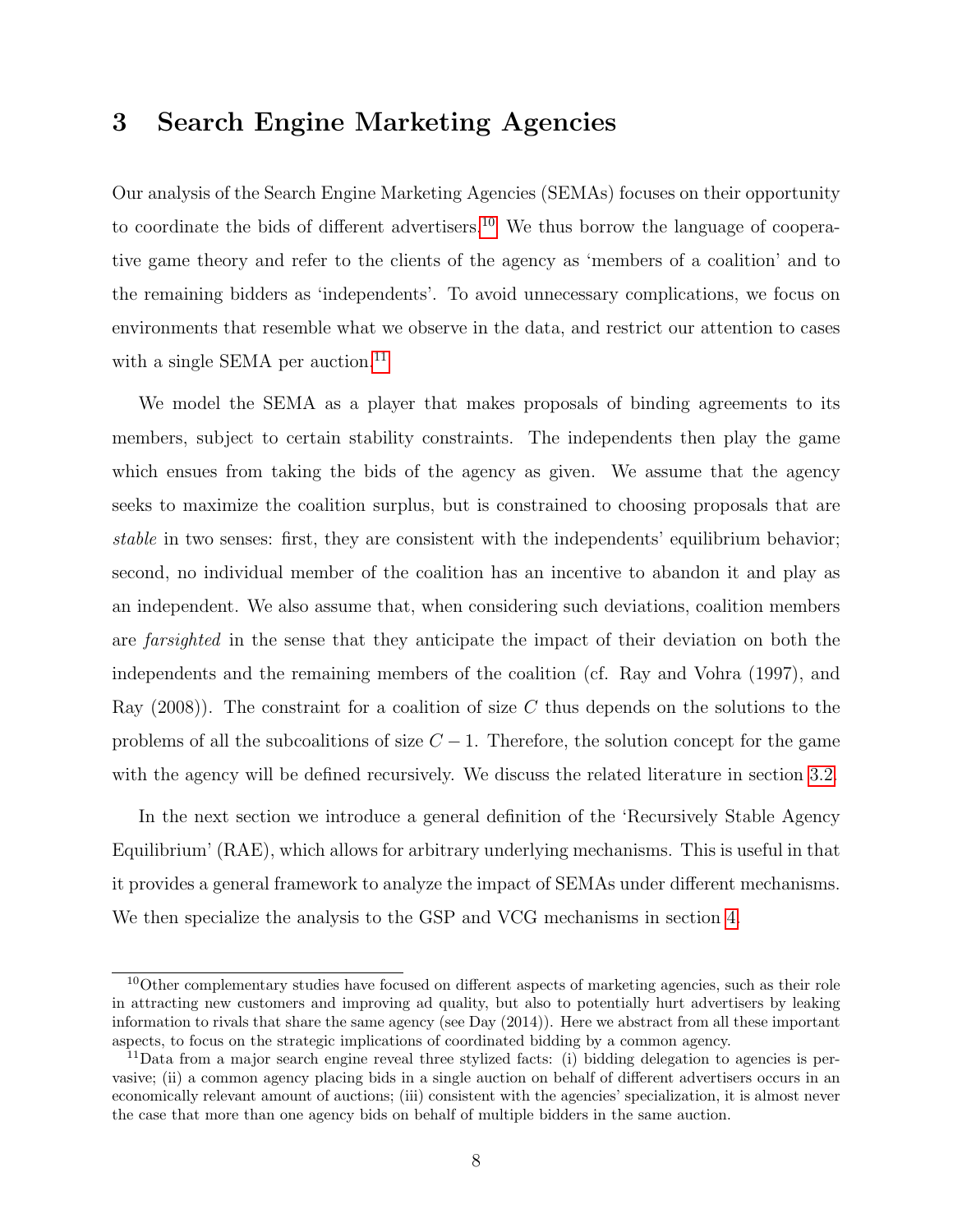# 3 Search Engine Marketing Agencies

Our analysis of the Search Engine Marketing Agencies (SEMAs) focuses on their opportunity to coordinate the bids of different advertisers.[10] We thus borrow the language of cooperative game theory and refer to the clients of the agency as 'members of a coalition' and to the remaining bidders as 'independents'. To avoid unnecessary complications, we focus on environments that resemble what we observe in the data, and restrict our attention to cases with a single SEMA per auction.[11]

We model the SEMA as a player that makes proposals of binding agreements to its members, subject to certain stability constraints. The independents then play the game which ensues from taking the bids of the agency as given. We assume that the agency seeks to maximize the coalition surplus, but is constrained to choosing proposals that are *stable* in two senses: first, they are consistent with the independents' equilibrium behavior; second, no individual member of the coalition has an incentive to abandon it and play as an independent. We also assume that, when considering such deviations, coalition members are *farsighted* in the sense that they anticipate the impact of their deviation on both the independents and the remaining members of the coalition (cf. Ray and Vohra (1997), and Ray (2008)). The constraint for a coalition of size $C$ thus depends on the solutions to the problems of all the subcoalitions of size $C - 1$. Therefore, the solution concept for the game with the agency will be defined recursively. We discuss the related literature in section 3.2.

In the next section we introduce a general definition of the 'Recursively Stable Agency Equilibrium' (RAE), which allows for arbitrary underlying mechanisms. This is useful in that it provides a general framework to analyze the impact of SEMAs under different mechanisms. We then specialize the analysis to the GSP and VCG mechanisms in section 4.

[10] Other complementary studies have focused on different aspects of marketing agencies, such as their role in attracting new customers and improving ad quality, but also to potentially hurt advertisers by leaking information to rivals that share the same agency (see Day (2014)). Here we abstract from all these important aspects, to focus on the strategic implications of coordinated bidding by a common agency.

[11] Data from a major search engine reveal three stylized facts: (i) bidding delegation to agencies is pervasive; (ii) a common agency placing bids in a single auction on behalf of different advertisers occurs in an economically relevant amount of auctions; (iii) consistent with the agencies' specialization, it is almost never the case that more than one agency bids on behalf of multiple bidders in the same auction.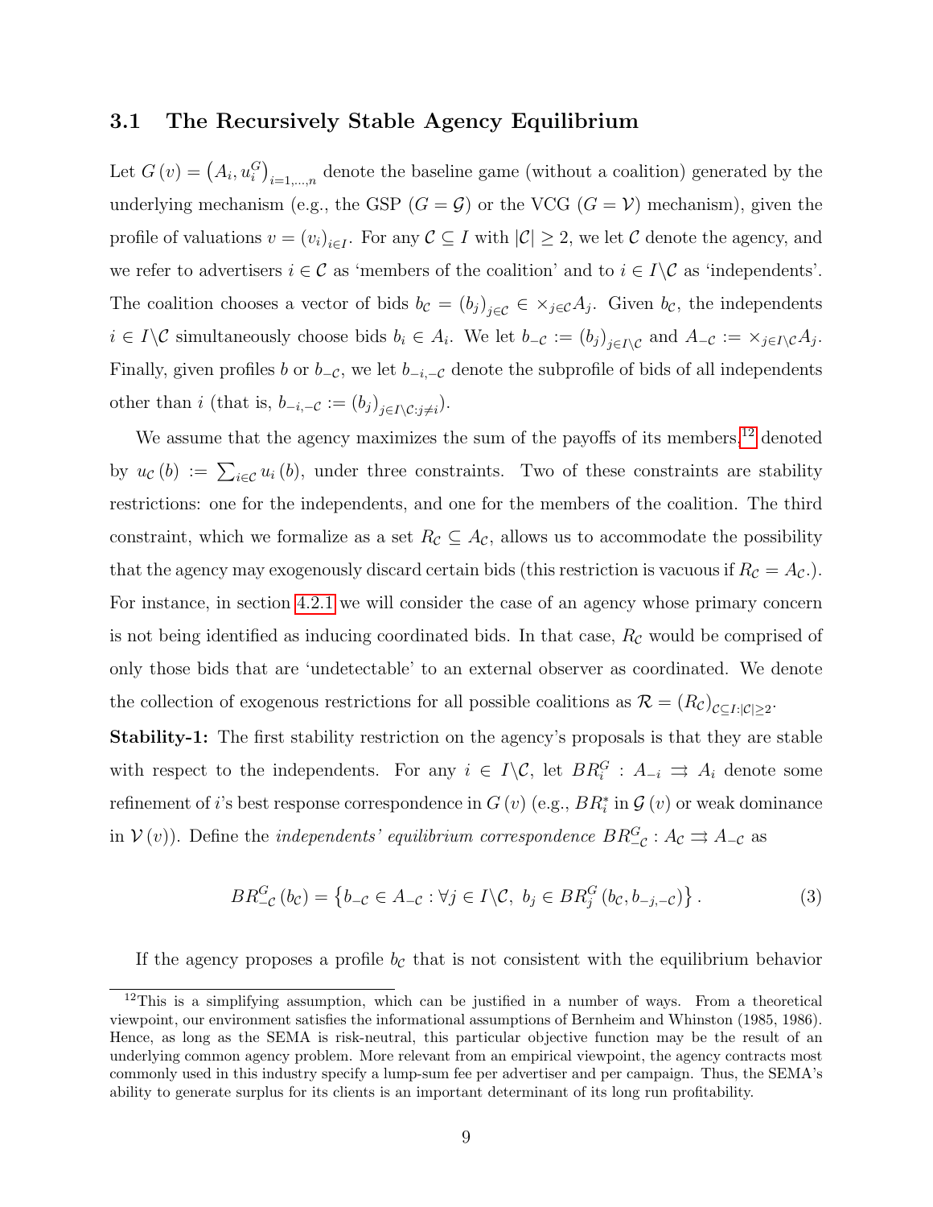### 3.1 The Recursively Stable Agency Equilibrium

Let $G(v) = \left(A_i, u_i^G\right)_{i=1,\ldots,n}$ denote the baseline game (without a coalition) generated by the underlying mechanism (e.g., the GSP ($G = \mathcal{G}$) or the VCG ($G = \mathcal{V}$) mechanism), given the profile of valuations $v = (v_i)_{i \in I}$. For any $\mathcal{C} \subseteq I$ with $|\mathcal{C}| \geq 2$, we let $\mathcal{C}$ denote the agency, and we refer to advertisers $i \in \mathcal{C}$ as 'members of the coalition' and to $i \in I \backslash \mathcal{C}$ as 'independents'. The coalition chooses a vector of bids $b_{\mathcal{C}} = (b_j)_{j \in \mathcal{C}} \in \times_{j \in \mathcal{C}} A_j$. Given $b_{\mathcal{C}}$, the independents $i \in I \backslash \mathcal{C}$ simultaneously choose bids $b_i \in A_i$. We let $b_{-\mathcal{C}} := (b_j)_{j \in I \backslash \mathcal{C}}$ and $A_{-\mathcal{C}} := \times_{j \in I \backslash \mathcal{C}} A_j$. Finally, given profiles $b$ or $b_{-\mathcal{C}}$, we let $b_{-i,-\mathcal{C}}$ denote the subprofile of bids of all independents other than $i$ (that is, $b_{-i,-\mathcal{C}} := (b_j)_{j \in I \backslash \mathcal{C} : j \neq i}$).

We assume that the agency maximizes the sum of the payoffs of its members,[12] denoted by $u_{\mathcal{C}}(b) := \sum_{i \in \mathcal{C}} u_i(b)$, under three constraints. Two of these constraints are stability restrictions: one for the independents, and one for the members of the coalition. The third constraint, which we formalize as a set $R_{\mathcal{C}} \subseteq A_{\mathcal{C}}$, allows us to accommodate the possibility that the agency may exogenously discard certain bids (this restriction is vacuous if $R_{\mathcal{C}} = A_{\mathcal{C}}$.). For instance, in section 4.2.1 we will consider the case of an agency whose primary concern is not being identified as inducing coordinated bids. In that case, $R_{\mathcal{C}}$ would be comprised of only those bids that are 'undetectable' to an external observer as coordinated. We denote the collection of exogenous restrictions for all possible coalitions as $\mathcal{R} = (R_{\mathcal{C}})_{\mathcal{C} \subseteq I : |\mathcal{C}| \geq 2}$.

**Stability-1:** The first stability restriction on the agency's proposals is that they are stable with respect to the independents. For any $i \in I \backslash \mathcal{C}$, let $BR_i^G : A_{-i} \rightrightarrows A_i$ denote some refinement of $i$'s best response correspondence in $G(v)$ (e.g., $BR_i^*$ in $\mathcal{G}(v)$ or weak dominance in $\mathcal{V}(v)$). Define the *independents' equilibrium correspondence* $BR_{-\mathcal{C}}^G : A_{\mathcal{C}} \rightrightarrows A_{-\mathcal{C}}$ as

$$BR_{-\mathcal{C}}^G(b_{\mathcal{C}}) = \left\{ b_{-\mathcal{C}} \in A_{-\mathcal{C}} : \forall j \in I \backslash \mathcal{C},\ b_j \in BR_j^G(b_{\mathcal{C}}, b_{-j,-\mathcal{C}}) \right\}. \tag{3}$$

If the agency proposes a profile $b_{\mathcal{C}}$ that is not consistent with the equilibrium behavior

[12] This is a simplifying assumption, which can be justified in a number of ways. From a theoretical viewpoint, our environment satisfies the informational assumptions of Bernheim and Whinston (1985, 1986). Hence, as long as the SEMA is risk-neutral, this particular objective function may be the result of an underlying common agency problem. More relevant from an empirical viewpoint, the agency contracts most commonly used in this industry specify a lump-sum fee per advertiser and per campaign. Thus, the SEMA's ability to generate surplus for its clients is an important determinant of its long run profitability.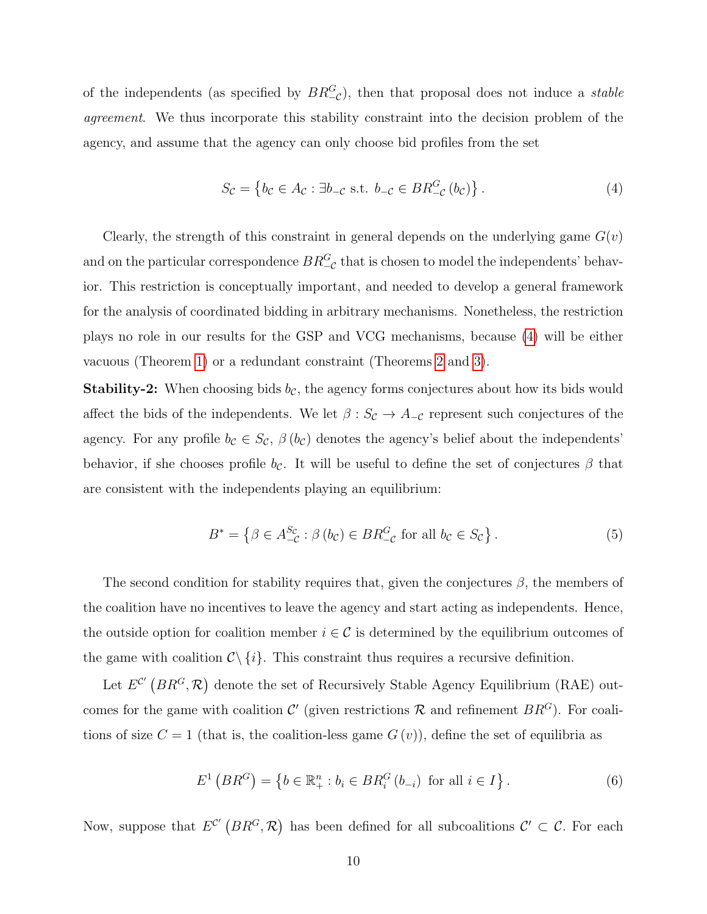of the independents (as specified by $BR^G_{-\mathcal{C}}$), then that proposal does not induce a *stable agreement*. We thus incorporate this stability constraint into the decision problem of the agency, and assume that the agency can only choose bid profiles from the set

$$S_{\mathcal{C}} = \left\{ b_{\mathcal{C}} \in A_{\mathcal{C}} : \exists b_{-\mathcal{C}} \text{ s.t. } b_{-\mathcal{C}} \in BR^G_{-\mathcal{C}}\left(b_{\mathcal{C}}\right) \right\}. \tag{4}$$

Clearly, the strength of this constraint in general depends on the underlying game $G(v)$ and on the particular correspondence $BR^G_{-\mathcal{C}}$ that is chosen to model the independents' behavior. This restriction is conceptually important, and needed to develop a general framework for the analysis of coordinated bidding in arbitrary mechanisms. Nonetheless, the restriction plays no role in our results for the GSP and VCG mechanisms, because (4) will be either vacuous (Theorem 1) or a redundant constraint (Theorems 2 and 3).

**Stability-2:** When choosing bids $b_{\mathcal{C}}$, the agency forms conjectures about how its bids would affect the bids of the independents. We let $\beta : S_{\mathcal{C}} \to A_{-\mathcal{C}}$ represent such conjectures of the agency. For any profile $b_{\mathcal{C}} \in S_{\mathcal{C}}$, $\beta\left(b_{\mathcal{C}}\right)$ denotes the agency's belief about the independents' behavior, if she chooses profile $b_{\mathcal{C}}$. It will be useful to define the set of conjectures $\beta$ that are consistent with the independents playing an equilibrium:

$$B^* = \left\{ \beta \in A_{-\mathcal{C}}^{S_{\mathcal{C}}} : \beta\left(b_{\mathcal{C}}\right) \in BR^G_{-\mathcal{C}} \text{ for all } b_{\mathcal{C}} \in S_{\mathcal{C}} \right\}. \tag{5}$$

The second condition for stability requires that, given the conjectures $\beta$, the members of the coalition have no incentives to leave the agency and start acting as independents. Hence, the outside option for coalition member $i \in \mathcal{C}$ is determined by the equilibrium outcomes of the game with coalition $\mathcal{C}\backslash\{i\}$. This constraint thus requires a recursive definition.

Let $E^{\mathcal{C}'}\left(BR^G, \mathcal{R}\right)$ denote the set of Recursively Stable Agency Equilibrium (RAE) outcomes for the game with coalition $\mathcal{C}'$ (given restrictions $\mathcal{R}$ and refinement $BR^G$). For coalitions of size $C = 1$ (that is, the coalition-less game $G(v)$), define the set of equilibria as

$$E^1\left(BR^G\right) = \left\{ b \in \mathbb{R}^n_+ : b_i \in BR^G_i\left(b_{-i}\right) \text{ for all } i \in I \right\}. \tag{6}$$

Now, suppose that $E^{\mathcal{C}'}\left(BR^G, \mathcal{R}\right)$ has been defined for all subcoalitions $\mathcal{C}' \subset \mathcal{C}$. For each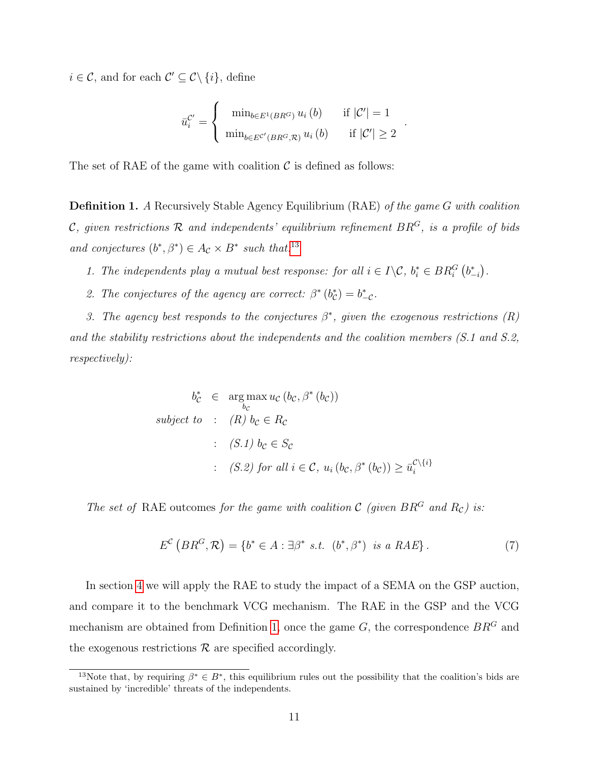$i \in \mathcal{C}$, and for each $\mathcal{C}' \subseteq \mathcal{C} \setminus \{i\}$, define

$$\bar{u}_i^{\mathcal{C}'} = \begin{cases} \min_{b \in E^1(BR^G)} u_i(b) & \text{if } |\mathcal{C}'| = 1 \\ \min_{b \in E^{\mathcal{C}'}(BR^G, \mathcal{R})} u_i(b) & \text{if } |\mathcal{C}'| \geq 2 \end{cases}.$$

The set of RAE of the game with coalition $\mathcal{C}$ is defined as follows:

**Definition 1.** *A* Recursively Stable Agency Equilibrium (RAE) *of the game $G$ with coalition $\mathcal{C}$, given restrictions $\mathcal{R}$ and independents' equilibrium refinement $BR^G$, is a profile of bids and conjectures $(b^*, \beta^*) \in A_{\mathcal{C}} \times B^*$ such that:*[13]

1. *The independents play a mutual best response: for all $i \in I \setminus \mathcal{C}$, $b_i^* \in BR_i^G\left(b_{-i}^*\right)$.*
2. *The conjectures of the agency are correct: $\beta^*\left(b_{\mathcal{C}}^*\right) = b_{-\mathcal{C}}^*$.*
3. *The agency best responds to the conjectures $\beta^*$, given the exogenous restrictions (R) and the stability restrictions about the independents and the coalition members (S.1 and S.2, respectively):*

$$\begin{aligned} b_{\mathcal{C}}^* &\in \arg\max_{b_{\mathcal{C}}} u_{\mathcal{C}}\left(b_{\mathcal{C}}, \beta^*\left(b_{\mathcal{C}}\right)\right) \\ \textit{subject to} &: \text{(R) } b_{\mathcal{C}} \in R_{\mathcal{C}} \\ &: \text{(S.1) } b_{\mathcal{C}} \in S_{\mathcal{C}} \\ &: \text{(S.2) for all } i \in \mathcal{C},\ u_i\left(b_{\mathcal{C}}, \beta^*\left(b_{\mathcal{C}}\right)\right) \geq \bar{u}_i^{\mathcal{C} \setminus \{i\}} \end{aligned}$$

*The set of* RAE outcomes *for the game with coalition $\mathcal{C}$ (given $BR^G$ and $R_{\mathcal{C}}$) is:*

$$E^{\mathcal{C}}\left(BR^G, \mathcal{R}\right) = \left\{b^* \in A : \exists \beta^* \text{ s.t. } (b^*, \beta^*) \text{ is a RAE}\right\}. \tag{7}$$

In section 4 we will apply the RAE to study the impact of a SEMA on the GSP auction, and compare it to the benchmark VCG mechanism. The RAE in the GSP and the VCG mechanism are obtained from Definition 1, once the game $G$, the correspondence $BR^G$ and the exogenous restrictions $\mathcal{R}$ are specified accordingly.

[13] Note that, by requiring $\beta^* \in B^*$, this equilibrium rules out the possibility that the coalition's bids are sustained by 'incredible' threats of the independents.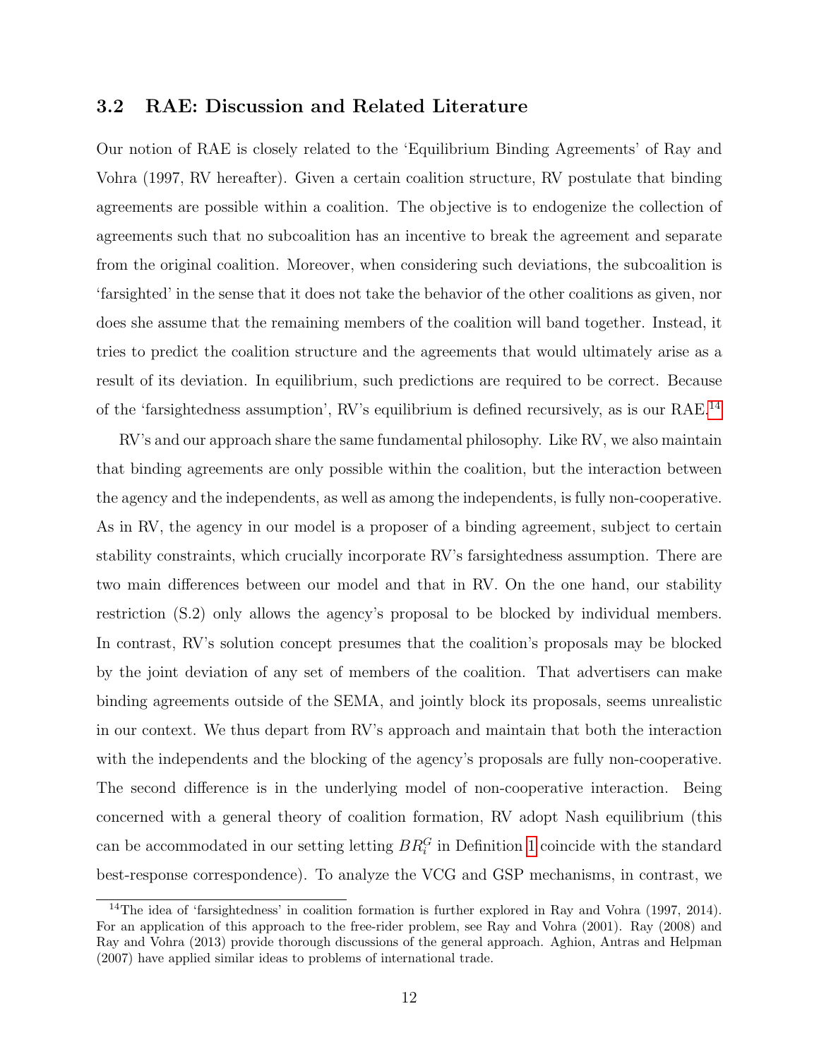### 3.2 RAE: Discussion and Related Literature

Our notion of RAE is closely related to the 'Equilibrium Binding Agreements' of Ray and Vohra (1997, RV hereafter). Given a certain coalition structure, RV postulate that binding agreements are possible within a coalition. The objective is to endogenize the collection of agreements such that no subcoalition has an incentive to break the agreement and separate from the original coalition. Moreover, when considering such deviations, the subcoalition is 'farsighted' in the sense that it does not take the behavior of the other coalitions as given, nor does she assume that the remaining members of the coalition will band together. Instead, it tries to predict the coalition structure and the agreements that would ultimately arise as a result of its deviation. In equilibrium, such predictions are required to be correct. Because of the 'farsightedness assumption', RV's equilibrium is defined recursively, as is our RAE.[14]

RV's and our approach share the same fundamental philosophy. Like RV, we also maintain that binding agreements are only possible within the coalition, but the interaction between the agency and the independents, as well as among the independents, is fully non-cooperative. As in RV, the agency in our model is a proposer of a binding agreement, subject to certain stability constraints, which crucially incorporate RV's farsightedness assumption. There are two main differences between our model and that in RV. On the one hand, our stability restriction (S.2) only allows the agency's proposal to be blocked by individual members. In contrast, RV's solution concept presumes that the coalition's proposals may be blocked by the joint deviation of any set of members of the coalition. That advertisers can make binding agreements outside of the SEMA, and jointly block its proposals, seems unrealistic in our context. We thus depart from RV's approach and maintain that both the interaction with the independents and the blocking of the agency's proposals are fully non-cooperative. The second difference is in the underlying model of non-cooperative interaction. Being concerned with a general theory of coalition formation, RV adopt Nash equilibrium (this can be accommodated in our setting letting $BR_i^G$ in Definition 1 coincide with the standard best-response correspondence). To analyze the VCG and GSP mechanisms, in contrast, we

[14] The idea of 'farsightedness' in coalition formation is further explored in Ray and Vohra (1997, 2014). For an application of this approach to the free-rider problem, see Ray and Vohra (2001). Ray (2008) and Ray and Vohra (2013) provide thorough discussions of the general approach. Aghion, Antras and Helpman (2007) have applied similar ideas to problems of international trade.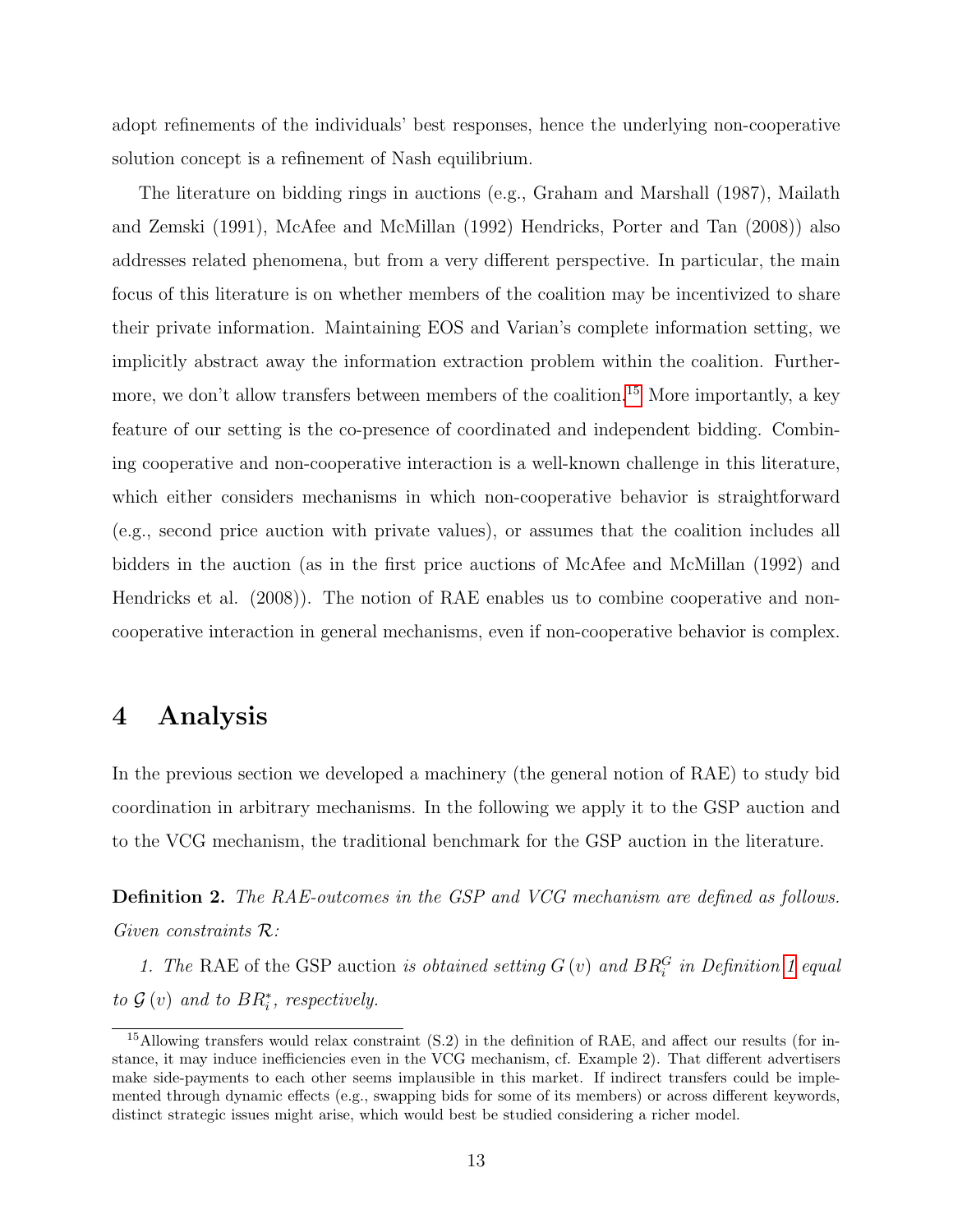adopt refinements of the individuals' best responses, hence the underlying non-cooperative solution concept is a refinement of Nash equilibrium.

The literature on bidding rings in auctions (e.g., Graham and Marshall (1987), Mailath and Zemski (1991), McAfee and McMillan (1992) Hendricks, Porter and Tan (2008)) also addresses related phenomena, but from a very different perspective. In particular, the main focus of this literature is on whether members of the coalition may be incentivized to share their private information. Maintaining EOS and Varian's complete information setting, we implicitly abstract away the information extraction problem within the coalition. Furthermore, we don't allow transfers between members of the coalition.[15] More importantly, a key feature of our setting is the co-presence of coordinated and independent bidding. Combining cooperative and non-cooperative interaction is a well-known challenge in this literature, which either considers mechanisms in which non-cooperative behavior is straightforward (e.g., second price auction with private values), or assumes that the coalition includes all bidders in the auction (as in the first price auctions of McAfee and McMillan (1992) and Hendricks et al. (2008)). The notion of RAE enables us to combine cooperative and non-cooperative interaction in general mechanisms, even if non-cooperative behavior is complex.

# 4 Analysis

In the previous section we developed a machinery (the general notion of RAE) to study bid coordination in arbitrary mechanisms. In the following we apply it to the GSP auction and to the VCG mechanism, the traditional benchmark for the GSP auction in the literature.

**Definition 2.** *The RAE-outcomes in the GSP and VCG mechanism are defined as follows. Given constraints $\mathcal{R}$:*

*1. The* RAE of the GSP auction *is obtained setting $G(v)$ and $BR_i^G$ in Definition 1 equal to $\mathcal{G}(v)$ and to $BR_i^*$, respectively.*

[15] Allowing transfers would relax constraint (S.2) in the definition of RAE, and affect our results (for instance, it may induce inefficiencies even in the VCG mechanism, cf. Example 2). That different advertisers make side-payments to each other seems implausible in this market. If indirect transfers could be implemented through dynamic effects (e.g., swapping bids for some of its members) or across different keywords, distinct strategic issues might arise, which would best be studied considering a richer model.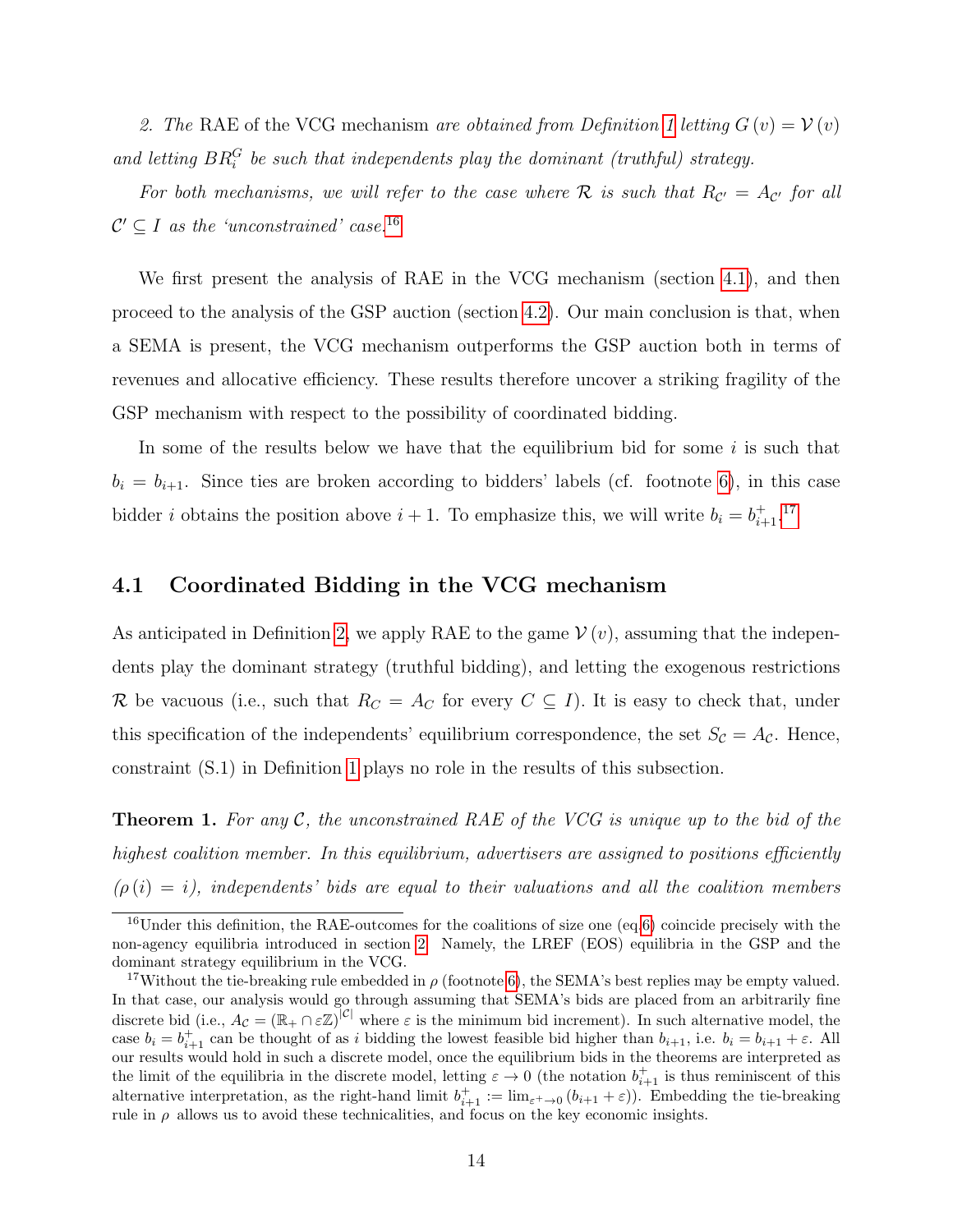*2. The* RAE of the VCG mechanism *are obtained from Definition 1 letting $G(v) = \mathcal{V}(v)$ and letting $BR_i^G$ be such that independents play the dominant (truthful) strategy.*

*For both mechanisms, we will refer to the case where $\mathcal{R}$ is such that $R_{\mathcal{C}'} = A_{\mathcal{C}'}$ for all $\mathcal{C}' \subseteq I$ as the 'unconstrained' case.*[16]

We first present the analysis of RAE in the VCG mechanism (section 4.1), and then proceed to the analysis of the GSP auction (section 4.2). Our main conclusion is that, when a SEMA is present, the VCG mechanism outperforms the GSP auction both in terms of revenues and allocative efficiency. These results therefore uncover a striking fragility of the GSP mechanism with respect to the possibility of coordinated bidding.

In some of the results below we have that the equilibrium bid for some $i$ is such that $b_i = b_{i+1}$. Since ties are broken according to bidders' labels (cf. footnote 6), in this case bidder $i$ obtains the position above $i+1$. To emphasize this, we will write $b_i = b_{i+1}^+$.[17]

## 4.1 Coordinated Bidding in the VCG mechanism

As anticipated in Definition 2, we apply RAE to the game $\mathcal{V}(v)$, assuming that the independents play the dominant strategy (truthful bidding), and letting the exogenous restrictions $\mathcal{R}$ be vacuous (i.e., such that $R_C = A_C$ for every $C \subseteq I$). It is easy to check that, under this specification of the independents' equilibrium correspondence, the set $S_{\mathcal{C}} = A_{\mathcal{C}}$. Hence, constraint (S.1) in Definition 1 plays no role in the results of this subsection.

**Theorem 1.** *For any $\mathcal{C}$, the unconstrained RAE of the VCG is unique up to the bid of the highest coalition member. In this equilibrium, advertisers are assigned to positions efficiently ($\rho(i) = i$), independents' bids are equal to their valuations and all the coalition members*

---

[16] Under this definition, the RAE-outcomes for the coalitions of size one (eq.6) coincide precisely with the non-agency equilibria introduced in section 2. Namely, the LREF (EOS) equilibria in the GSP and the dominant strategy equilibrium in the VCG.

[17] Without the tie-breaking rule embedded in $\rho$ (footnote 6), the SEMA's best replies may be empty valued. In that case, our analysis would go through assuming that SEMA's bids are placed from an arbitrarily fine discrete bid (i.e., $A_{\mathcal{C}} = (\mathbb{R}_+ \cap \varepsilon\mathbb{Z})^{|\mathcal{C}|}$ where $\varepsilon$ is the minimum bid increment). In such alternative model, the case $b_i = b_{i+1}^+$ can be thought of as $i$ bidding the lowest feasible bid higher than $b_{i+1}$, i.e. $b_i = b_{i+1} + \varepsilon$. All our results would hold in such a discrete model, once the equilibrium bids in the theorems are interpreted as the limit of the equilibria in the discrete model, letting $\varepsilon \to 0$ (the notation $b_{i+1}^+$ is thus reminiscent of this alternative interpretation, as the right-hand limit $b_{i+1}^+ := \lim_{\varepsilon^+ \to 0} (b_{i+1} + \varepsilon)$). Embedding the tie-breaking rule in $\rho$ allows us to avoid these technicalities, and focus on the key economic insights.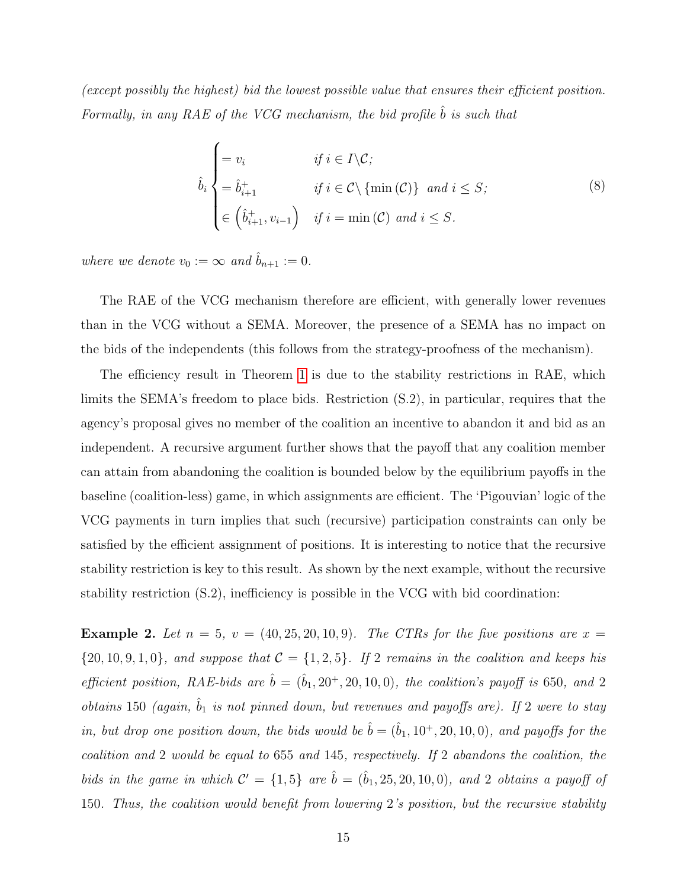*(except possibly the highest) bid the lowest possible value that ensures their efficient position. Formally, in any RAE of the VCG mechanism, the bid profile $\hat{b}$ is such that*

$$\hat{b}_i \begin{cases} = v_i & \text{if } i \in I \backslash \mathcal{C}; \\ = \hat{b}_{i+1}^{+} & \text{if } i \in \mathcal{C} \backslash \{\min(\mathcal{C})\} \text{ and } i \leq S; \\ \in \left(\hat{b}_{i+1}^{+}, v_{i-1}\right) & \text{if } i = \min(\mathcal{C}) \text{ and } i \leq S. \end{cases} \tag{8}$$

*where we denote $v_0 := \infty$ and $\hat{b}_{n+1} := 0$.*

The RAE of the VCG mechanism therefore are efficient, with generally lower revenues than in the VCG without a SEMA. Moreover, the presence of a SEMA has no impact on the bids of the independents (this follows from the strategy-proofness of the mechanism).

The efficiency result in Theorem 1 is due to the stability restrictions in RAE, which limits the SEMA's freedom to place bids. Restriction (S.2), in particular, requires that the agency's proposal gives no member of the coalition an incentive to abandon it and bid as an independent. A recursive argument further shows that the payoff that any coalition member can attain from abandoning the coalition is bounded below by the equilibrium payoffs in the baseline (coalition-less) game, in which assignments are efficient. The 'Pigouvian' logic of the VCG payments in turn implies that such (recursive) participation constraints can only be satisfied by the efficient assignment of positions. It is interesting to notice that the recursive stability restriction is key to this result. As shown by the next example, without the recursive stability restriction (S.2), inefficiency is possible in the VCG with bid coordination:

**Example 2.** *Let $n = 5$, $v = (40, 25, 20, 10, 9)$. The CTRs for the five positions are $x = \{20, 10, 9, 1, 0\}$, and suppose that $\mathcal{C} = \{1, 2, 5\}$. If 2 remains in the coalition and keeps his efficient position, RAE-bids are $\hat{b} = (\hat{b}_1, 20^+, 20, 10, 0)$, the coalition's payoff is 650, and 2 obtains 150 (again, $\hat{b}_1$ is not pinned down, but revenues and payoffs are). If 2 were to stay in, but drop one position down, the bids would be $\hat{b} = (\hat{b}_1, 10^+, 20, 10, 0)$, and payoffs for the coalition and 2 would be equal to 655 and 145, respectively. If 2 abandons the coalition, the bids in the game in which $\mathcal{C}' = \{1, 5\}$ are $\hat{b} = (\hat{b}_1, 25, 20, 10, 0)$, and 2 obtains a payoff of 150. Thus, the coalition would benefit from lowering 2's position, but the recursive stability*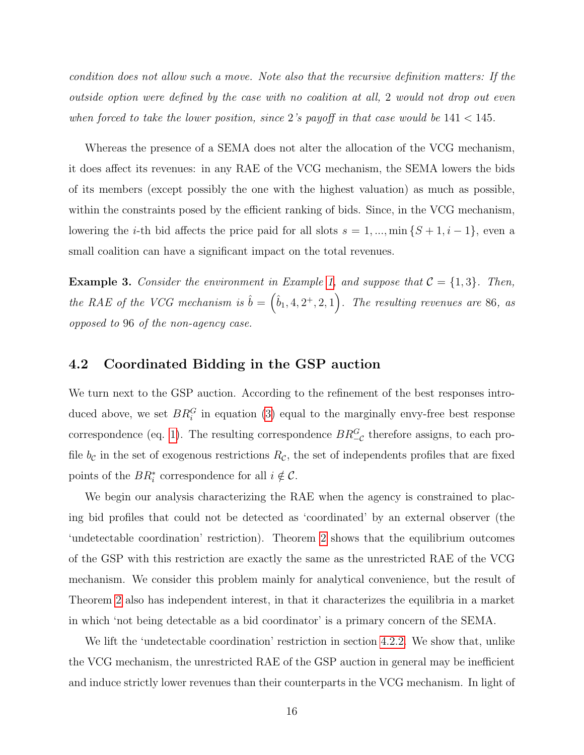*condition does not allow such a move. Note also that the recursive definition matters: If the outside option were defined by the case with no coalition at all, 2 would not drop out even when forced to take the lower position, since 2's payoff in that case would be 141 < 145.*

Whereas the presence of a SEMA does not alter the allocation of the VCG mechanism, it does affect its revenues: in any RAE of the VCG mechanism, the SEMA lowers the bids of its members (except possibly the one with the highest valuation) as much as possible, within the constraints posed by the efficient ranking of bids. Since, in the VCG mechanism, lowering the $i$-th bid affects the price paid for all slots $s = 1, ..., \min\{S+1, i-1\}$, even a small coalition can have a significant impact on the total revenues.

**Example 3.** *Consider the environment in Example 1, and suppose that $\mathcal{C} = \{1, 3\}$. Then, the RAE of the VCG mechanism is $\hat{b} = \left(\hat{b}_1, 4, 2^+, 2, 1\right)$. The resulting revenues are 86, as opposed to 96 of the non-agency case.*

## 4.2 Coordinated Bidding in the GSP auction

We turn next to the GSP auction. According to the refinement of the best responses introduced above, we set $BR_i^G$ in equation (3) equal to the marginally envy-free best response correspondence (eq. 1). The resulting correspondence $BR_{-\mathcal{C}}^G$ therefore assigns, to each profile $b_{\mathcal{C}}$ in the set of exogenous restrictions $R_{\mathcal{C}}$, the set of independents profiles that are fixed points of the $BR_i^*$ correspondence for all $i \notin \mathcal{C}$.

We begin our analysis characterizing the RAE when the agency is constrained to placing bid profiles that could not be detected as 'coordinated' by an external observer (the 'undetectable coordination' restriction). Theorem 2 shows that the equilibrium outcomes of the GSP with this restriction are exactly the same as the unrestricted RAE of the VCG mechanism. We consider this problem mainly for analytical convenience, but the result of Theorem 2 also has independent interest, in that it characterizes the equilibria in a market in which 'not being detectable as a bid coordinator' is a primary concern of the SEMA.

We lift the 'undetectable coordination' restriction in section 4.2.2. We show that, unlike the VCG mechanism, the unrestricted RAE of the GSP auction in general may be inefficient and induce strictly lower revenues than their counterparts in the VCG mechanism. In light of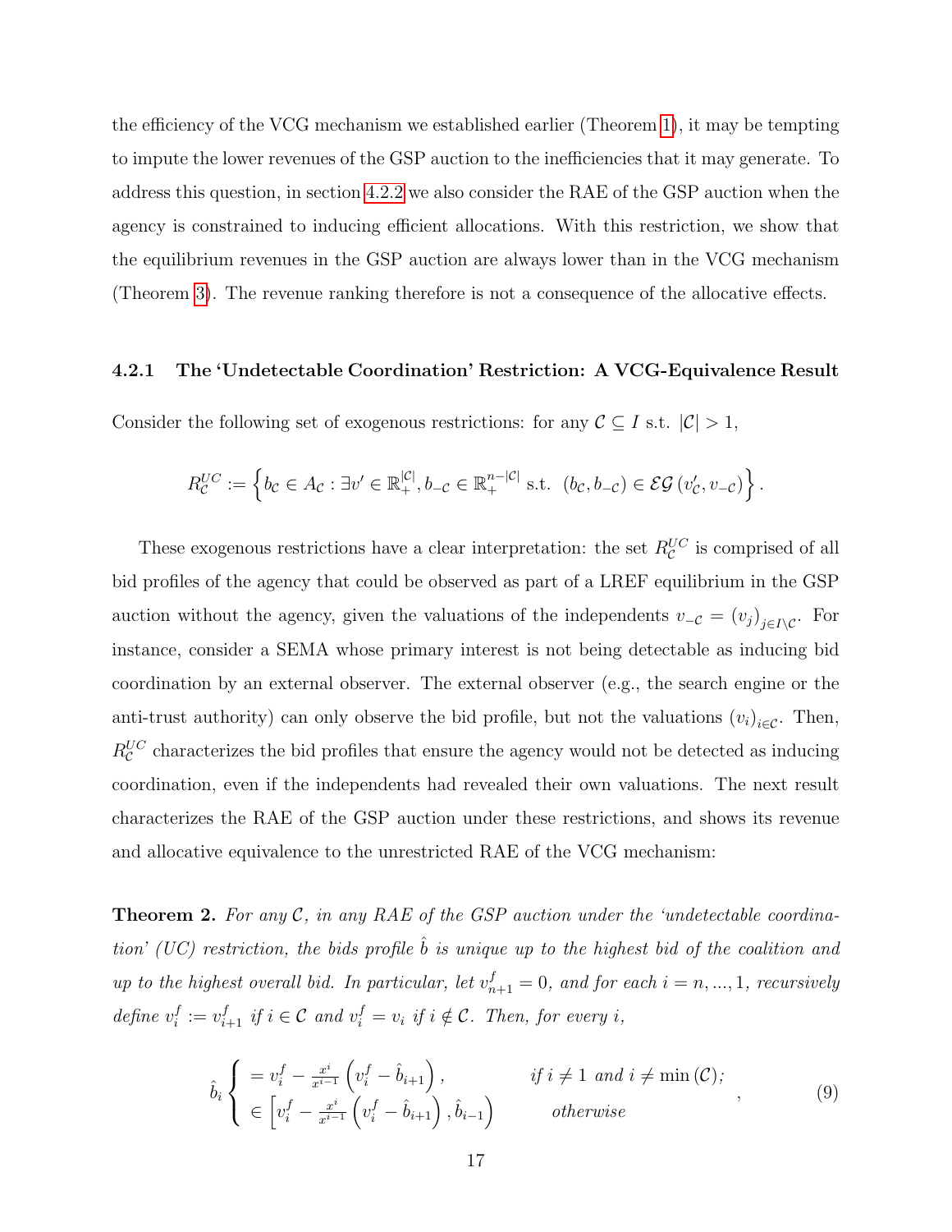the efficiency of the VCG mechanism we established earlier (Theorem 1), it may be tempting to impute the lower revenues of the GSP auction to the inefficiencies that it may generate. To address this question, in section 4.2.2 we also consider the RAE of the GSP auction when the agency is constrained to inducing efficient allocations. With this restriction, we show that the equilibrium revenues in the GSP auction are always lower than in the VCG mechanism (Theorem 3). The revenue ranking therefore is not a consequence of the allocative effects.

### 4.2.1 The 'Undetectable Coordination' Restriction: A VCG-Equivalence Result

Consider the following set of exogenous restrictions: for any $\mathcal{C} \subseteq I$ s.t. $|\mathcal{C}| > 1$,

$$R^{UC}_{\mathcal{C}} := \left\{ b_{\mathcal{C}} \in A_{\mathcal{C}} : \exists v' \in \mathbb{R}^{|\mathcal{C}|}_{+}, b_{-\mathcal{C}} \in \mathbb{R}^{n-|\mathcal{C}|}_{+} \text{ s.t. } (b_{\mathcal{C}}, b_{-\mathcal{C}}) \in \mathcal{EG}\left(v'_{\mathcal{C}}, v_{-\mathcal{C}}\right) \right\}.$$

These exogenous restrictions have a clear interpretation: the set $R^{UC}_{\mathcal{C}}$ is comprised of all bid profiles of the agency that could be observed as part of a LREF equilibrium in the GSP auction without the agency, given the valuations of the independents $v_{-\mathcal{C}} = (v_j)_{j \in I \setminus \mathcal{C}}$. For instance, consider a SEMA whose primary interest is not being detectable as inducing bid coordination by an external observer. The external observer (e.g., the search engine or the anti-trust authority) can only observe the bid profile, but not the valuations $(v_i)_{i \in \mathcal{C}}$. Then, $R^{UC}_{\mathcal{C}}$ characterizes the bid profiles that ensure the agency would not be detected as inducing coordination, even if the independents had revealed their own valuations. The next result characterizes the RAE of the GSP auction under these restrictions, and shows its revenue and allocative equivalence to the unrestricted RAE of the VCG mechanism:

**Theorem 2.** *For any $\mathcal{C}$, in any RAE of the GSP auction under the 'undetectable coordination' (UC) restriction, the bids profile $\hat{b}$ is unique up to the highest bid of the coalition and up to the highest overall bid. In particular, let $v^f_{n+1} = 0$, and for each $i = n, ..., 1$, recursively define $v^f_i := v^f_{i+1}$ if $i \in \mathcal{C}$ and $v^f_i = v_i$ if $i \notin \mathcal{C}$. Then, for every $i$,*

$$\hat{b}_i \begin{cases} = v^f_i - \frac{x^i}{x^{i-1}} \left( v^f_i - \hat{b}_{i+1} \right), & \text{if } i \neq 1 \text{ and } i \neq \min(\mathcal{C}); \\ \in \left[ v^f_i - \frac{x^i}{x^{i-1}} \left( v^f_i - \hat{b}_{i+1} \right), \hat{b}_{i-1} \right) & \text{otherwise} \end{cases}, \tag{9}$$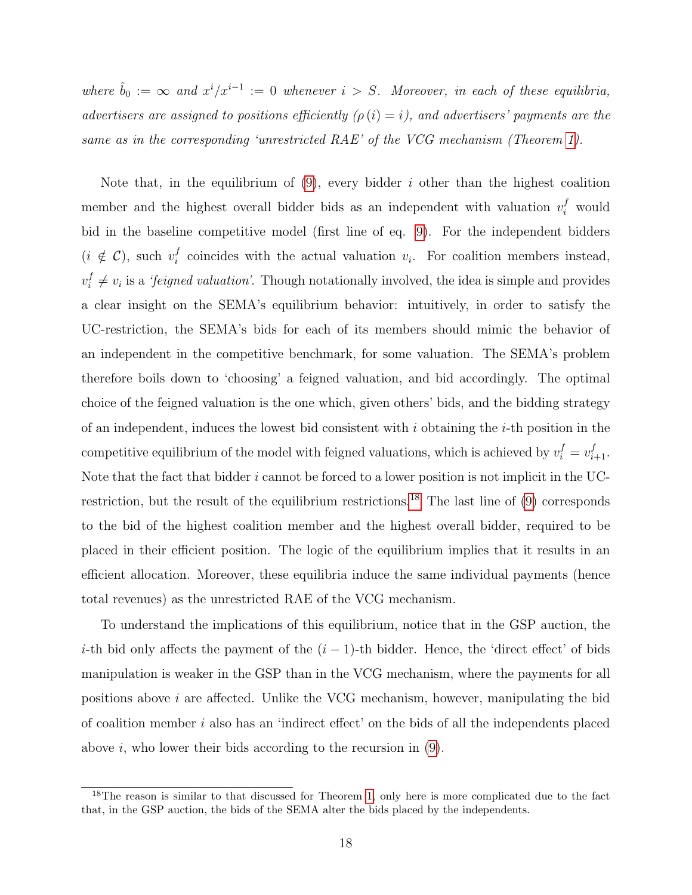*where $\hat{b}_0 := \infty$ and $x^i/x^{i-1} := 0$ whenever $i > S$. Moreover, in each of these equilibria, advertisers are assigned to positions efficiently ($\rho(i) = i$), and advertisers' payments are the same as in the corresponding 'unrestricted RAE' of the VCG mechanism (Theorem 1).*

Note that, in the equilibrium of (9), every bidder $i$ other than the highest coalition member and the highest overall bidder bids as an independent with valuation $v_i^f$ would bid in the baseline competitive model (first line of eq. 9). For the independent bidders ($i \notin \mathcal{C}$), such $v_i^f$ coincides with the actual valuation $v_i$. For coalition members instead, $v_i^f \neq v_i$ is a *'feigned valuation'*. Though notationally involved, the idea is simple and provides a clear insight on the SEMA's equilibrium behavior: intuitively, in order to satisfy the UC-restriction, the SEMA's bids for each of its members should mimic the behavior of an independent in the competitive benchmark, for some valuation. The SEMA's problem therefore boils down to 'choosing' a feigned valuation, and bid accordingly. The optimal choice of the feigned valuation is the one which, given others' bids, and the bidding strategy of an independent, induces the lowest bid consistent with $i$ obtaining the $i$-th position in the competitive equilibrium of the model with feigned valuations, which is achieved by $v_i^f = v_{i+1}^f$. Note that the fact that bidder $i$ cannot be forced to a lower position is not implicit in the UC-restriction, but the result of the equilibrium restrictions.[18] The last line of (9) corresponds to the bid of the highest coalition member and the highest overall bidder, required to be placed in their efficient position. The logic of the equilibrium implies that it results in an efficient allocation. Moreover, these equilibria induce the same individual payments (hence total revenues) as the unrestricted RAE of the VCG mechanism.

To understand the implications of this equilibrium, notice that in the GSP auction, the $i$-th bid only affects the payment of the $(i-1)$-th bidder. Hence, the 'direct effect' of bids manipulation is weaker in the GSP than in the VCG mechanism, where the payments for all positions above $i$ are affected. Unlike the VCG mechanism, however, manipulating the bid of coalition member $i$ also has an 'indirect effect' on the bids of all the independents placed above $i$, who lower their bids according to the recursion in (9).

[18] The reason is similar to that discussed for Theorem 1, only here is more complicated due to the fact that, in the GSP auction, the bids of the SEMA alter the bids placed by the independents.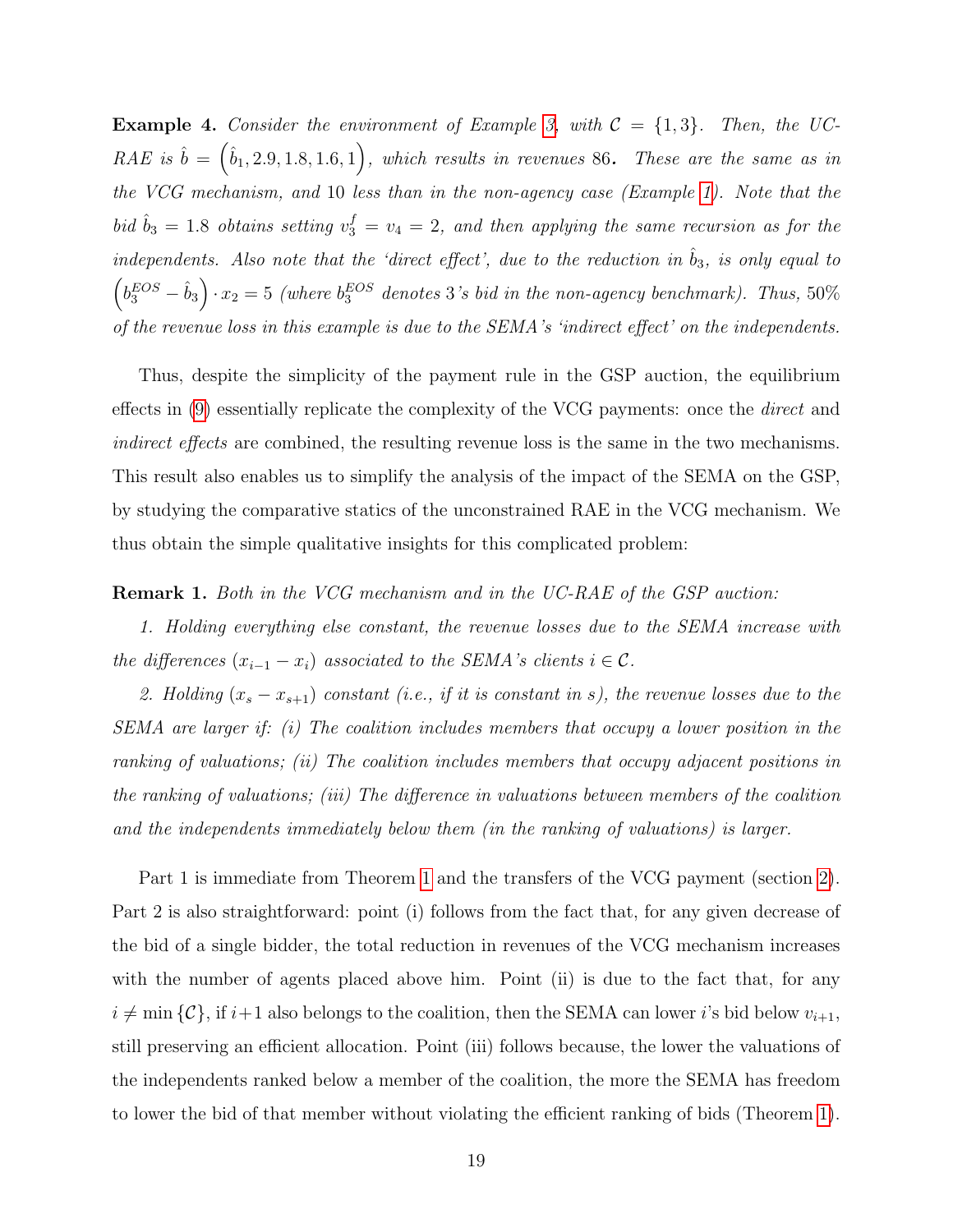**Example 4.** *Consider the environment of Example 3, with $\mathcal{C} = \{1, 3\}$. Then, the UC-RAE is $\hat{b} = \left(\hat{b}_1, 2.9, 1.8, 1.6, 1\right)$, which results in revenues 86. These are the same as in the VCG mechanism, and 10 less than in the non-agency case (Example 1). Note that the bid $\hat{b}_3 = 1.8$ obtains setting $v_3^f = v_4 = 2$, and then applying the same recursion as for the independents. Also note that the 'direct effect', due to the reduction in $\hat{b}_3$, is only equal to $\left(b_3^{EOS} - \hat{b}_3\right) \cdot x_2 = 5$ (where $b_3^{EOS}$ denotes 3's bid in the non-agency benchmark). Thus, 50% of the revenue loss in this example is due to the SEMA's 'indirect effect' on the independents.*

Thus, despite the simplicity of the payment rule in the GSP auction, the equilibrium effects in (9) essentially replicate the complexity of the VCG payments: once the *direct* and *indirect effects* are combined, the resulting revenue loss is the same in the two mechanisms. This result also enables us to simplify the analysis of the impact of the SEMA on the GSP, by studying the comparative statics of the unconstrained RAE in the VCG mechanism. We thus obtain the simple qualitative insights for this complicated problem:

**Remark 1.** *Both in the VCG mechanism and in the UC-RAE of the GSP auction:*

*1. Holding everything else constant, the revenue losses due to the SEMA increase with the differences $(x_{i-1} - x_i)$ associated to the SEMA's clients $i \in \mathcal{C}$.*

*2. Holding $(x_s - x_{s+1})$ constant (i.e., if it is constant in $s$), the revenue losses due to the SEMA are larger if: (i) The coalition includes members that occupy a lower position in the ranking of valuations; (ii) The coalition includes members that occupy adjacent positions in the ranking of valuations; (iii) The difference in valuations between members of the coalition and the independents immediately below them (in the ranking of valuations) is larger.*

Part 1 is immediate from Theorem 1 and the transfers of the VCG payment (section 2). Part 2 is also straightforward: point (i) follows from the fact that, for any given decrease of the bid of a single bidder, the total reduction in revenues of the VCG mechanism increases with the number of agents placed above him. Point (ii) is due to the fact that, for any $i \neq \min\{\mathcal{C}\}$, if $i+1$ also belongs to the coalition, then the SEMA can lower $i$'s bid below $v_{i+1}$, still preserving an efficient allocation. Point (iii) follows because, the lower the valuations of the independents ranked below a member of the coalition, the more the SEMA has freedom to lower the bid of that member without violating the efficient ranking of bids (Theorem 1).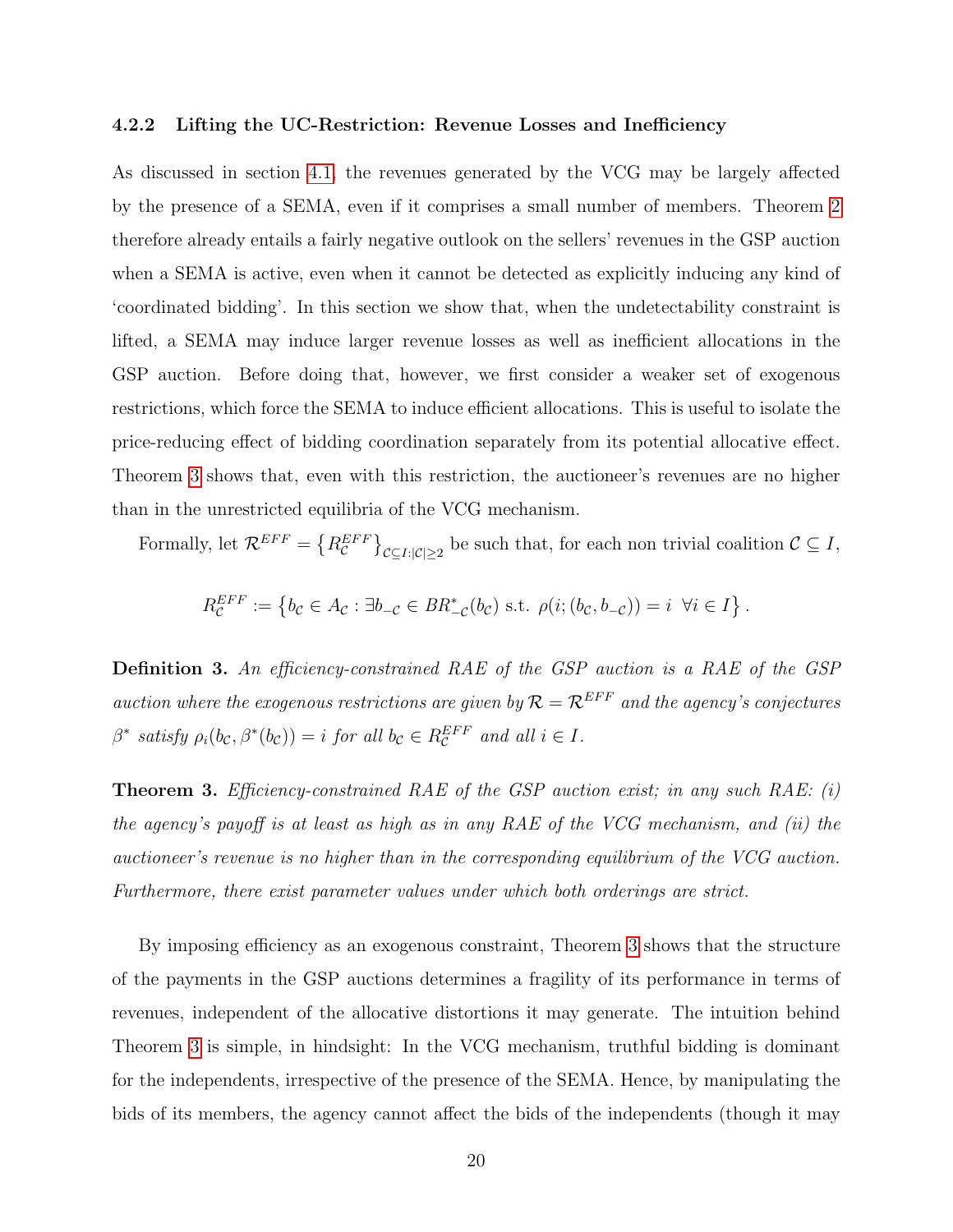#### 4.2.2 Lifting the UC-Restriction: Revenue Losses and Inefficiency

As discussed in section 4.1, the revenues generated by the VCG may be largely affected by the presence of a SEMA, even if it comprises a small number of members. Theorem 2 therefore already entails a fairly negative outlook on the sellers' revenues in the GSP auction when a SEMA is active, even when it cannot be detected as explicitly inducing any kind of 'coordinated bidding'. In this section we show that, when the undetectability constraint is lifted, a SEMA may induce larger revenue losses as well as inefficient allocations in the GSP auction. Before doing that, however, we first consider a weaker set of exogenous restrictions, which force the SEMA to induce efficient allocations. This is useful to isolate the price-reducing effect of bidding coordination separately from its potential allocative effect. Theorem 3 shows that, even with this restriction, the auctioneer's revenues are no higher than in the unrestricted equilibria of the VCG mechanism.

Formally, let $\mathcal{R}^{EFF} = \left\{R^{EFF}_{\mathcal{C}}\right\}_{\mathcal{C}\subseteq I:|\mathcal{C}|\geq 2}$ be such that, for each non trivial coalition $\mathcal{C} \subseteq I$,

$$R^{EFF}_{\mathcal{C}} := \left\{b_{\mathcal{C}} \in A_{\mathcal{C}} : \exists b_{-\mathcal{C}} \in BR^{*}_{-\mathcal{C}}(b_{\mathcal{C}}) \text{ s.t. } \rho(i;(b_{\mathcal{C}}, b_{-\mathcal{C}})) = i \ \ \forall i \in I\right\}.$$

**Definition 3.** *An efficiency-constrained RAE of the GSP auction is a RAE of the GSP auction where the exogenous restrictions are given by* $\mathcal{R} = \mathcal{R}^{EFF}$ *and the agency's conjectures* $\beta^{*}$ *satisfy* $\rho_i(b_{\mathcal{C}}, \beta^{*}(b_{\mathcal{C}})) = i$ *for all* $b_{\mathcal{C}} \in R^{EFF}_{\mathcal{C}}$ *and all* $i \in I$*.*

**Theorem 3.** *Efficiency-constrained RAE of the GSP auction exist; in any such RAE: (i) the agency's payoff is at least as high as in any RAE of the VCG mechanism, and (ii) the auctioneer's revenue is no higher than in the corresponding equilibrium of the VCG auction. Furthermore, there exist parameter values under which both orderings are strict.*

By imposing efficiency as an exogenous constraint, Theorem 3 shows that the structure of the payments in the GSP auctions determines a fragility of its performance in terms of revenues, independent of the allocative distortions it may generate. The intuition behind Theorem 3 is simple, in hindsight: In the VCG mechanism, truthful bidding is dominant for the independents, irrespective of the presence of the SEMA. Hence, by manipulating the bids of its members, the agency cannot affect the bids of the independents (though it may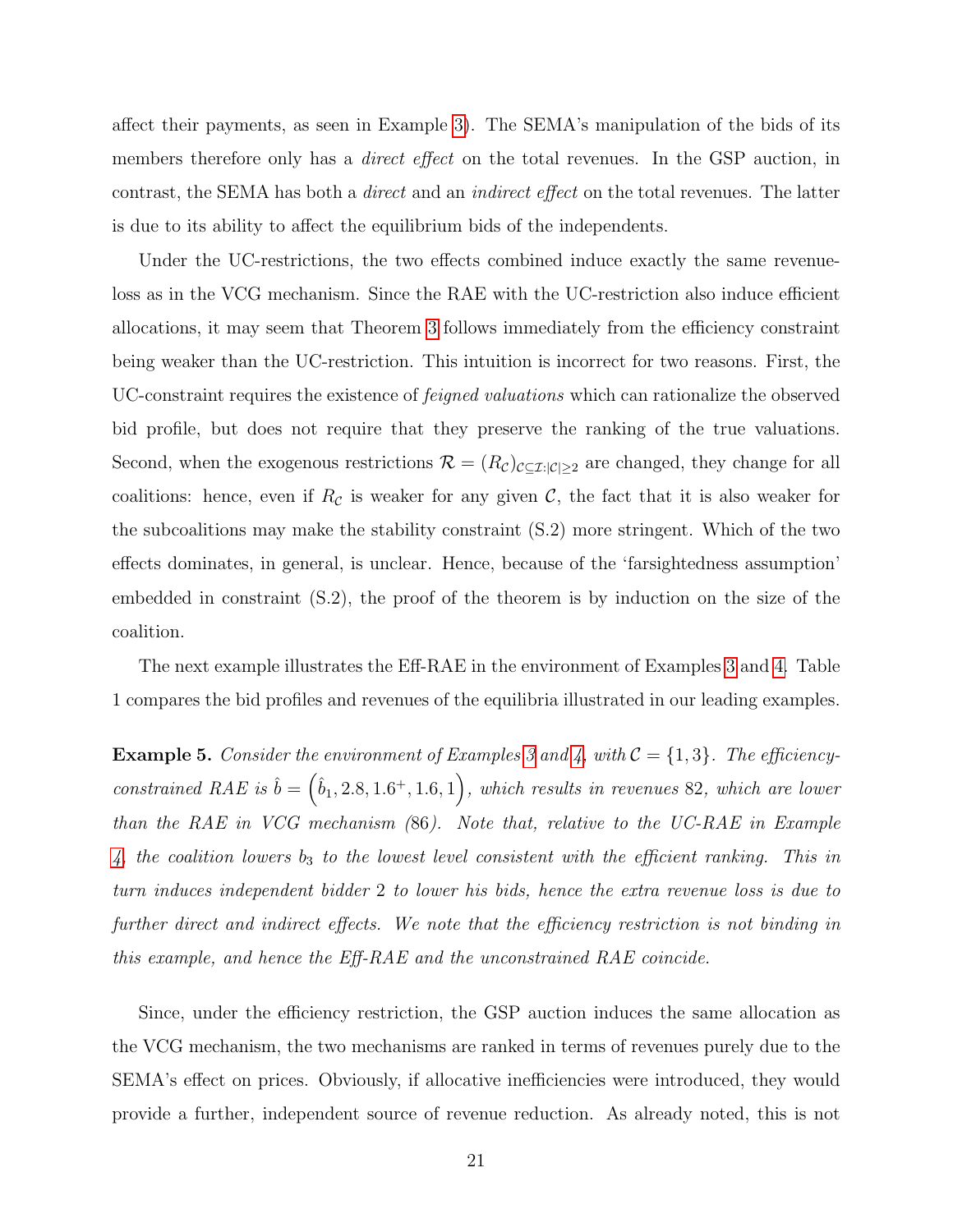affect their payments, as seen in Example 3). The SEMA's manipulation of the bids of its members therefore only has a *direct effect* on the total revenues. In the GSP auction, in contrast, the SEMA has both a *direct* and an *indirect effect* on the total revenues. The latter is due to its ability to affect the equilibrium bids of the independents.

Under the UC-restrictions, the two effects combined induce exactly the same revenue-loss as in the VCG mechanism. Since the RAE with the UC-restriction also induce efficient allocations, it may seem that Theorem 3 follows immediately from the efficiency constraint being weaker than the UC-restriction. This intuition is incorrect for two reasons. First, the UC-constraint requires the existence of *feigned valuations* which can rationalize the observed bid profile, but does not require that they preserve the ranking of the true valuations. Second, when the exogenous restrictions $\mathcal{R} = (R_{\mathcal{C}})_{\mathcal{C} \subseteq \mathcal{I}: |\mathcal{C}| \geq 2}$ are changed, they change for all coalitions: hence, even if $R_{\mathcal{C}}$ is weaker for any given $\mathcal{C}$, the fact that it is also weaker for the subcoalitions may make the stability constraint (S.2) more stringent. Which of the two effects dominates, in general, is unclear. Hence, because of the 'farsightedness assumption' embedded in constraint (S.2), the proof of the theorem is by induction on the size of the coalition.

The next example illustrates the Eff-RAE in the environment of Examples 3 and 4. Table 1 compares the bid profiles and revenues of the equilibria illustrated in our leading examples.

**Example 5.** *Consider the environment of Examples 3 and 4, with* $\mathcal{C} = \{1, 3\}$*. The efficiency-constrained RAE is* $\hat{b} = \left(\hat{b}_1, 2.8, 1.6^{+}, 1.6, 1\right)$*, which results in revenues* 82*, which are lower than the RAE in VCG mechanism (*86*). Note that, relative to the UC-RAE in Example 4, the coalition lowers* $b_3$ *to the lowest level consistent with the efficient ranking. This in turn induces independent bidder* 2 *to lower his bids, hence the extra revenue loss is due to further direct and indirect effects. We note that the efficiency restriction is not binding in this example, and hence the Eff-RAE and the unconstrained RAE coincide.*

Since, under the efficiency restriction, the GSP auction induces the same allocation as the VCG mechanism, the two mechanisms are ranked in terms of revenues purely due to the SEMA's effect on prices. Obviously, if allocative inefficiencies were introduced, they would provide a further, independent source of revenue reduction. As already noted, this is not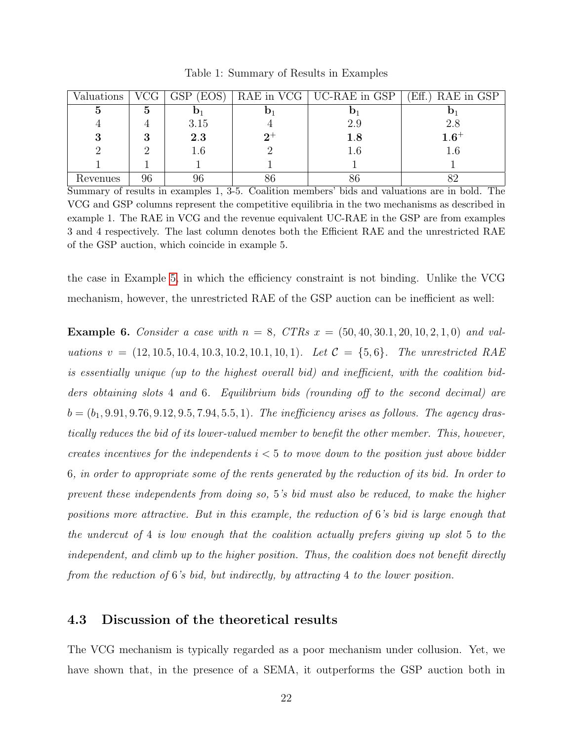Table 1: Summary of Results in Examples

| Valuations | VCG | GSP (EOS) | RAE in VCG | UC-RAE in GSP | (Eff.) RAE in GSP |
|---|---|---|---|---|---|
| **5** | **5** | $\mathbf{b}_1$ | $\mathbf{b}_1$ | $\mathbf{b}_1$ | $\mathbf{b}_1$ |
| 4 | 4 | 3.15 | 4 | 2.9 | 2.8 |
| **3** | **3** | **2.3** | $\mathbf{2}^+$ | **1.8** | $\mathbf{1.6}^+$ |
| 2 | 2 | 1.6 | 2 | 1.6 | 1.6 |
| 1 | 1 | 1 | 1 | 1 | 1 |
| Revenues | 96 | 96 | 86 | 86 | 82 |

Summary of results in examples 1, 3-5. Coalition members' bids and valuations are in bold. The VCG and GSP columns represent the competitive equilibria in the two mechanisms as described in example 1. The RAE in VCG and the revenue equivalent UC-RAE in the GSP are from examples 3 and 4 respectively. The last column denotes both the Efficient RAE and the unrestricted RAE of the GSP auction, which coincide in example 5.

the case in Example 5, in which the efficiency constraint is not binding. Unlike the VCG mechanism, however, the unrestricted RAE of the GSP auction can be inefficient as well:

**Example 6.** *Consider a case with $n = 8$, CTRs $x = (50, 40, 30.1, 20, 10, 2, 1, 0)$ and valuations $v = (12, 10.5, 10.4, 10.3, 10.2, 10.1, 10, 1)$. Let $\mathcal{C} = \{5, 6\}$. The unrestricted RAE is essentially unique (up to the highest overall bid) and inefficient, with the coalition bidders obtaining slots 4 and 6. Equilibrium bids (rounding off to the second decimal) are $b = (b_1, 9.91, 9.76, 9.12, 9.5, 7.94, 5.5, 1)$. The inefficiency arises as follows. The agency drastically reduces the bid of its lower-valued member to benefit the other member. This, however, creates incentives for the independents $i < 5$ to move down to the position just above bidder 6, in order to appropriate some of the rents generated by the reduction of its bid. In order to prevent these independents from doing so, 5's bid must also be reduced, to make the higher positions more attractive. But in this example, the reduction of 6's bid is large enough that the undercut of 4 is low enough that the coalition actually prefers giving up slot 5 to the independent, and climb up to the higher position. Thus, the coalition does not benefit directly from the reduction of 6's bid, but indirectly, by attracting 4 to the lower position.*

### 4.3 Discussion of the theoretical results

The VCG mechanism is typically regarded as a poor mechanism under collusion. Yet, we have shown that, in the presence of a SEMA, it outperforms the GSP auction both in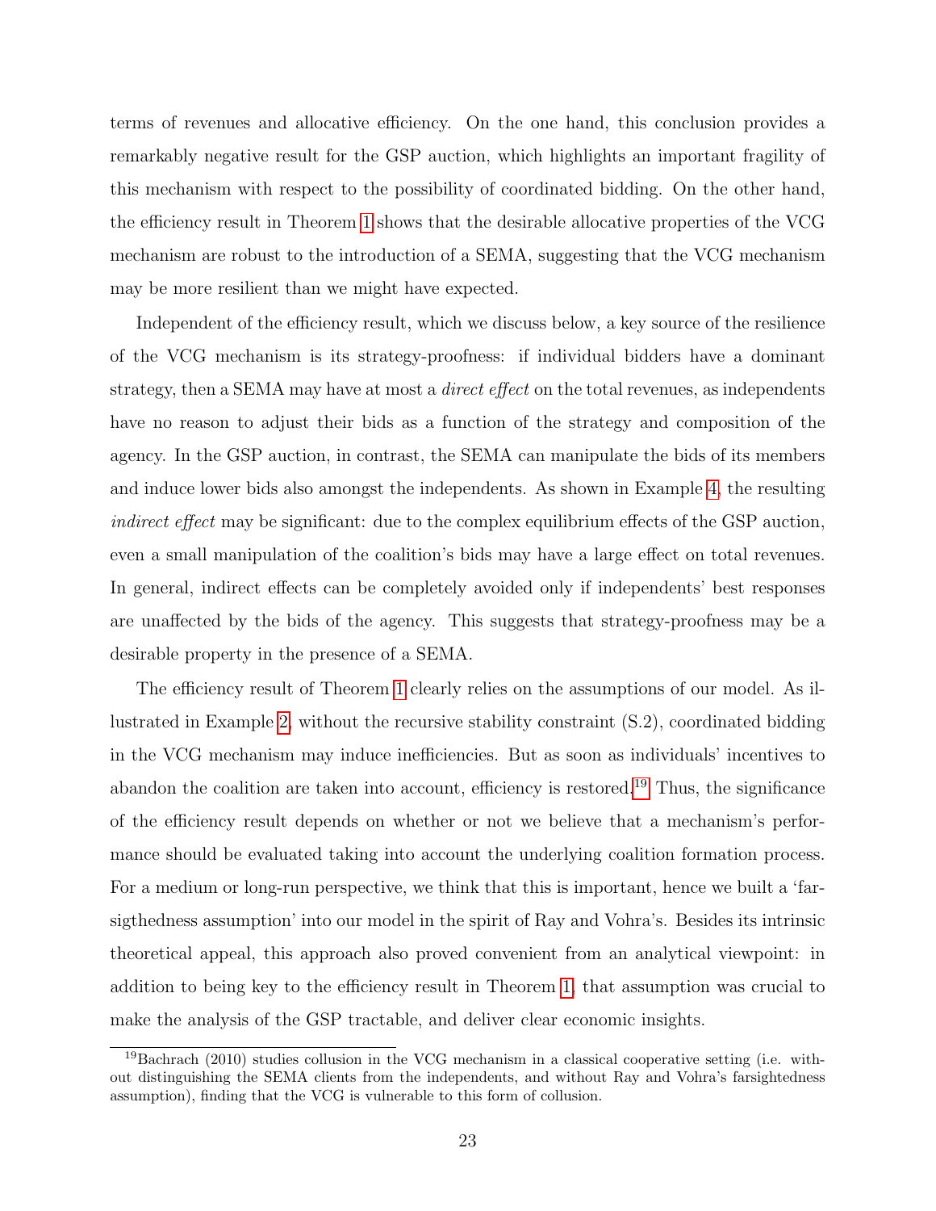terms of revenues and allocative efficiency. On the one hand, this conclusion provides a remarkably negative result for the GSP auction, which highlights an important fragility of this mechanism with respect to the possibility of coordinated bidding. On the other hand, the efficiency result in Theorem 1 shows that the desirable allocative properties of the VCG mechanism are robust to the introduction of a SEMA, suggesting that the VCG mechanism may be more resilient than we might have expected.

Independent of the efficiency result, which we discuss below, a key source of the resilience of the VCG mechanism is its strategy-proofness: if individual bidders have a dominant strategy, then a SEMA may have at most a *direct effect* on the total revenues, as independents have no reason to adjust their bids as a function of the strategy and composition of the agency. In the GSP auction, in contrast, the SEMA can manipulate the bids of its members and induce lower bids also amongst the independents. As shown in Example 4, the resulting *indirect effect* may be significant: due to the complex equilibrium effects of the GSP auction, even a small manipulation of the coalition's bids may have a large effect on total revenues. In general, indirect effects can be completely avoided only if independents' best responses are unaffected by the bids of the agency. This suggests that strategy-proofness may be a desirable property in the presence of a SEMA.

The efficiency result of Theorem 1 clearly relies on the assumptions of our model. As illustrated in Example 2, without the recursive stability constraint (S.2), coordinated bidding in the VCG mechanism may induce inefficiencies. But as soon as individuals' incentives to abandon the coalition are taken into account, efficiency is restored.[19] Thus, the significance of the efficiency result depends on whether or not we believe that a mechanism's performance should be evaluated taking into account the underlying coalition formation process. For a medium or long-run perspective, we think that this is important, hence we built a 'farsigthedness assumption' into our model in the spirit of Ray and Vohra's. Besides its intrinsic theoretical appeal, this approach also proved convenient from an analytical viewpoint: in addition to being key to the efficiency result in Theorem 1, that assumption was crucial to make the analysis of the GSP tractable, and deliver clear economic insights.

[19] Bachrach (2010) studies collusion in the VCG mechanism in a classical cooperative setting (i.e. without distinguishing the SEMA clients from the independents, and without Ray and Vohra's farsightedness assumption), finding that the VCG is vulnerable to this form of collusion.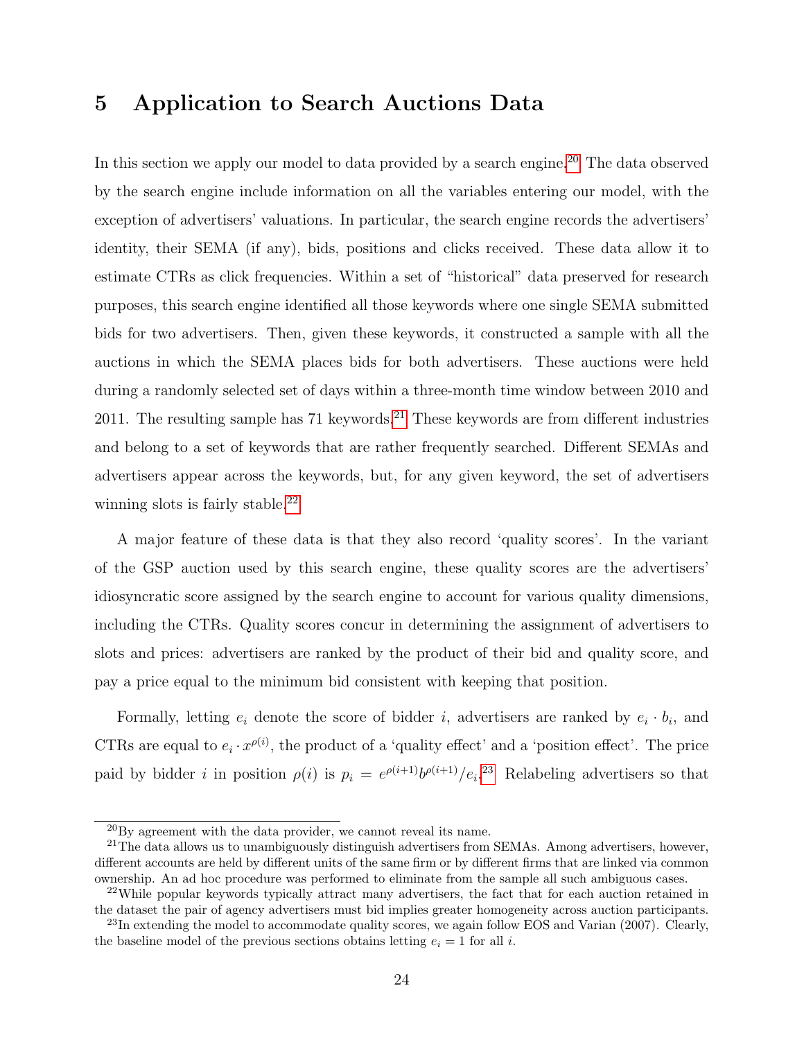# 5 Application to Search Auctions Data

In this section we apply our model to data provided by a search engine.[20] The data observed by the search engine include information on all the variables entering our model, with the exception of advertisers' valuations. In particular, the search engine records the advertisers' identity, their SEMA (if any), bids, positions and clicks received. These data allow it to estimate CTRs as click frequencies. Within a set of "historical" data preserved for research purposes, this search engine identified all those keywords where one single SEMA submitted bids for two advertisers. Then, given these keywords, it constructed a sample with all the auctions in which the SEMA places bids for both advertisers. These auctions were held during a randomly selected set of days within a three-month time window between 2010 and 2011. The resulting sample has 71 keywords.[21] These keywords are from different industries and belong to a set of keywords that are rather frequently searched. Different SEMAs and advertisers appear across the keywords, but, for any given keyword, the set of advertisers winning slots is fairly stable.[22]

A major feature of these data is that they also record 'quality scores'. In the variant of the GSP auction used by this search engine, these quality scores are the advertisers' idiosyncratic score assigned by the search engine to account for various quality dimensions, including the CTRs. Quality scores concur in determining the assignment of advertisers to slots and prices: advertisers are ranked by the product of their bid and quality score, and pay a price equal to the minimum bid consistent with keeping that position.

Formally, letting $e_i$ denote the score of bidder $i$, advertisers are ranked by $e_i \cdot b_i$, and CTRs are equal to $e_i \cdot x^{\rho(i)}$, the product of a 'quality effect' and a 'position effect'. The price paid by bidder $i$ in position $\rho(i)$ is $p_i = e^{\rho(i+1)} b^{\rho(i+1)} / e_i$.[23] Relabeling advertisers so that

---

[20] By agreement with the data provider, we cannot reveal its name.

[21] The data allows us to unambiguously distinguish advertisers from SEMAs. Among advertisers, however, different accounts are held by different units of the same firm or by different firms that are linked via common ownership. An ad hoc procedure was performed to eliminate from the sample all such ambiguous cases.

[22] While popular keywords typically attract many advertisers, the fact that for each auction retained in the dataset the pair of agency advertisers must bid implies greater homogeneity across auction participants.

[23] In extending the model to accommodate quality scores, we again follow EOS and Varian (2007). Clearly, the baseline model of the previous sections obtains letting $e_i = 1$ for all $i$.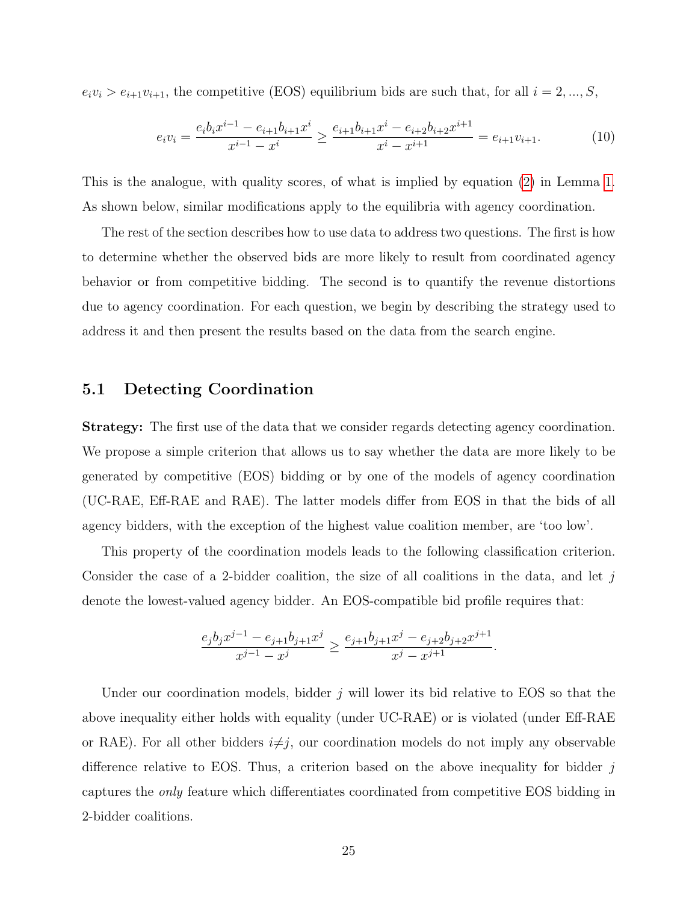$e_i v_i > e_{i+1} v_{i+1}$, the competitive (EOS) equilibrium bids are such that, for all $i = 2, ..., S$,

$$e_i v_i = \frac{e_i b_i x^{i-1} - e_{i+1} b_{i+1} x^i}{x^{i-1} - x^i} \geq \frac{e_{i+1} b_{i+1} x^i - e_{i+2} b_{i+2} x^{i+1}}{x^i - x^{i+1}} = e_{i+1} v_{i+1}. \tag{10}$$

This is the analogue, with quality scores, of what is implied by equation (2) in Lemma 1. As shown below, similar modifications apply to the equilibria with agency coordination.

The rest of the section describes how to use data to address two questions. The first is how to determine whether the observed bids are more likely to result from coordinated agency behavior or from competitive bidding. The second is to quantify the revenue distortions due to agency coordination. For each question, we begin by describing the strategy used to address it and then present the results based on the data from the search engine.

## 5.1 Detecting Coordination

**Strategy:** The first use of the data that we consider regards detecting agency coordination. We propose a simple criterion that allows us to say whether the data are more likely to be generated by competitive (EOS) bidding or by one of the models of agency coordination (UC-RAE, Eff-RAE and RAE). The latter models differ from EOS in that the bids of all agency bidders, with the exception of the highest value coalition member, are 'too low'.

This property of the coordination models leads to the following classification criterion. Consider the case of a 2-bidder coalition, the size of all coalitions in the data, and let $j$ denote the lowest-valued agency bidder. An EOS-compatible bid profile requires that:

$$\frac{e_j b_j x^{j-1} - e_{j+1} b_{j+1} x^j}{x^{j-1} - x^j} \geq \frac{e_{j+1} b_{j+1} x^j - e_{j+2} b_{j+2} x^{j+1}}{x^j - x^{j+1}}.$$

Under our coordination models, bidder $j$ will lower its bid relative to EOS so that the above inequality either holds with equality (under UC-RAE) or is violated (under Eff-RAE or RAE). For all other bidders $i \neq j$, our coordination models do not imply any observable difference relative to EOS. Thus, a criterion based on the above inequality for bidder $j$ captures the *only* feature which differentiates coordinated from competitive EOS bidding in 2-bidder coalitions.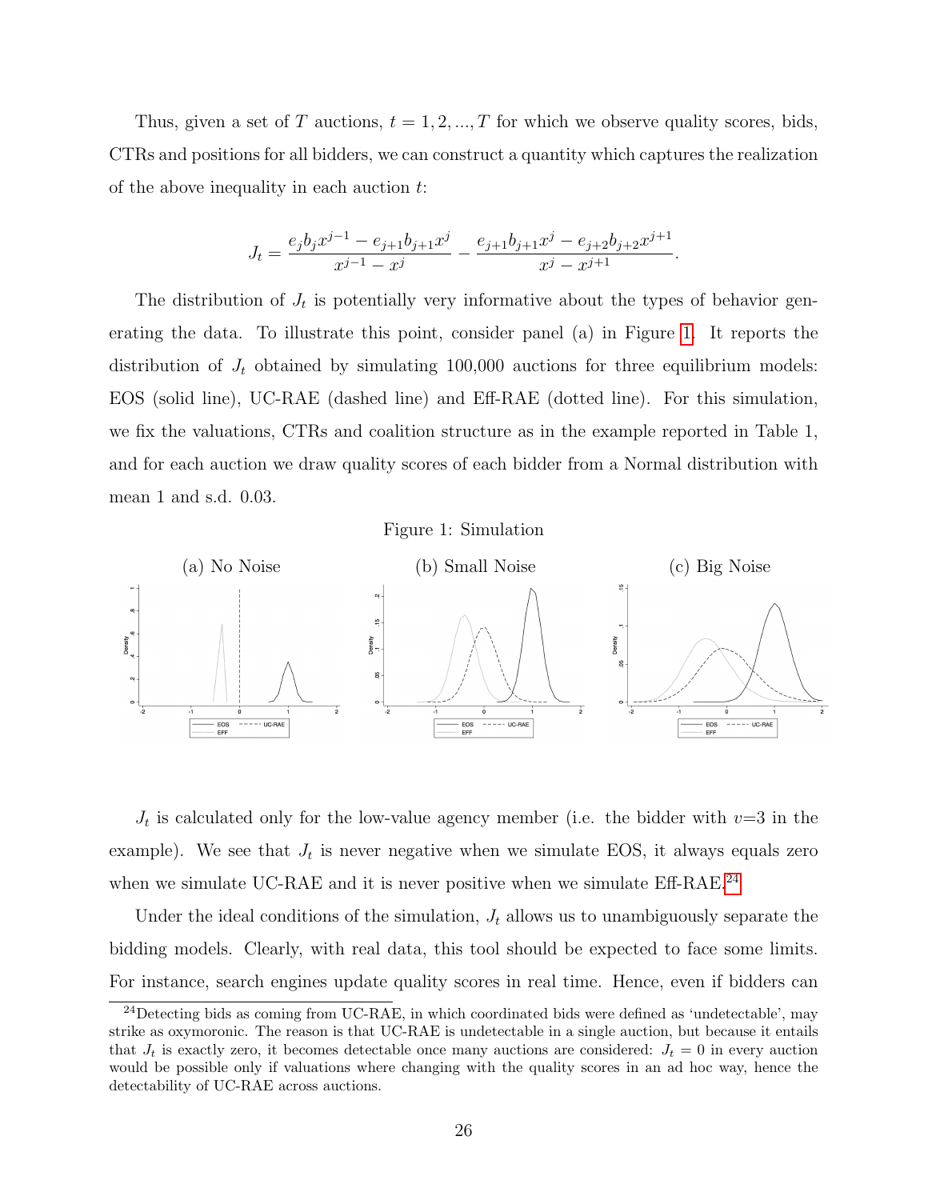Thus, given a set of $T$ auctions, $t = 1, 2, ..., T$ for which we observe quality scores, bids, CTRs and positions for all bidders, we can construct a quantity which captures the realization of the above inequality in each auction $t$:

$$J_t = \frac{e_j b_j x^{j-1} - e_{j+1} b_{j+1} x^j}{x^{j-1} - x^j} - \frac{e_{j+1} b_{j+1} x^j - e_{j+2} b_{j+2} x^{j+1}}{x^j - x^{j+1}}.$$

The distribution of $J_t$ is potentially very informative about the types of behavior generating the data. To illustrate this point, consider panel (a) in Figure 1. It reports the distribution of $J_t$ obtained by simulating 100,000 auctions for three equilibrium models: EOS (solid line), UC-RAE (dashed line) and Eff-RAE (dotted line). For this simulation, we fix the valuations, CTRs and coalition structure as in the example reported in Table 1, and for each auction we draw quality scores of each bidder from a Normal distribution with mean 1 and s.d. 0.03.

Figure 1: Simulation

(a) No Noise (b) Small Noise (c) Big Noise

$J_t$ is calculated only for the low-value agency member (i.e. the bidder with $v$=3 in the example). We see that $J_t$ is never negative when we simulate EOS, it always equals zero when we simulate UC-RAE and it is never positive when we simulate Eff-RAE.[24]

Under the ideal conditions of the simulation, $J_t$ allows us to unambiguously separate the bidding models. Clearly, with real data, this tool should be expected to face some limits. For instance, search engines update quality scores in real time. Hence, even if bidders can

[24]Detecting bids as coming from UC-RAE, in which coordinated bids were defined as 'undetectable', may strike as oxymoronic. The reason is that UC-RAE is undetectable in a single auction, but because it entails that $J_t$ is exactly zero, it becomes detectable once many auctions are considered: $J_t = 0$ in every auction would be possible only if valuations where changing with the quality scores in an ad hoc way, hence the detectability of UC-RAE across auctions.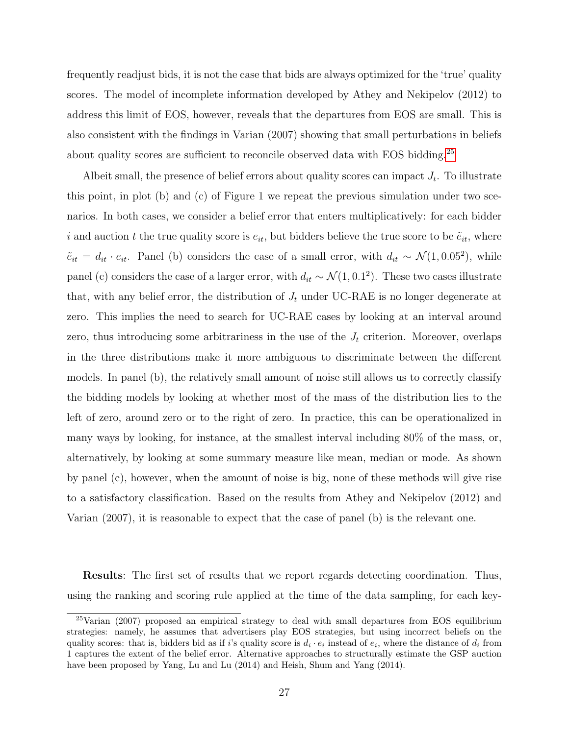frequently readjust bids, it is not the case that bids are always optimized for the 'true' quality scores. The model of incomplete information developed by Athey and Nekipelov (2012) to address this limit of EOS, however, reveals that the departures from EOS are small. This is also consistent with the findings in Varian (2007) showing that small perturbations in beliefs about quality scores are sufficient to reconcile observed data with EOS bidding.[25]

Albeit small, the presence of belief errors about quality scores can impact $J_t$. To illustrate this point, in plot (b) and (c) of Figure 1 we repeat the previous simulation under two scenarios. In both cases, we consider a belief error that enters multiplicatively: for each bidder $i$ and auction $t$ the true quality score is $e_{it}$, but bidders believe the true score to be $\tilde{e}_{it}$, where $\tilde{e}_{it} = d_{it} \cdot e_{it}$. Panel (b) considers the case of a small error, with $d_{it} \sim \mathcal{N}(1, 0.05^2)$, while panel (c) considers the case of a larger error, with $d_{it} \sim \mathcal{N}(1, 0.1^2)$. These two cases illustrate that, with any belief error, the distribution of $J_t$ under UC-RAE is no longer degenerate at zero. This implies the need to search for UC-RAE cases by looking at an interval around zero, thus introducing some arbitrariness in the use of the $J_t$ criterion. Moreover, overlaps in the three distributions make it more ambiguous to discriminate between the different models. In panel (b), the relatively small amount of noise still allows us to correctly classify the bidding models by looking at whether most of the mass of the distribution lies to the left of zero, around zero or to the right of zero. In practice, this can be operationalized in many ways by looking, for instance, at the smallest interval including 80% of the mass, or, alternatively, by looking at some summary measure like mean, median or mode. As shown by panel (c), however, when the amount of noise is big, none of these methods will give rise to a satisfactory classification. Based on the results from Athey and Nekipelov (2012) and Varian (2007), it is reasonable to expect that the case of panel (b) is the relevant one.

**Results**: The first set of results that we report regards detecting coordination. Thus, using the ranking and scoring rule applied at the time of the data sampling, for each key-

[25] Varian (2007) proposed an empirical strategy to deal with small departures from EOS equilibrium strategies: namely, he assumes that advertisers play EOS strategies, but using incorrect beliefs on the quality scores: that is, bidders bid as if $i$'s quality score is $d_i \cdot e_i$ instead of $e_i$, where the distance of $d_i$ from 1 captures the extent of the belief error. Alternative approaches to structurally estimate the GSP auction have been proposed by Yang, Lu and Lu (2014) and Heish, Shum and Yang (2014).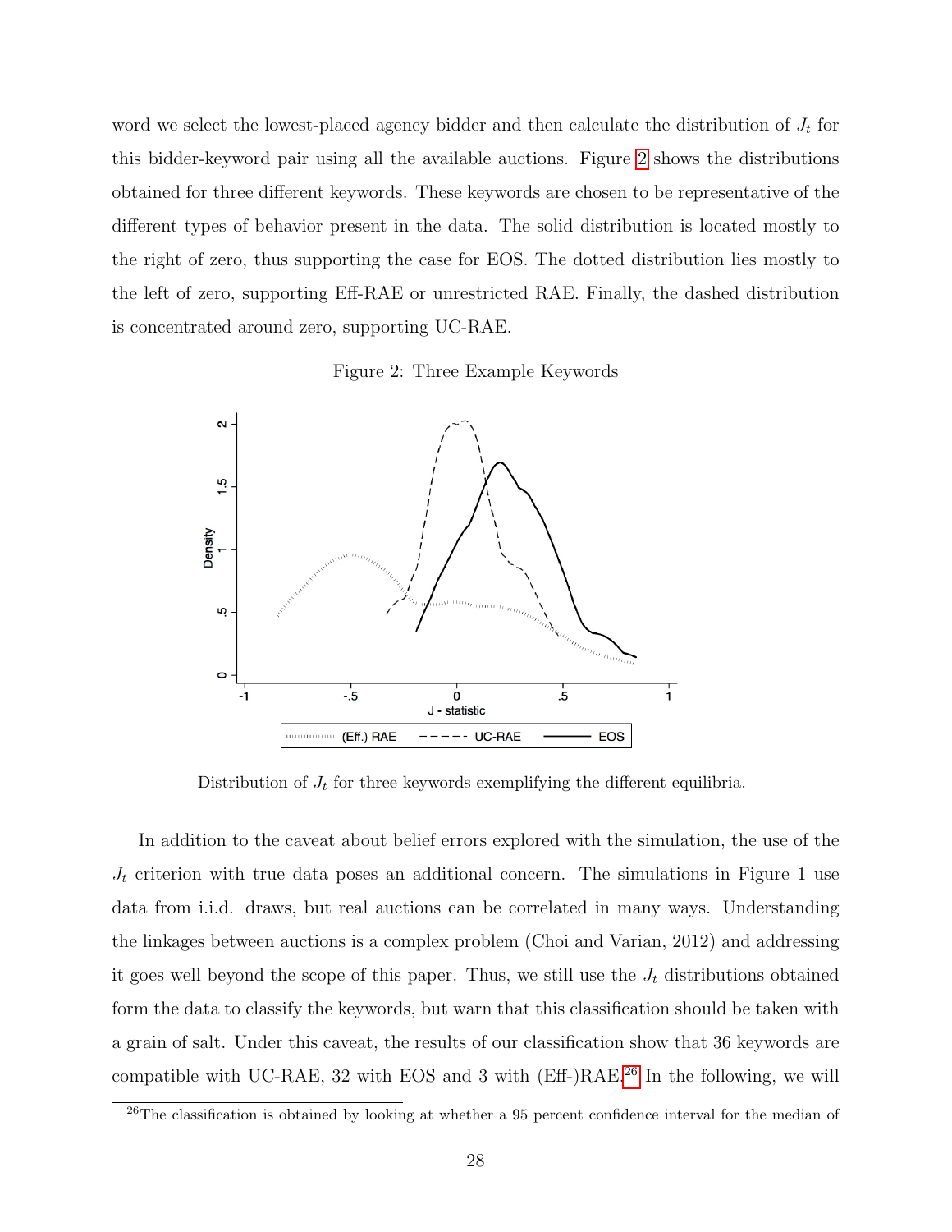word we select the lowest-placed agency bidder and then calculate the distribution of $J_t$ for this bidder-keyword pair using all the available auctions. Figure 2 shows the distributions obtained for three different keywords. These keywords are chosen to be representative of the different types of behavior present in the data. The solid distribution is located mostly to the right of zero, thus supporting the case for EOS. The dotted distribution lies mostly to the left of zero, supporting Eff-RAE or unrestricted RAE. Finally, the dashed distribution is concentrated around zero, supporting UC-RAE.

Figure 2: Three Example Keywords

Distribution of $J_t$ for three keywords exemplifying the different equilibria.

In addition to the caveat about belief errors explored with the simulation, the use of the $J_t$ criterion with true data poses an additional concern. The simulations in Figure 1 use data from i.i.d. draws, but real auctions can be correlated in many ways. Understanding the linkages between auctions is a complex problem (Choi and Varian, 2012) and addressing it goes well beyond the scope of this paper. Thus, we still use the $J_t$ distributions obtained form the data to classify the keywords, but warn that this classification should be taken with a grain of salt. Under this caveat, the results of our classification show that 36 keywords are compatible with UC-RAE, 32 with EOS and 3 with (Eff-)RAE.[26] In the following, we will

[26]The classification is obtained by looking at whether a 95 percent confidence interval for the median of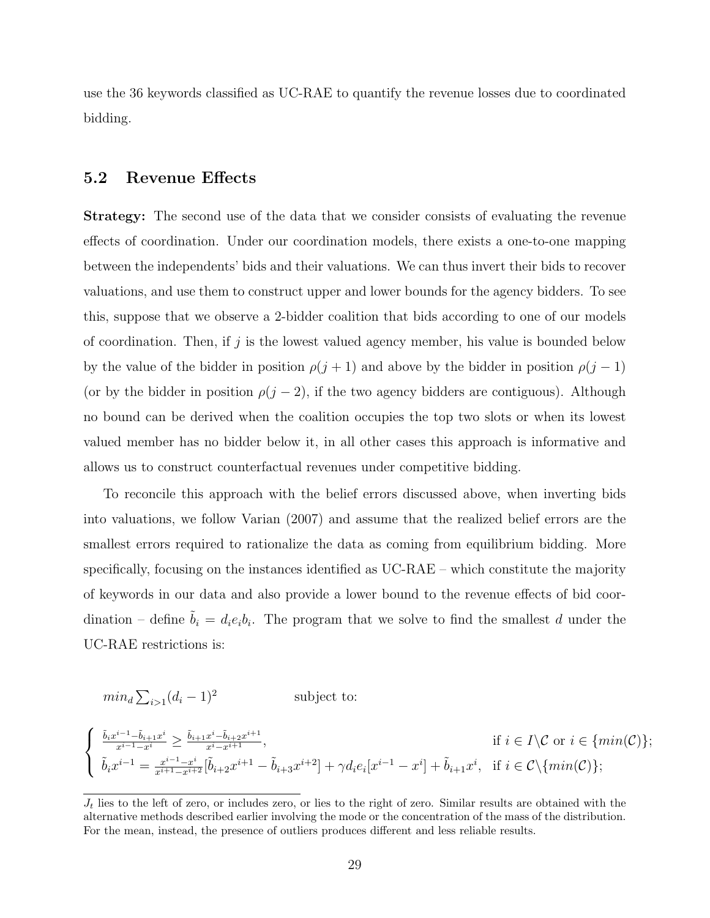use the 36 keywords classified as UC-RAE to quantify the revenue losses due to coordinated bidding.

### 5.2 Revenue Effects

**Strategy:** The second use of the data that we consider consists of evaluating the revenue effects of coordination. Under our coordination models, there exists a one-to-one mapping between the independents' bids and their valuations. We can thus invert their bids to recover valuations, and use them to construct upper and lower bounds for the agency bidders. To see this, suppose that we observe a 2-bidder coalition that bids according to one of our models of coordination. Then, if $j$ is the lowest valued agency member, his value is bounded below by the value of the bidder in position $\rho(j+1)$ and above by the bidder in position $\rho(j-1)$ (or by the bidder in position $\rho(j-2)$, if the two agency bidders are contiguous). Although no bound can be derived when the coalition occupies the top two slots or when its lowest valued member has no bidder below it, in all other cases this approach is informative and allows us to construct counterfactual revenues under competitive bidding.

To reconcile this approach with the belief errors discussed above, when inverting bids into valuations, we follow Varian (2007) and assume that the realized belief errors are the smallest errors required to rationalize the data as coming from equilibrium bidding. More specifically, focusing on the instances identified as UC-RAE – which constitute the majority of keywords in our data and also provide a lower bound to the revenue effects of bid coordination – define $\tilde{b}_i = d_i e_i b_i$. The program that we solve to find the smallest $d$ under the UC-RAE restrictions is:

$$min_d \sum_{i>1}(d_i - 1)^2 \qquad \text{subject to:}$$

$$\begin{cases} \frac{\tilde{b}_i x^{i-1} - \tilde{b}_{i+1} x^i}{x^{i-1} - x^i} \geq \frac{\tilde{b}_{i+1} x^i - \tilde{b}_{i+2} x^{i+1}}{x^i - x^{i+1}}, & \text{if } i \in I \backslash \mathcal{C} \text{ or } i \in \{min(\mathcal{C})\}; \\ \tilde{b}_i x^{i-1} = \frac{x^{i-1} - x^i}{x^{i+1} - x^{i+2}} [\tilde{b}_{i+2} x^{i+1} - \tilde{b}_{i+3} x^{i+2}] + \gamma d_i e_i [x^{i-1} - x^i] + \tilde{b}_{i+1} x^i, & \text{if } i \in \mathcal{C} \backslash \{min(\mathcal{C})\}; \end{cases}$$

---

$J_t$ lies to the left of zero, or includes zero, or lies to the right of zero. Similar results are obtained with the alternative methods described earlier involving the mode or the concentration of the mass of the distribution. For the mean, instead, the presence of outliers produces different and less reliable results.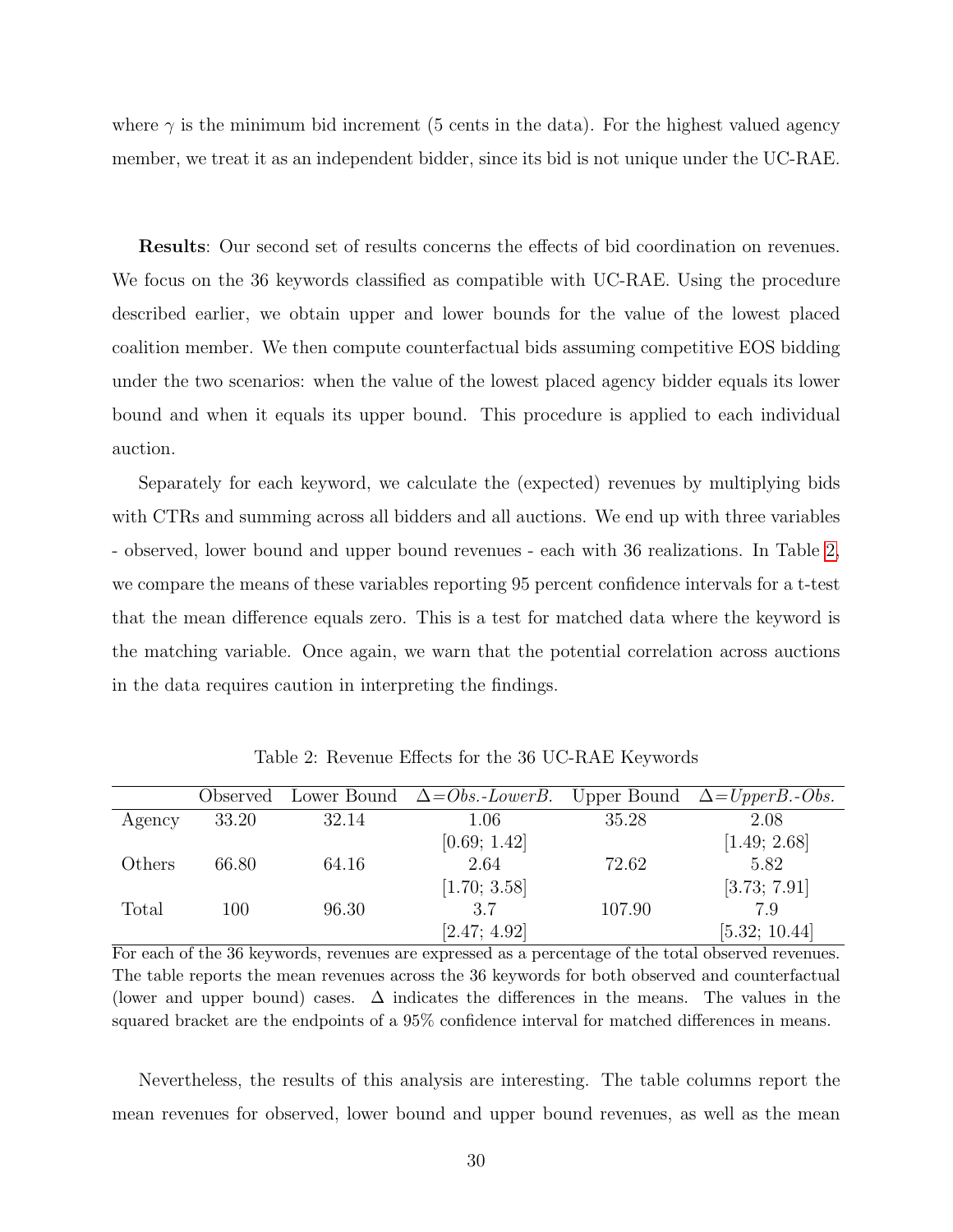where $\gamma$ is the minimum bid increment (5 cents in the data). For the highest valued agency member, we treat it as an independent bidder, since its bid is not unique under the UC-RAE.

**Results**: Our second set of results concerns the effects of bid coordination on revenues. We focus on the 36 keywords classified as compatible with UC-RAE. Using the procedure described earlier, we obtain upper and lower bounds for the value of the lowest placed coalition member. We then compute counterfactual bids assuming competitive EOS bidding under the two scenarios: when the value of the lowest placed agency bidder equals its lower bound and when it equals its upper bound. This procedure is applied to each individual auction.

Separately for each keyword, we calculate the (expected) revenues by multiplying bids with CTRs and summing across all bidders and all auctions. We end up with three variables - observed, lower bound and upper bound revenues - each with 36 realizations. In Table 2, we compare the means of these variables reporting 95 percent confidence intervals for a t-test that the mean difference equals zero. This is a test for matched data where the keyword is the matching variable. Once again, we warn that the potential correlation across auctions in the data requires caution in interpreting the findings.

Table 2: Revenue Effects for the 36 UC-RAE Keywords

| | Observed | Lower Bound | $\Delta$=*Obs.-LowerB.* | Upper Bound | $\Delta$=*UpperB.-Obs.* |
|---|---|---|---|---|---|
| Agency | 33.20 | 32.14 | 1.06 | 35.28 | 2.08 |
| | | | [0.69; 1.42] | | [1.49; 2.68] |
| Others | 66.80 | 64.16 | 2.64 | 72.62 | 5.82 |
| | | | [1.70; 3.58] | | [3.73; 7.91] |
| Total | 100 | 96.30 | 3.7 | 107.90 | 7.9 |
| | | | [2.47; 4.92] | | [5.32; 10.44] |

For each of the 36 keywords, revenues are expressed as a percentage of the total observed revenues. The table reports the mean revenues across the 36 keywords for both observed and counterfactual (lower and upper bound) cases. $\Delta$ indicates the differences in the means. The values in the squared bracket are the endpoints of a 95% confidence interval for matched differences in means.

Nevertheless, the results of this analysis are interesting. The table columns report the mean revenues for observed, lower bound and upper bound revenues, as well as the mean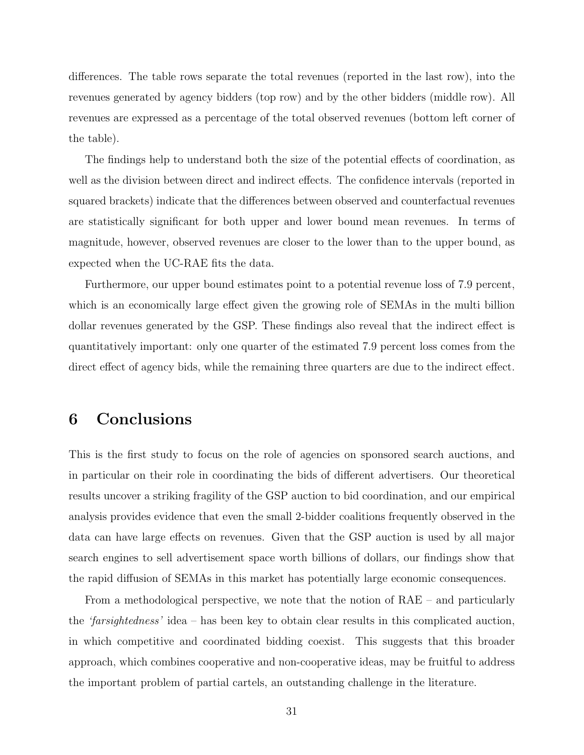differences. The table rows separate the total revenues (reported in the last row), into the revenues generated by agency bidders (top row) and by the other bidders (middle row). All revenues are expressed as a percentage of the total observed revenues (bottom left corner of the table).

The findings help to understand both the size of the potential effects of coordination, as well as the division between direct and indirect effects. The confidence intervals (reported in squared brackets) indicate that the differences between observed and counterfactual revenues are statistically significant for both upper and lower bound mean revenues. In terms of magnitude, however, observed revenues are closer to the lower than to the upper bound, as expected when the UC-RAE fits the data.

Furthermore, our upper bound estimates point to a potential revenue loss of 7.9 percent, which is an economically large effect given the growing role of SEMAs in the multi billion dollar revenues generated by the GSP. These findings also reveal that the indirect effect is quantitatively important: only one quarter of the estimated 7.9 percent loss comes from the direct effect of agency bids, while the remaining three quarters are due to the indirect effect.

# 6 Conclusions

This is the first study to focus on the role of agencies on sponsored search auctions, and in particular on their role in coordinating the bids of different advertisers. Our theoretical results uncover a striking fragility of the GSP auction to bid coordination, and our empirical analysis provides evidence that even the small 2-bidder coalitions frequently observed in the data can have large effects on revenues. Given that the GSP auction is used by all major search engines to sell advertisement space worth billions of dollars, our findings show that the rapid diffusion of SEMAs in this market has potentially large economic consequences.

From a methodological perspective, we note that the notion of RAE – and particularly the *'farsightedness'* idea – has been key to obtain clear results in this complicated auction, in which competitive and coordinated bidding coexist. This suggests that this broader approach, which combines cooperative and non-cooperative ideas, may be fruitful to address the important problem of partial cartels, an outstanding challenge in the literature.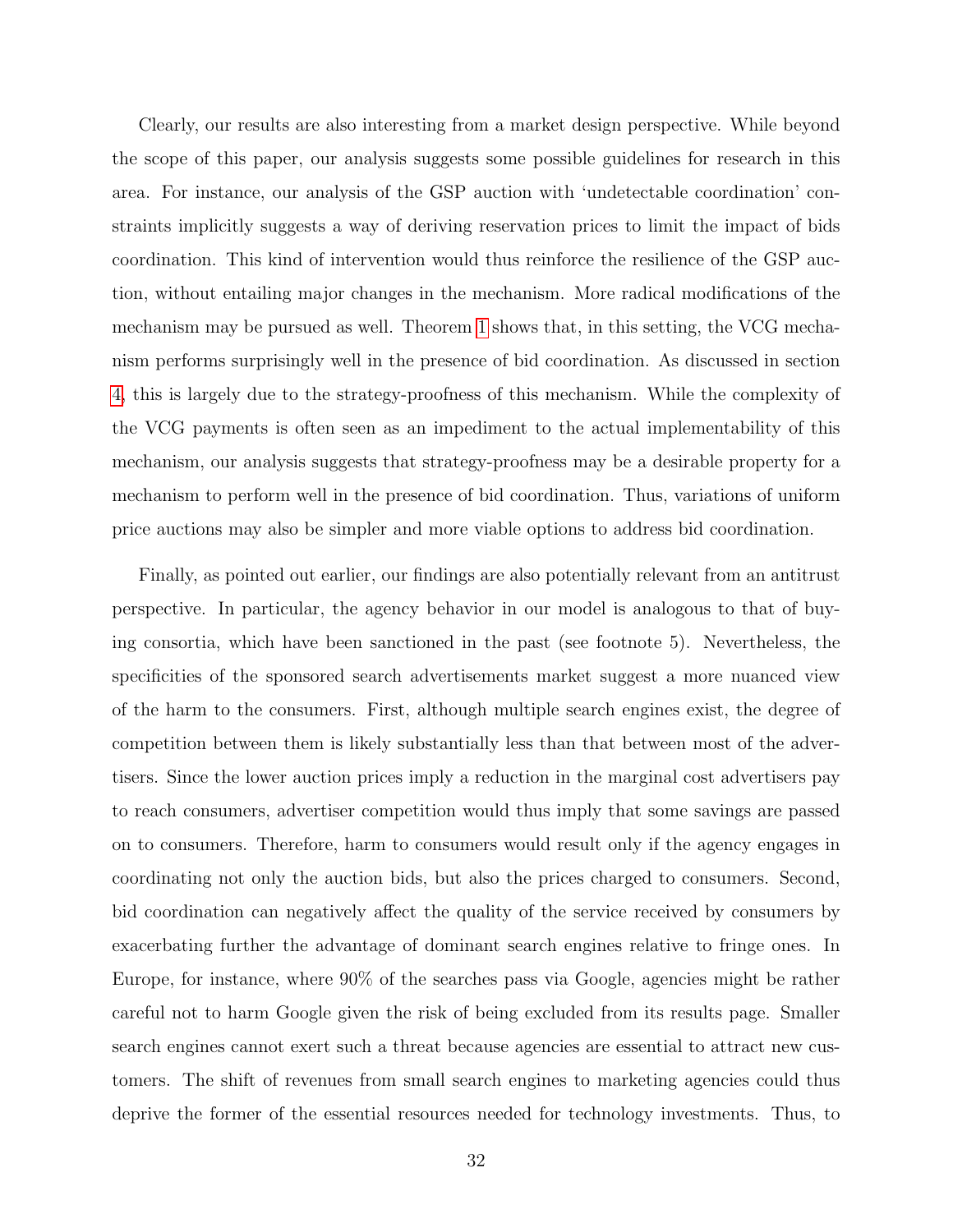Clearly, our results are also interesting from a market design perspective. While beyond the scope of this paper, our analysis suggests some possible guidelines for research in this area. For instance, our analysis of the GSP auction with 'undetectable coordination' constraints implicitly suggests a way of deriving reservation prices to limit the impact of bids coordination. This kind of intervention would thus reinforce the resilience of the GSP auction, without entailing major changes in the mechanism. More radical modifications of the mechanism may be pursued as well. Theorem 1 shows that, in this setting, the VCG mechanism performs surprisingly well in the presence of bid coordination. As discussed in section 4, this is largely due to the strategy-proofness of this mechanism. While the complexity of the VCG payments is often seen as an impediment to the actual implementability of this mechanism, our analysis suggests that strategy-proofness may be a desirable property for a mechanism to perform well in the presence of bid coordination. Thus, variations of uniform price auctions may also be simpler and more viable options to address bid coordination.

Finally, as pointed out earlier, our findings are also potentially relevant from an antitrust perspective. In particular, the agency behavior in our model is analogous to that of buying consortia, which have been sanctioned in the past (see footnote 5). Nevertheless, the specificities of the sponsored search advertisements market suggest a more nuanced view of the harm to the consumers. First, although multiple search engines exist, the degree of competition between them is likely substantially less than that between most of the advertisers. Since the lower auction prices imply a reduction in the marginal cost advertisers pay to reach consumers, advertiser competition would thus imply that some savings are passed on to consumers. Therefore, harm to consumers would result only if the agency engages in coordinating not only the auction bids, but also the prices charged to consumers. Second, bid coordination can negatively affect the quality of the service received by consumers by exacerbating further the advantage of dominant search engines relative to fringe ones. In Europe, for instance, where 90% of the searches pass via Google, agencies might be rather careful not to harm Google given the risk of being excluded from its results page. Smaller search engines cannot exert such a threat because agencies are essential to attract new customers. The shift of revenues from small search engines to marketing agencies could thus deprive the former of the essential resources needed for technology investments. Thus, to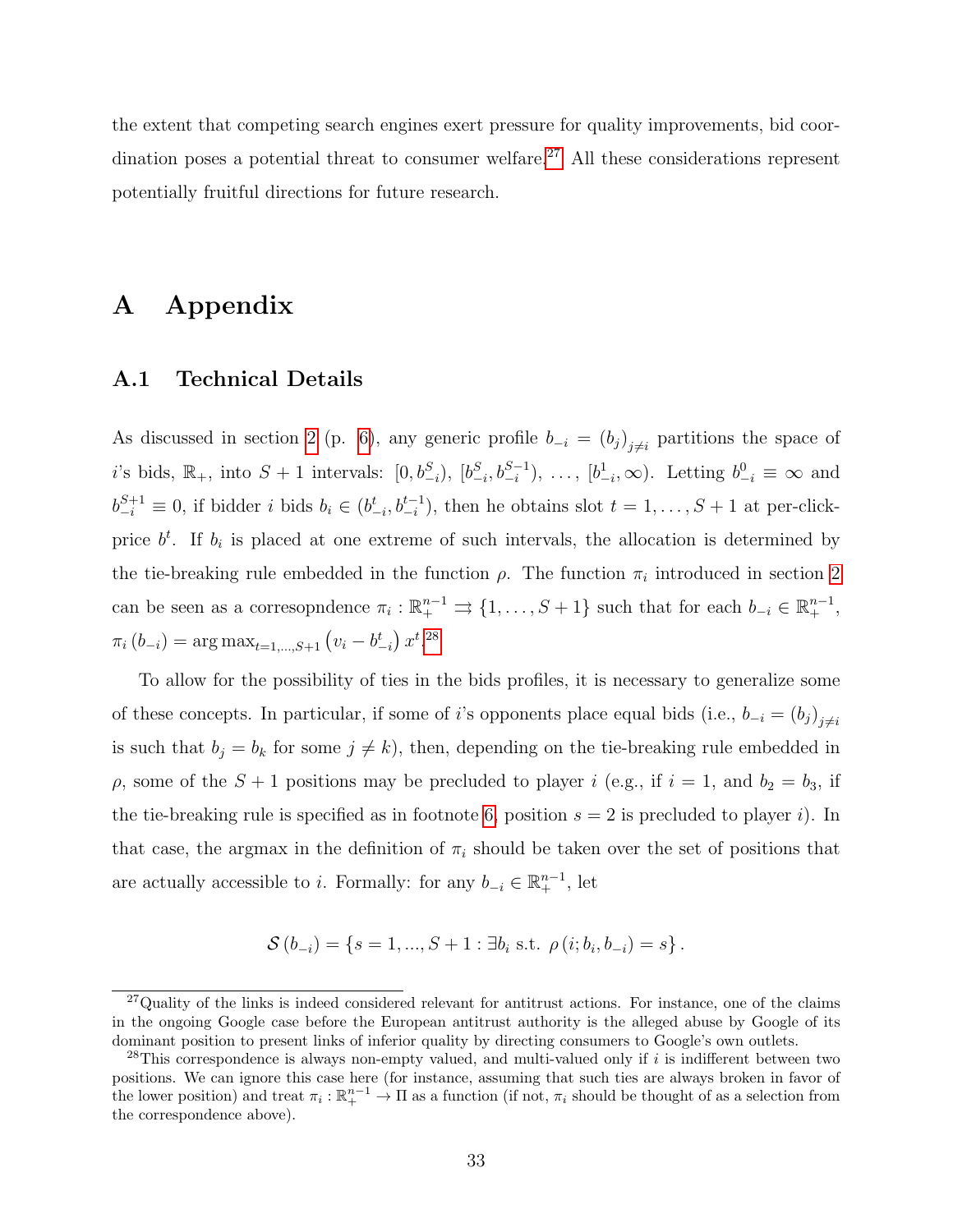the extent that competing search engines exert pressure for quality improvements, bid coordination poses a potential threat to consumer welfare.[27] All these considerations represent potentially fruitful directions for future research.

# A Appendix

## A.1 Technical Details

As discussed in section 2 (p. 6), any generic profile $b_{-i} = (b_j)_{j \neq i}$ partitions the space of $i$'s bids, $\mathbb{R}_+$, into $S+1$ intervals: $[0, b_{-i}^S)$, $[b_{-i}^S, b_{-i}^{S-1})$, $\ldots$, $[b_{-i}^1, \infty)$. Letting $b_{-i}^0 \equiv \infty$ and $b_{-i}^{S+1} \equiv 0$, if bidder $i$ bids $b_i \in (b_{-i}^t, b_{-i}^{t-1})$, then he obtains slot $t = 1, \ldots, S+1$ at per-click-price $b^t$. If $b_i$ is placed at one extreme of such intervals, the allocation is determined by the tie-breaking rule embedded in the function $\rho$. The function $\pi_i$ introduced in section 2 can be seen as a corresopndence $\pi_i : \mathbb{R}_+^{n-1} \rightrightarrows \{1, \ldots, S+1\}$ such that for each $b_{-i} \in \mathbb{R}_+^{n-1}$, $\pi_i(b_{-i}) = \arg\max_{t=1,\ldots,S+1} \left(v_i - b_{-i}^t\right) x^t$.[28]

To allow for the possibility of ties in the bids profiles, it is necessary to generalize some of these concepts. In particular, if some of $i$'s opponents place equal bids (i.e., $b_{-i} = (b_j)_{j \neq i}$ is such that $b_j = b_k$ for some $j \neq k$), then, depending on the tie-breaking rule embedded in $\rho$, some of the $S+1$ positions may be precluded to player $i$ (e.g., if $i = 1$, and $b_2 = b_3$, if the tie-breaking rule is specified as in footnote 6, position $s = 2$ is precluded to player $i$). In that case, the argmax in the definition of $\pi_i$ should be taken over the set of positions that are actually accessible to $i$. Formally: for any $b_{-i} \in \mathbb{R}_+^{n-1}$, let

$$\mathcal{S}(b_{-i}) = \{s = 1, ..., S+1 : \exists b_i \text{ s.t. } \rho(i; b_i, b_{-i}) = s\}.$$

[27] Quality of the links is indeed considered relevant for antitrust actions. For instance, one of the claims in the ongoing Google case before the European antitrust authority is the alleged abuse by Google of its dominant position to present links of inferior quality by directing consumers to Google's own outlets.

[28] This correspondence is always non-empty valued, and multi-valued only if $i$ is indifferent between two positions. We can ignore this case here (for instance, assuming that such ties are always broken in favor of the lower position) and treat $\pi_i : \mathbb{R}_+^{n-1} \to \Pi$ as a function (if not, $\pi_i$ should be thought of as a selection from the correspondence above).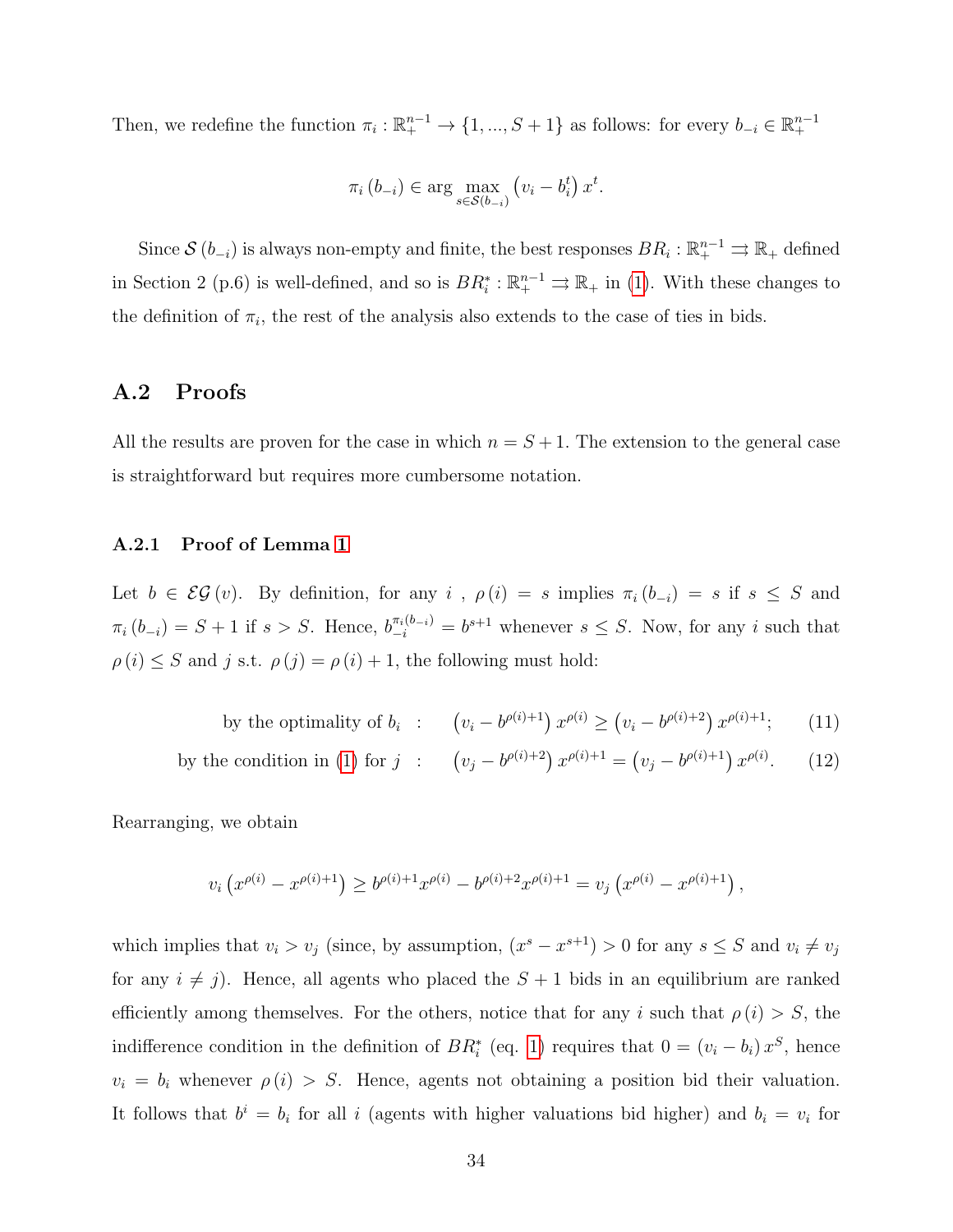Then, we redefine the function $\pi_i : \mathbb{R}_+^{n-1} \to \{1, ..., S+1\}$ as follows: for every $b_{-i} \in \mathbb{R}_+^{n-1}$

$$\pi_i(b_{-i}) \in \arg\max_{s \in \mathcal{S}(b_{-i})} \left(v_i - b_i^t\right) x^t.$$

Since $\mathcal{S}(b_{-i})$ is always non-empty and finite, the best responses $BR_i : \mathbb{R}_+^{n-1} \rightrightarrows \mathbb{R}_+$ defined in Section 2 (p.6) is well-defined, and so is $BR_i^* : \mathbb{R}_+^{n-1} \rightrightarrows \mathbb{R}_+$ in (1). With these changes to the definition of $\pi_i$, the rest of the analysis also extends to the case of ties in bids.

## A.2 Proofs

All the results are proven for the case in which $n = S+1$. The extension to the general case is straightforward but requires more cumbersome notation.

### A.2.1 Proof of Lemma 1

Let $b \in \mathcal{EG}(v)$. By definition, for any $i$ , $\rho(i) = s$ implies $\pi_i(b_{-i}) = s$ if $s \leq S$ and $\pi_i(b_{-i}) = S+1$ if $s > S$. Hence, $b_{-i}^{\pi_i(b_{-i})} = b^{s+1}$ whenever $s \leq S$. Now, for any $i$ such that $\rho(i) \leq S$ and $j$ s.t. $\rho(j) = \rho(i) + 1$, the following must hold:

$$\text{by the optimality of } b_i \quad : \quad \left(v_i - b^{\rho(i)+1}\right) x^{\rho(i)} \geq \left(v_i - b^{\rho(i)+2}\right) x^{\rho(i)+1}; \tag{11}$$

$$\text{by the condition in (1) for } j \quad : \quad \left(v_j - b^{\rho(i)+2}\right) x^{\rho(i)+1} = \left(v_j - b^{\rho(i)+1}\right) x^{\rho(i)}. \tag{12}$$

Rearranging, we obtain

$$v_i \left(x^{\rho(i)} - x^{\rho(i)+1}\right) \geq b^{\rho(i)+1} x^{\rho(i)} - b^{\rho(i)+2} x^{\rho(i)+1} = v_j \left(x^{\rho(i)} - x^{\rho(i)+1}\right),$$

which implies that $v_i > v_j$ (since, by assumption, $(x^s - x^{s+1}) > 0$ for any $s \leq S$ and $v_i \neq v_j$ for any $i \neq j$). Hence, all agents who placed the $S+1$ bids in an equilibrium are ranked efficiently among themselves. For the others, notice that for any $i$ such that $\rho(i) > S$, the indifference condition in the definition of $BR_i^*$ (eq. 1) requires that $0 = (v_i - b_i) x^S$, hence $v_i = b_i$ whenever $\rho(i) > S$. Hence, agents not obtaining a position bid their valuation. It follows that $b^i = b_i$ for all $i$ (agents with higher valuations bid higher) and $b_i = v_i$ for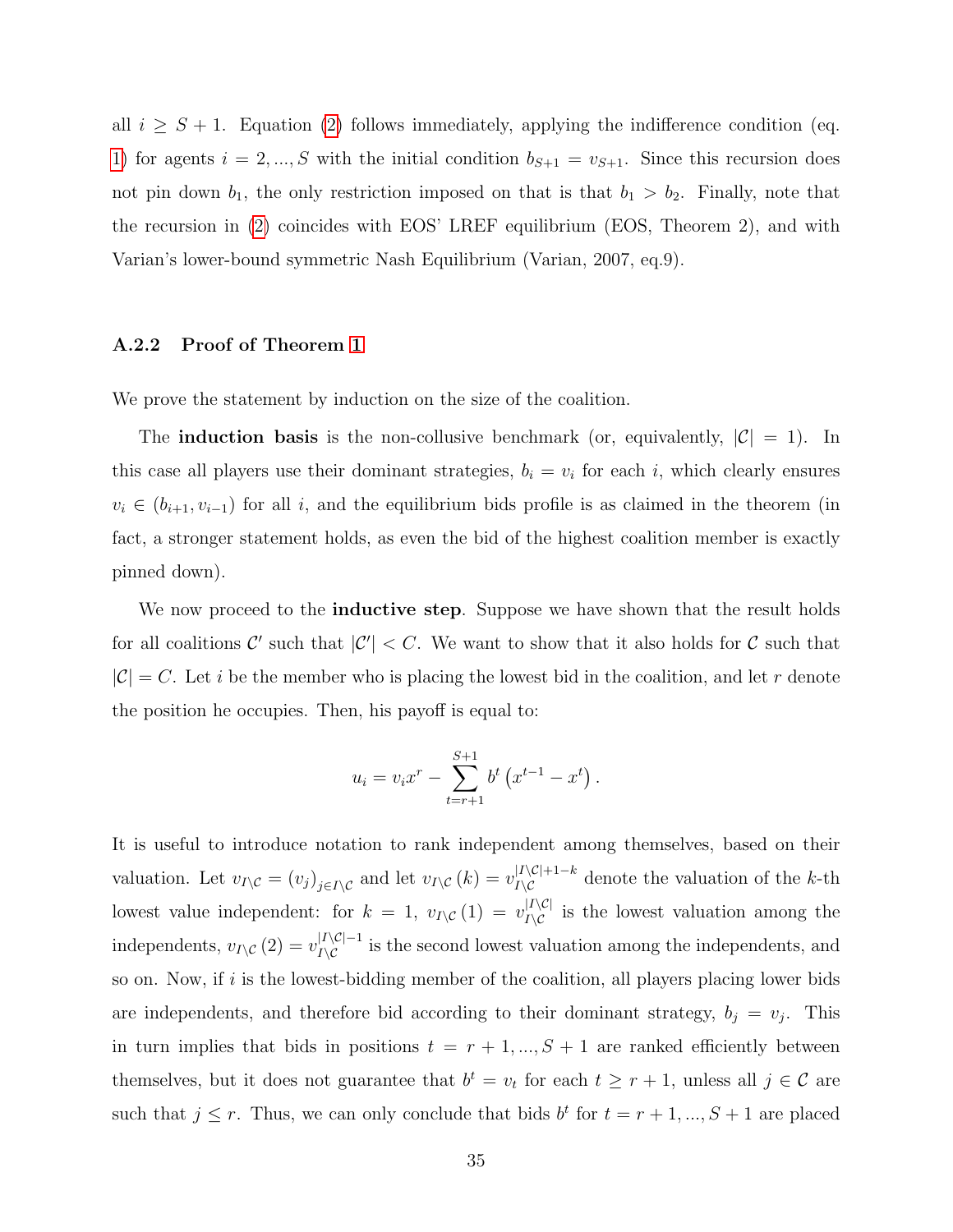all $i \geq S+1$. Equation (2) follows immediately, applying the indifference condition (eq. 1) for agents $i = 2, ..., S$ with the initial condition $b_{S+1} = v_{S+1}$. Since this recursion does not pin down $b_1$, the only restriction imposed on that is that $b_1 > b_2$. Finally, note that the recursion in (2) coincides with EOS' LREF equilibrium (EOS, Theorem 2), and with Varian's lower-bound symmetric Nash Equilibrium (Varian, 2007, eq.9).

### A.2.2 Proof of Theorem 1

We prove the statement by induction on the size of the coalition.

The **induction basis** is the non-collusive benchmark (or, equivalently, $|\mathcal{C}| = 1$). In this case all players use their dominant strategies, $b_i = v_i$ for each $i$, which clearly ensures $v_i \in (b_{i+1}, v_{i-1})$ for all $i$, and the equilibrium bids profile is as claimed in the theorem (in fact, a stronger statement holds, as even the bid of the highest coalition member is exactly pinned down).

We now proceed to the **inductive step**. Suppose we have shown that the result holds for all coalitions $\mathcal{C}'$ such that $|\mathcal{C}'| < C$. We want to show that it also holds for $\mathcal{C}$ such that $|\mathcal{C}| = C$. Let $i$ be the member who is placing the lowest bid in the coalition, and let $r$ denote the position he occupies. Then, his payoff is equal to:

$$u_i = v_i x^r - \sum_{t=r+1}^{S+1} b^t \left(x^{t-1} - x^t\right).$$

It is useful to introduce notation to rank independent among themselves, based on their valuation. Let $v_{I\setminus\mathcal{C}} = (v_j)_{j \in I\setminus\mathcal{C}}$ and let $v_{I\setminus\mathcal{C}}(k) = v_{I\setminus\mathcal{C}}^{|I\setminus\mathcal{C}|+1-k}$ denote the valuation of the $k$-th lowest value independent: for $k = 1$, $v_{I\setminus\mathcal{C}}(1) = v_{I\setminus\mathcal{C}}^{|I\setminus\mathcal{C}|}$ is the lowest valuation among the independents, $v_{I\setminus\mathcal{C}}(2) = v_{I\setminus\mathcal{C}}^{|I\setminus\mathcal{C}|-1}$ is the second lowest valuation among the independents, and so on. Now, if $i$ is the lowest-bidding member of the coalition, all players placing lower bids are independents, and therefore bid according to their dominant strategy, $b_j = v_j$. This in turn implies that bids in positions $t = r+1, ..., S+1$ are ranked efficiently between themselves, but it does not guarantee that $b^t = v_t$ for each $t \geq r+1$, unless all $j \in \mathcal{C}$ are such that $j \leq r$. Thus, we can only conclude that bids $b^t$ for $t = r+1, ..., S+1$ are placed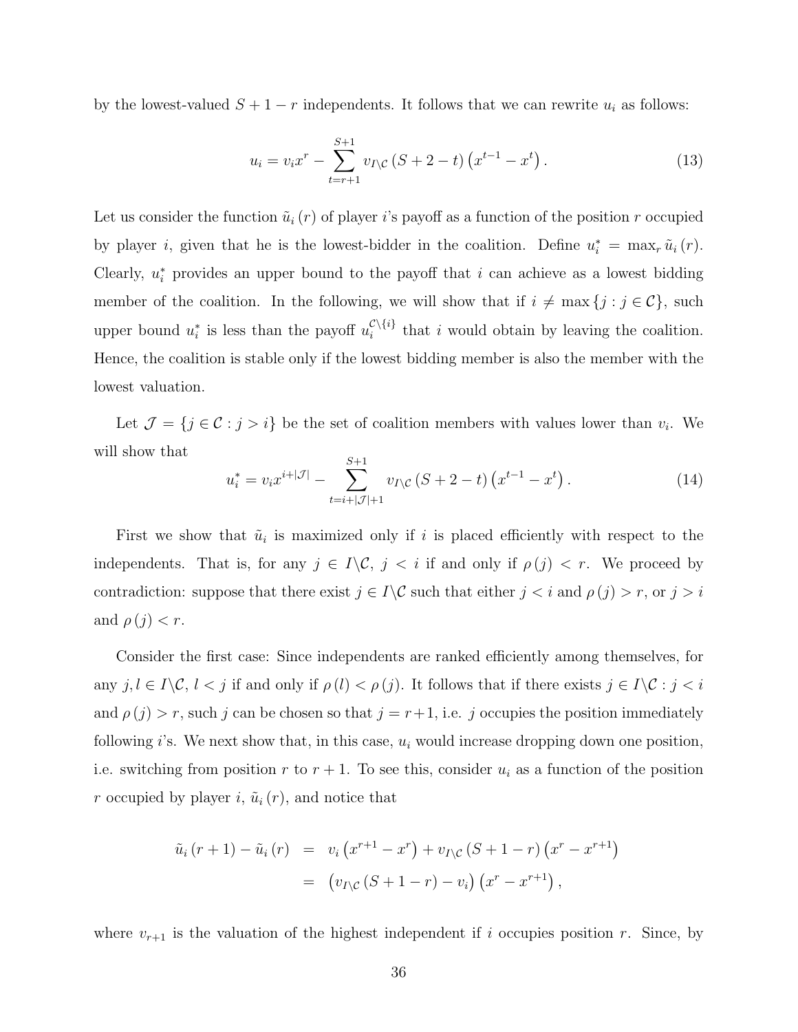by the lowest-valued $S+1-r$ independents. It follows that we can rewrite $u_i$ as follows:

$$u_i = v_i x^r - \sum_{t=r+1}^{S+1} v_{I \backslash \mathcal{C}} (S+2-t) \left( x^{t-1} - x^t \right). \tag{13}$$

Let us consider the function $\tilde{u}_i(r)$ of player $i$'s payoff as a function of the position $r$ occupied by player $i$, given that he is the lowest-bidder in the coalition. Define $u_i^* = \max_r \tilde{u}_i(r)$. Clearly, $u_i^*$ provides an upper bound to the payoff that $i$ can achieve as a lowest bidding member of the coalition. In the following, we will show that if $i \neq \max\{j : j \in \mathcal{C}\}$, such upper bound $u_i^*$ is less than the payoff $u_i^{\mathcal{C} \backslash \{i\}}$ that $i$ would obtain by leaving the coalition. Hence, the coalition is stable only if the lowest bidding member is also the member with the lowest valuation.

Let $\mathcal{J} = \{j \in \mathcal{C} : j > i\}$ be the set of coalition members with values lower than $v_i$. We will show that

$$u_i^* = v_i x^{i+|\mathcal{J}|} - \sum_{t=i+|\mathcal{J}|+1}^{S+1} v_{I \backslash \mathcal{C}} (S+2-t) \left( x^{t-1} - x^t \right). \tag{14}$$

First we show that $\tilde{u}_i$ is maximized only if $i$ is placed efficiently with respect to the independents. That is, for any $j \in I \backslash \mathcal{C}$, $j < i$ if and only if $\rho(j) < r$. We proceed by contradiction: suppose that there exist $j \in I \backslash \mathcal{C}$ such that either $j < i$ and $\rho(j) > r$, or $j > i$ and $\rho(j) < r$.

Consider the first case: Since independents are ranked efficiently among themselves, for any $j, l \in I \backslash \mathcal{C}$, $l < j$ if and only if $\rho(l) < \rho(j)$. It follows that if there exists $j \in I \backslash \mathcal{C} : j < i$ and $\rho(j) > r$, such $j$ can be chosen so that $j = r+1$, i.e. $j$ occupies the position immediately following $i$'s. We next show that, in this case, $u_i$ would increase dropping down one position, i.e. switching from position $r$ to $r+1$. To see this, consider $u_i$ as a function of the position $r$ occupied by player $i$, $\tilde{u}_i(r)$, and notice that

$$\begin{aligned}
\tilde{u}_i(r+1) - \tilde{u}_i(r) &= v_i \left( x^{r+1} - x^r \right) + v_{I \backslash \mathcal{C}} (S+1-r) \left( x^r - x^{r+1} \right) \\
&= \left( v_{I \backslash \mathcal{C}} (S+1-r) - v_i \right) \left( x^r - x^{r+1} \right),
\end{aligned}$$

where $v_{r+1}$ is the valuation of the highest independent if $i$ occupies position $r$. Since, by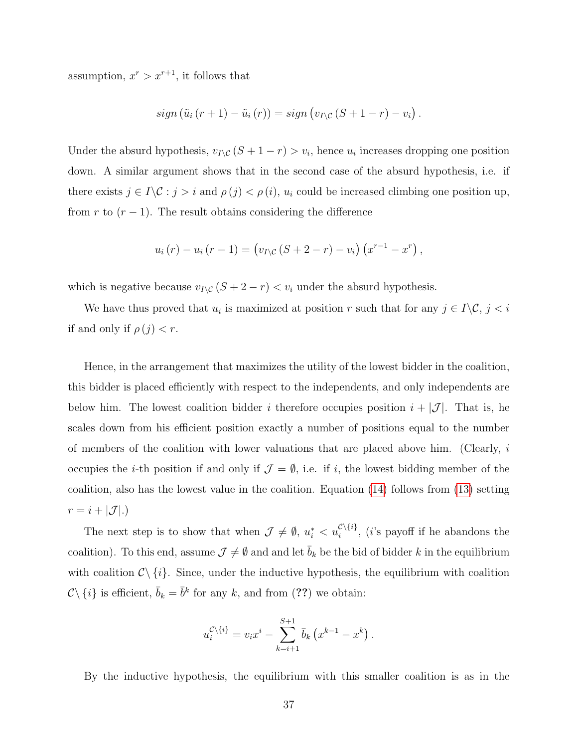assumption, $x^r > x^{r+1}$, it follows that

$$sign\left(\tilde{u}_i\left(r+1\right) - \tilde{u}_i\left(r\right)\right) = sign\left(v_{I\backslash\mathcal{C}}\left(S+1-r\right) - v_i\right).$$

Under the absurd hypothesis, $v_{I\backslash\mathcal{C}}\left(S+1-r\right) > v_i$, hence $u_i$ increases dropping one position down. A similar argument shows that in the second case of the absurd hypothesis, i.e. if there exists $j \in I\backslash\mathcal{C} : j > i$ and $\rho\left(j\right) < \rho\left(i\right)$, $u_i$ could be increased climbing one position up, from $r$ to $(r-1)$. The result obtains considering the difference

$$u_i\left(r\right) - u_i\left(r-1\right) = \left(v_{I\backslash\mathcal{C}}\left(S+2-r\right) - v_i\right)\left(x^{r-1} - x^r\right),$$

which is negative because $v_{I\backslash\mathcal{C}}\left(S+2-r\right) < v_i$ under the absurd hypothesis.

We have thus proved that $u_i$ is maximized at position $r$ such that for any $j \in I\backslash\mathcal{C}$, $j < i$ if and only if $\rho\left(j\right) < r$.

Hence, in the arrangement that maximizes the utility of the lowest bidder in the coalition, this bidder is placed efficiently with respect to the independents, and only independents are below him. The lowest coalition bidder $i$ therefore occupies position $i + |\mathcal{J}|$. That is, he scales down from his efficient position exactly a number of positions equal to the number of members of the coalition with lower valuations that are placed above him. (Clearly, $i$ occupies the $i$-th position if and only if $\mathcal{J} = \emptyset$, i.e. if $i$, the lowest bidding member of the coalition, also has the lowest value in the coalition. Equation (14) follows from (13) setting $r = i + |\mathcal{J}|$.)

The next step is to show that when $\mathcal{J} \neq \emptyset$, $u_i^* < u_i^{\mathcal{C}\backslash\{i\}}$, ($i$'s payoff if he abandons the coalition). To this end, assume $\mathcal{J} \neq \emptyset$ and and let $\bar{b}_k$ be the bid of bidder $k$ in the equilibrium with coalition $\mathcal{C}\backslash\{i\}$. Since, under the inductive hypothesis, the equilibrium with coalition $\mathcal{C}\backslash\{i\}$ is efficient, $\bar{b}_k = \bar{b}^k$ for any $k$, and from (??) we obtain:

$$u_i^{\mathcal{C}\backslash\{i\}} = v_i x^i - \sum_{k=i+1}^{S+1} \bar{b}_k\left(x^{k-1} - x^k\right).$$

By the inductive hypothesis, the equilibrium with this smaller coalition is as in the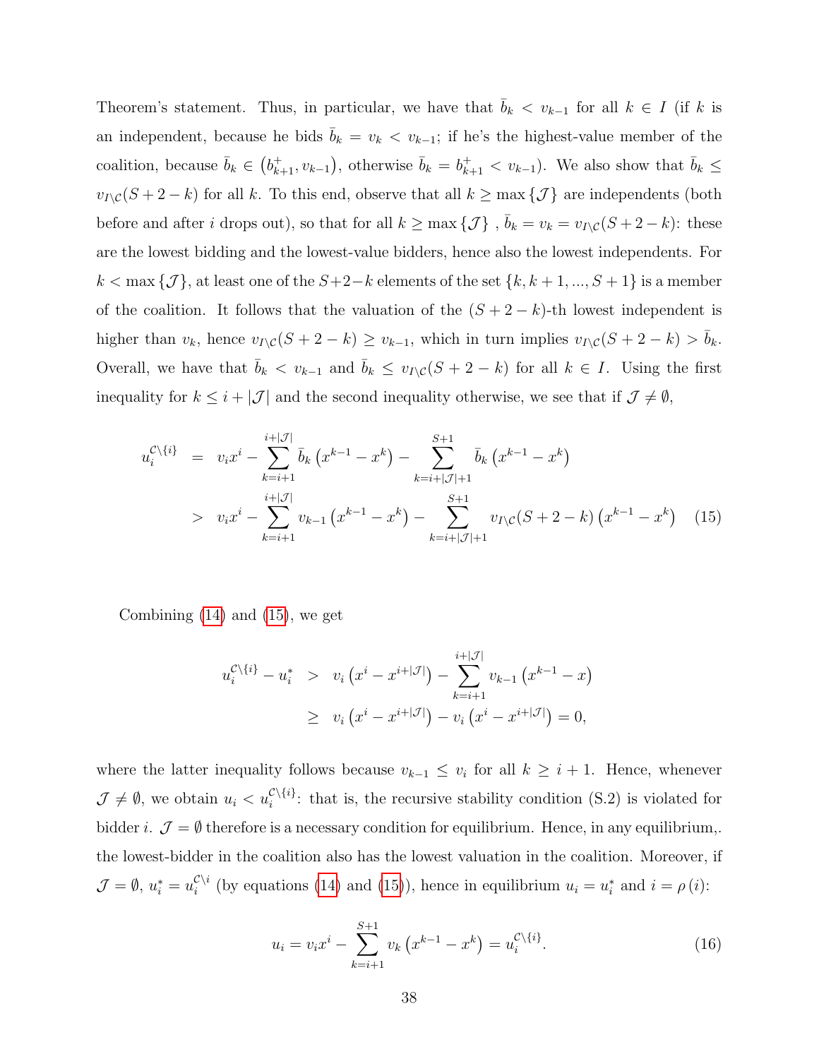Theorem's statement. Thus, in particular, we have that $\bar{b}_k < v_{k-1}$ for all $k \in I$ (if $k$ is an independent, because he bids $\bar{b}_k = v_k < v_{k-1}$; if he's the highest-value member of the coalition, because $\bar{b}_k \in \left(b^+_{k+1}, v_{k-1}\right)$, otherwise $\bar{b}_k = b^+_{k+1} < v_{k-1}$). We also show that $\bar{b}_k \leq v_{I\setminus\mathcal{C}}(S+2-k)$ for all $k$. To this end, observe that all $k \geq \max\{\mathcal{J}\}$ are independents (both before and after $i$ drops out), so that for all $k \geq \max\{\mathcal{J}\}$ , $\bar{b}_k = v_k = v_{I\setminus\mathcal{C}}(S+2-k)$: these are the lowest bidding and the lowest-value bidders, hence also the lowest independents. For $k < \max\{\mathcal{J}\}$, at least one of the $S+2-k$ elements of the set $\{k, k+1, ..., S+1\}$ is a member of the coalition. It follows that the valuation of the $(S+2-k)$-th lowest independent is higher than $v_k$, hence $v_{I\setminus\mathcal{C}}(S+2-k) \geq v_{k-1}$, which in turn implies $v_{I\setminus\mathcal{C}}(S+2-k) > \bar{b}_k$. Overall, we have that $\bar{b}_k < v_{k-1}$ and $\bar{b}_k \leq v_{I\setminus\mathcal{C}}(S+2-k)$ for all $k \in I$. Using the first inequality for $k \leq i + |\mathcal{J}|$ and the second inequality otherwise, we see that if $\mathcal{J} \neq \emptyset$,

$$
\begin{aligned}
u_i^{\mathcal{C}\setminus\{i\}} &= v_i x^i - \sum_{k=i+1}^{i+|\mathcal{J}|} \bar{b}_k \left(x^{k-1} - x^k\right) - \sum_{k=i+|\mathcal{J}|+1}^{S+1} \bar{b}_k \left(x^{k-1} - x^k\right) \\
&> v_i x^i - \sum_{k=i+1}^{i+|\mathcal{J}|} v_{k-1} \left(x^{k-1} - x^k\right) - \sum_{k=i+|\mathcal{J}|+1}^{S+1} v_{I\setminus\mathcal{C}}(S+2-k) \left(x^{k-1} - x^k\right) \qquad (15)
\end{aligned}
$$

Combining (14) and (15), we get

$$
\begin{aligned}
u_i^{\mathcal{C}\setminus\{i\}} - u_i^* &> v_i \left(x^i - x^{i+|\mathcal{J}|}\right) - \sum_{k=i+1}^{i+|\mathcal{J}|} v_{k-1} \left(x^{k-1} - x\right) \\
&\geq v_i \left(x^i - x^{i+|\mathcal{J}|}\right) - v_i \left(x^i - x^{i+|\mathcal{J}|}\right) = 0,
\end{aligned}
$$

where the latter inequality follows because $v_{k-1} \leq v_i$ for all $k \geq i+1$. Hence, whenever $\mathcal{J} \neq \emptyset$, we obtain $u_i < u_i^{\mathcal{C}\setminus\{i\}}$: that is, the recursive stability condition (S.2) is violated for bidder $i$. $\mathcal{J} = \emptyset$ therefore is a necessary condition for equilibrium. Hence, in any equilibrium,. the lowest-bidder in the coalition also has the lowest valuation in the coalition. Moreover, if $\mathcal{J} = \emptyset$, $u_i^* = u_i^{\mathcal{C}\setminus i}$ (by equations (14) and (15)), hence in equilibrium $u_i = u_i^*$ and $i = \rho(i)$:

$$
u_i = v_i x^i - \sum_{k=i+1}^{S+1} v_k \left(x^{k-1} - x^k\right) = u_i^{\mathcal{C}\setminus\{i\}}. \qquad (16)
$$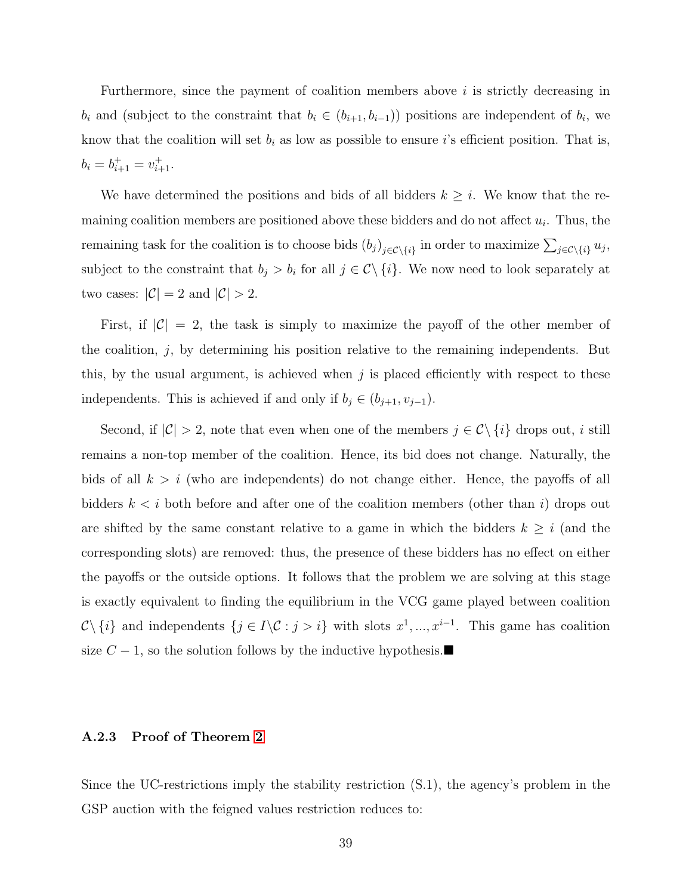Furthermore, since the payment of coalition members above $i$ is strictly decreasing in $b_i$ and (subject to the constraint that $b_i \in (b_{i+1}, b_{i-1})$) positions are independent of $b_i$, we know that the coalition will set $b_i$ as low as possible to ensure $i$'s efficient position. That is, $b_i = b_{i+1}^+ = v_{i+1}^+$.

We have determined the positions and bids of all bidders $k \geq i$. We know that the remaining coalition members are positioned above these bidders and do not affect $u_i$. Thus, the remaining task for the coalition is to choose bids $(b_j)_{j \in \mathcal{C} \setminus \{i\}}$ in order to maximize $\sum_{j \in \mathcal{C} \setminus \{i\}} u_j$, subject to the constraint that $b_j > b_i$ for all $j \in \mathcal{C} \setminus \{i\}$. We now need to look separately at two cases: $|\mathcal{C}| = 2$ and $|\mathcal{C}| > 2$.

First, if $|\mathcal{C}| = 2$, the task is simply to maximize the payoff of the other member of the coalition, $j$, by determining his position relative to the remaining independents. But this, by the usual argument, is achieved when $j$ is placed efficiently with respect to these independents. This is achieved if and only if $b_j \in (b_{j+1}, v_{j-1})$.

Second, if $|\mathcal{C}| > 2$, note that even when one of the members $j \in \mathcal{C} \setminus \{i\}$ drops out, $i$ still remains a non-top member of the coalition. Hence, its bid does not change. Naturally, the bids of all $k > i$ (who are independents) do not change either. Hence, the payoffs of all bidders $k < i$ both before and after one of the coalition members (other than $i$) drops out are shifted by the same constant relative to a game in which the bidders $k \geq i$ (and the corresponding slots) are removed: thus, the presence of these bidders has no effect on either the payoffs or the outside options. It follows that the problem we are solving at this stage is exactly equivalent to finding the equilibrium in the VCG game played between coalition $\mathcal{C} \setminus \{i\}$ and independents $\{j \in I \setminus \mathcal{C} : j > i\}$ with slots $x^1, ..., x^{i-1}$. This game has coalition size $C - 1$, so the solution follows by the inductive hypothesis.■

### A.2.3 Proof of Theorem 2

Since the UC-restrictions imply the stability restriction (S.1), the agency's problem in the GSP auction with the feigned values restriction reduces to: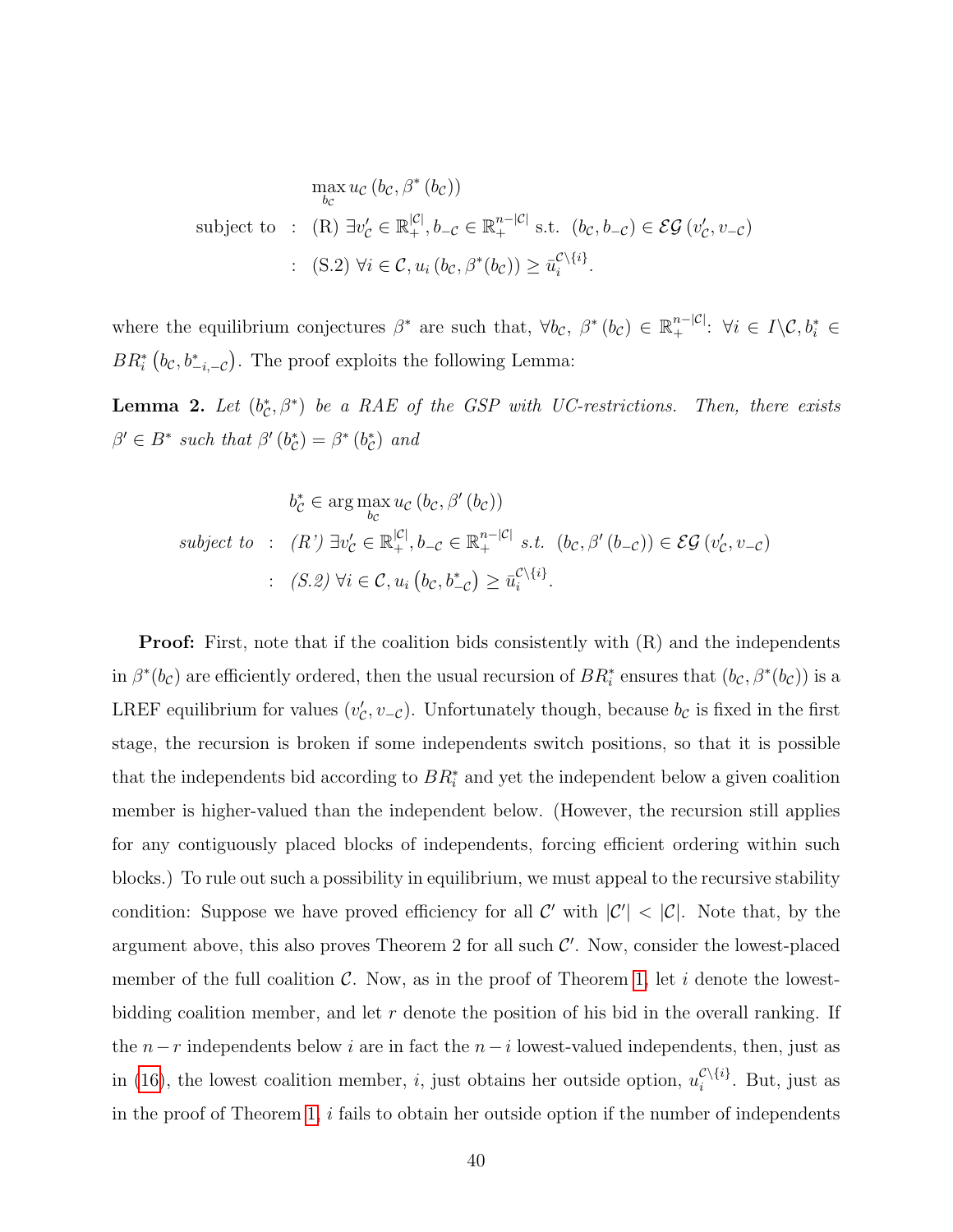$$
\begin{aligned}
&\max_{b_{\mathcal{C}}} u_{\mathcal{C}}\left(b_{\mathcal{C}}, \beta^*\left(b_{\mathcal{C}}\right)\right) \\
\text{subject to} \quad &: \quad \text{(R) } \exists v'_{\mathcal{C}} \in \mathbb{R}_+^{|\mathcal{C}|}, b_{-\mathcal{C}} \in \mathbb{R}_+^{n-|\mathcal{C}|} \text{ s.t. } \left(b_{\mathcal{C}}, b_{-\mathcal{C}}\right) \in \mathcal{EG}\left(v'_{\mathcal{C}}, v_{-\mathcal{C}}\right) \\
&: \quad \text{(S.2) } \forall i \in \mathcal{C}, u_i\left(b_{\mathcal{C}}, \beta^*(b_{\mathcal{C}})\right) \geq \bar{u}_i^{\mathcal{C}\setminus\{i\}}.
\end{aligned}
$$

where the equilibrium conjectures $\beta^*$ are such that, $\forall b_{\mathcal{C}}$, $\beta^*\left(b_{\mathcal{C}}\right) \in \mathbb{R}_+^{n-|\mathcal{C}|}$: $\forall i \in I\setminus\mathcal{C}, b_i^* \in BR_i^*\left(b_{\mathcal{C}}, b^*_{-i,-\mathcal{C}}\right)$. The proof exploits the following Lemma:

**Lemma 2.** *Let $(b^*_{\mathcal{C}}, \beta^*)$ be a RAE of the GSP with UC-restrictions. Then, there exists $\beta' \in B^*$ such that $\beta'\left(b^*_{\mathcal{C}}\right) = \beta^*\left(b^*_{\mathcal{C}}\right)$ and*

$$
\begin{aligned}
&b^*_{\mathcal{C}} \in \arg\max_{b_{\mathcal{C}}} u_{\mathcal{C}}\left(b_{\mathcal{C}}, \beta'\left(b_{\mathcal{C}}\right)\right) \\
\textit{subject to} \quad &: \quad \textit{(R') } \exists v'_{\mathcal{C}} \in \mathbb{R}_+^{|\mathcal{C}|}, b_{-\mathcal{C}} \in \mathbb{R}_+^{n-|\mathcal{C}|} \textit{ s.t. } \left(b_{\mathcal{C}}, \beta'\left(b_{-\mathcal{C}}\right)\right) \in \mathcal{EG}\left(v'_{\mathcal{C}}, v_{-\mathcal{C}}\right) \\
&: \quad \textit{(S.2) } \forall i \in \mathcal{C}, u_i\left(b_{\mathcal{C}}, b^*_{-\mathcal{C}}\right) \geq \bar{u}_i^{\mathcal{C}\setminus\{i\}}.
\end{aligned}
$$

**Proof:** First, note that if the coalition bids consistently with (R) and the independents in $\beta^*(b_{\mathcal{C}})$ are efficiently ordered, then the usual recursion of $BR_i^*$ ensures that $(b_{\mathcal{C}}, \beta^*(b_{\mathcal{C}}))$ is a LREF equilibrium for values $(v'_{\mathcal{C}}, v_{-\mathcal{C}})$. Unfortunately though, because $b_{\mathcal{C}}$ is fixed in the first stage, the recursion is broken if some independents switch positions, so that it is possible that the independents bid according to $BR_i^*$ and yet the independent below a given coalition member is higher-valued than the independent below. (However, the recursion still applies for any contiguously placed blocks of independents, forcing efficient ordering within such blocks.) To rule out such a possibility in equilibrium, we must appeal to the recursive stability condition: Suppose we have proved efficiency for all $\mathcal{C}'$ with $|\mathcal{C}'| < |\mathcal{C}|$. Note that, by the argument above, this also proves Theorem 2 for all such $\mathcal{C}'$. Now, consider the lowest-placed member of the full coalition $\mathcal{C}$. Now, as in the proof of Theorem 1, let $i$ denote the lowest-bidding coalition member, and let $r$ denote the position of his bid in the overall ranking. If the $n-r$ independents below $i$ are in fact the $n-i$ lowest-valued independents, then, just as in (16), the lowest coalition member, $i$, just obtains her outside option, $u_i^{\mathcal{C}\setminus\{i\}}$. But, just as in the proof of Theorem 1, $i$ fails to obtain her outside option if the number of independents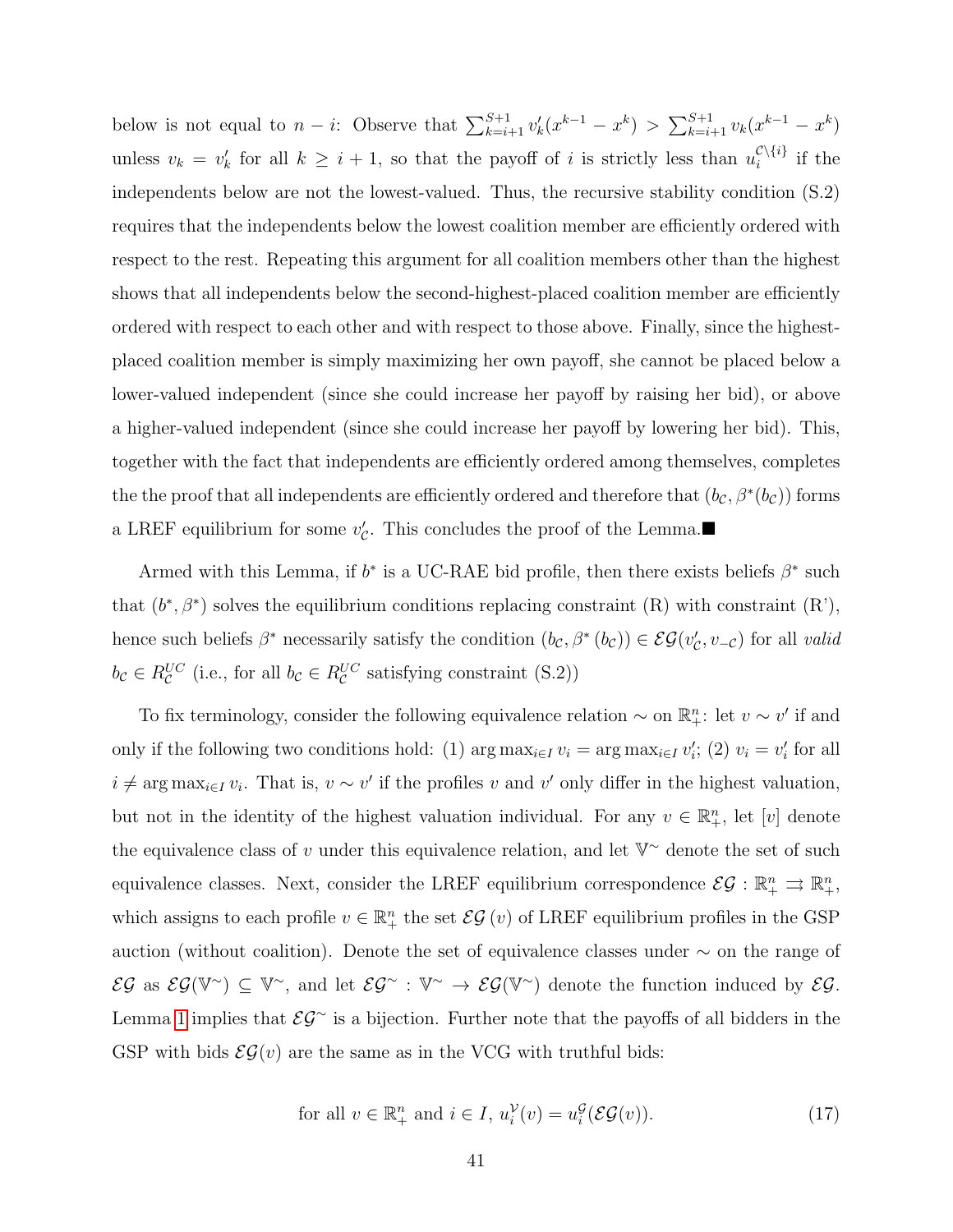below is not equal to $n-i$: Observe that $\sum_{k=i+1}^{S+1} v'_k(x^{k-1}-x^k) > \sum_{k=i+1}^{S+1} v_k(x^{k-1}-x^k)$ unless $v_k = v'_k$ for all $k \geq i+1$, so that the payoff of $i$ is strictly less than $u_i^{\mathcal{C}\setminus\{i\}}$ if the independents below are not the lowest-valued. Thus, the recursive stability condition (S.2) requires that the independents below the lowest coalition member are efficiently ordered with respect to the rest. Repeating this argument for all coalition members other than the highest shows that all independents below the second-highest-placed coalition member are efficiently ordered with respect to each other and with respect to those above. Finally, since the highest-placed coalition member is simply maximizing her own payoff, she cannot be placed below a lower-valued independent (since she could increase her payoff by raising her bid), or above a higher-valued independent (since she could increase her payoff by lowering her bid). This, together with the fact that independents are efficiently ordered among themselves, completes the the proof that all independents are efficiently ordered and therefore that $(b_{\mathcal{C}}, \beta^*(b_{\mathcal{C}}))$ forms a LREF equilibrium for some $v'_{\mathcal{C}}$. This concludes the proof of the Lemma.■

Armed with this Lemma, if $b^*$ is a UC-RAE bid profile, then there exists beliefs $\beta^*$ such that $(b^*, \beta^*)$ solves the equilibrium conditions replacing constraint (R) with constraint (R'), hence such beliefs $\beta^*$ necessarily satisfy the condition $(b_{\mathcal{C}}, \beta^*(b_{\mathcal{C}})) \in \mathcal{EG}(v'_{\mathcal{C}}, v_{-\mathcal{C}})$ for all *valid* $b_{\mathcal{C}} \in R_{\mathcal{C}}^{UC}$ (i.e., for all $b_{\mathcal{C}} \in R_{\mathcal{C}}^{UC}$ satisfying constraint (S.2))

To fix terminology, consider the following equivalence relation $\sim$ on $\mathbb{R}_+^n$: let $v \sim v'$ if and only if the following two conditions hold: (1) $\arg\max_{i\in I} v_i = \arg\max_{i\in I} v'_i$; (2) $v_i = v'_i$ for all $i \neq \arg\max_{i\in I} v_i$. That is, $v \sim v'$ if the profiles $v$ and $v'$ only differ in the highest valuation, but not in the identity of the highest valuation individual. For any $v \in \mathbb{R}_+^n$, let $[v]$ denote the equivalence class of $v$ under this equivalence relation, and let $\mathbb{V}^{\sim}$ denote the set of such equivalence classes. Next, consider the LREF equilibrium correspondence $\mathcal{EG} : \mathbb{R}_+^n \rightrightarrows \mathbb{R}_+^n$, which assigns to each profile $v \in \mathbb{R}_+^n$ the set $\mathcal{EG}(v)$ of LREF equilibrium profiles in the GSP auction (without coalition). Denote the set of equivalence classes under $\sim$ on the range of $\mathcal{EG}$ as $\mathcal{EG}(\mathbb{V}^{\sim}) \subseteq \mathbb{V}^{\sim}$, and let $\mathcal{EG}^{\sim} : \mathbb{V}^{\sim} \to \mathcal{EG}(\mathbb{V}^{\sim})$ denote the function induced by $\mathcal{EG}$. Lemma 1 implies that $\mathcal{EG}^{\sim}$ is a bijection. Further note that the payoffs of all bidders in the GSP with bids $\mathcal{EG}(v)$ are the same as in the VCG with truthful bids:

$$\text{for all } v \in \mathbb{R}_+^n \text{ and } i \in I,\ u_i^{\mathcal{V}}(v) = u_i^{\mathcal{G}}(\mathcal{EG}(v)). \tag{17}$$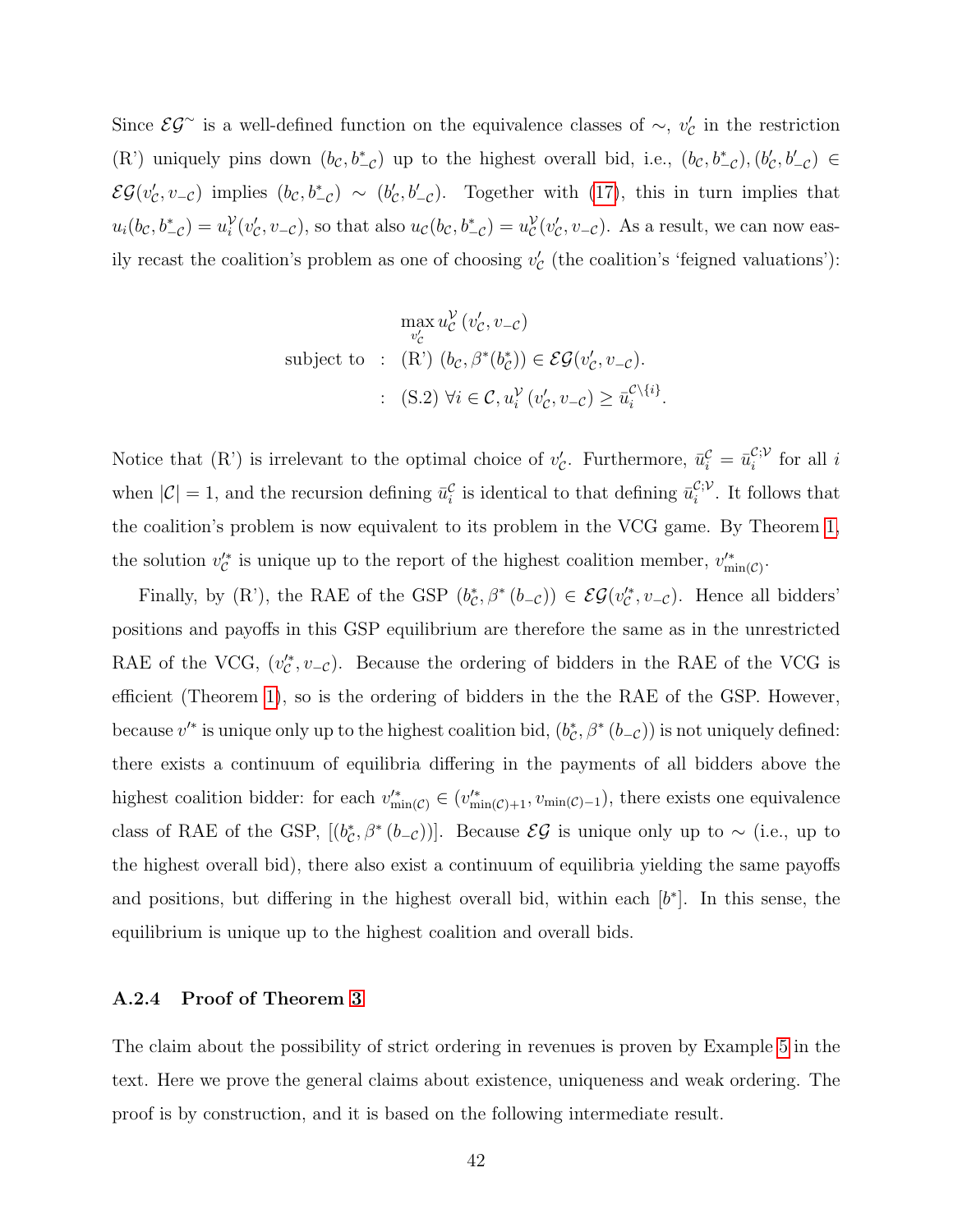Since $\mathcal{EG}^{\sim}$ is a well-defined function on the equivalence classes of $\sim$, $v'_{\mathcal{C}}$ in the restriction (R') uniquely pins down $(b_{\mathcal{C}}, b^*_{-\mathcal{C}})$ up to the highest overall bid, i.e., $(b_{\mathcal{C}}, b^*_{-\mathcal{C}}), (b'_{\mathcal{C}}, b'_{-\mathcal{C}}) \in \mathcal{EG}(v'_{\mathcal{C}}, v_{-\mathcal{C}})$ implies $(b_{\mathcal{C}}, b^*_{-\mathcal{C}}) \sim (b'_{\mathcal{C}}, b'_{-\mathcal{C}})$. Together with (17), this in turn implies that $u_i(b_{\mathcal{C}}, b^*_{-\mathcal{C}}) = u^{\mathcal{V}}_i(v'_{\mathcal{C}}, v_{-\mathcal{C}})$, so that also $u_{\mathcal{C}}(b_{\mathcal{C}}, b^*_{-\mathcal{C}}) = u^{\mathcal{V}}_{\mathcal{C}}(v'_{\mathcal{C}}, v_{-\mathcal{C}})$. As a result, we can now easily recast the coalition's problem as one of choosing $v'_{\mathcal{C}}$ (the coalition's 'feigned valuations'):

$$
\begin{aligned}
&\max_{v'_{\mathcal{C}}} u^{\mathcal{V}}_{\mathcal{C}}\left(v'_{\mathcal{C}}, v_{-\mathcal{C}}\right) \\
\text{subject to} \;\; &: \;\; \text{(R') } (b_{\mathcal{C}}, \beta^*(b^*_{\mathcal{C}})) \in \mathcal{EG}(v'_{\mathcal{C}}, v_{-\mathcal{C}}). \\
&: \;\; \text{(S.2) } \forall i \in \mathcal{C}, u^{\mathcal{V}}_i\left(v'_{\mathcal{C}}, v_{-\mathcal{C}}\right) \geq \bar{u}^{\mathcal{C}\setminus\{i\}}_i.
\end{aligned}
$$

Notice that (R') is irrelevant to the optimal choice of $v'_{\mathcal{C}}$. Furthermore, $\bar{u}^{\mathcal{C}}_i = \bar{u}^{\mathcal{C};\mathcal{V}}_i$ for all $i$ when $|\mathcal{C}| = 1$, and the recursion defining $\bar{u}^{\mathcal{C}}_i$ is identical to that defining $\bar{u}^{\mathcal{C};\mathcal{V}}_i$. It follows that the coalition's problem is now equivalent to its problem in the VCG game. By Theorem 1, the solution $v'^*_{\mathcal{C}}$ is unique up to the report of the highest coalition member, $v'^*_{\min(\mathcal{C})}$.

Finally, by (R'), the RAE of the GSP $(b^*_{\mathcal{C}}, \beta^*(b_{-\mathcal{C}})) \in \mathcal{EG}(v'^*_{\mathcal{C}}, v_{-\mathcal{C}})$. Hence all bidders' positions and payoffs in this GSP equilibrium are therefore the same as in the unrestricted RAE of the VCG, $(v'^*_{\mathcal{C}}, v_{-\mathcal{C}})$. Because the ordering of bidders in the RAE of the VCG is efficient (Theorem 1), so is the ordering of bidders in the the RAE of the GSP. However, because $v'^*$ is unique only up to the highest coalition bid, $(b^*_{\mathcal{C}}, \beta^*(b_{-\mathcal{C}}))$ is not uniquely defined: there exists a continuum of equilibria differing in the payments of all bidders above the highest coalition bidder: for each $v'^*_{\min(\mathcal{C})} \in (v'^*_{\min(\mathcal{C})+1}, v_{\min(\mathcal{C})-1})$, there exists one equivalence class of RAE of the GSP, $[(b^*_{\mathcal{C}}, \beta^*(b_{-\mathcal{C}}))]$. Because $\mathcal{EG}$ is unique only up to $\sim$ (i.e., up to the highest overall bid), there also exist a continuum of equilibria yielding the same payoffs and positions, but differing in the highest overall bid, within each $[b^*]$. In this sense, the equilibrium is unique up to the highest coalition and overall bids.

### A.2.4 Proof of Theorem 3

The claim about the possibility of strict ordering in revenues is proven by Example 5 in the text. Here we prove the general claims about existence, uniqueness and weak ordering. The proof is by construction, and it is based on the following intermediate result.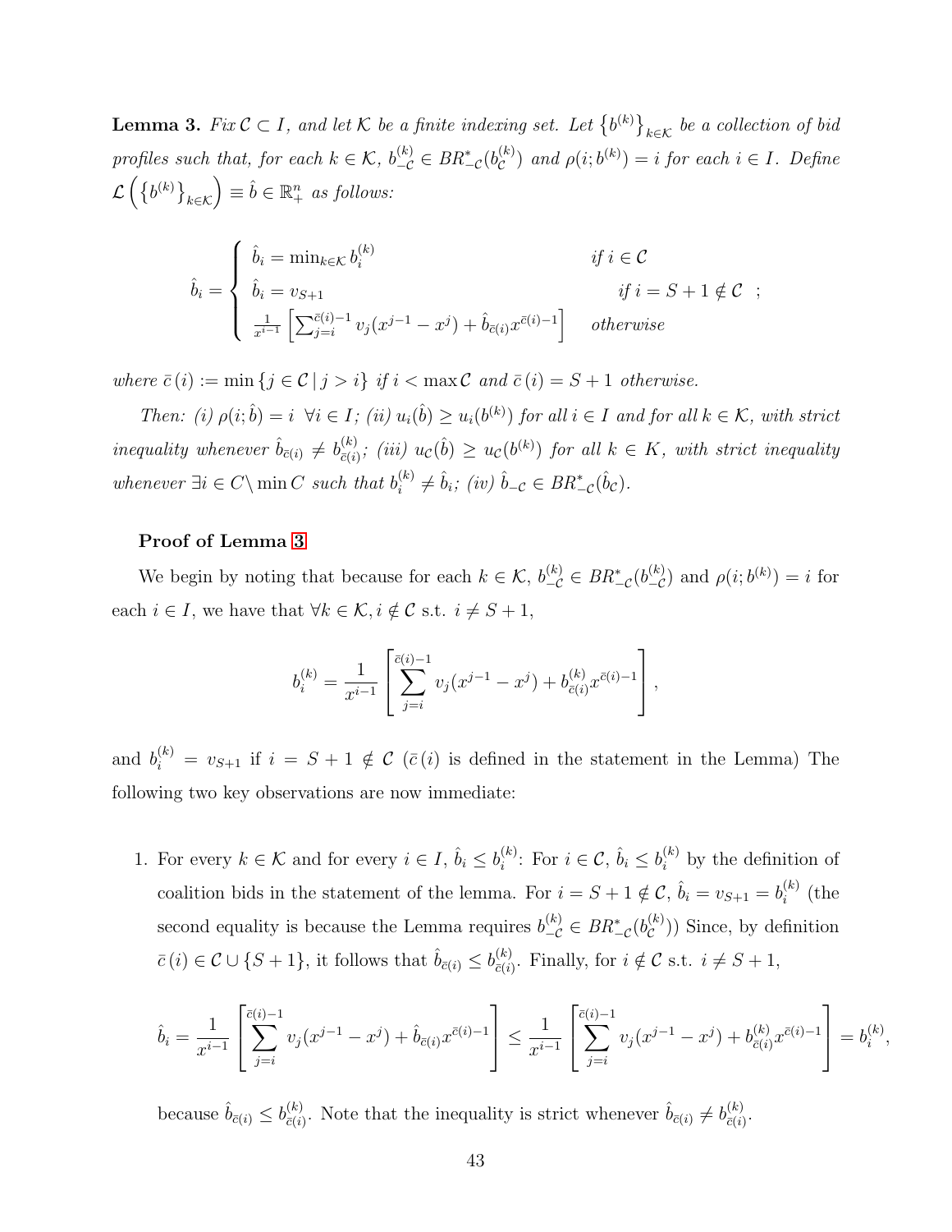**Lemma 3.** *Fix $\mathcal{C} \subset I$, and let $\mathcal{K}$ be a finite indexing set. Let $\left\{b^{(k)}\right\}_{k\in\mathcal{K}}$ be a collection of bid profiles such that, for each $k \in \mathcal{K}$, $b_{-\mathcal{C}}^{(k)} \in BR_{-\mathcal{C}}^{*}(b_{\mathcal{C}}^{(k)})$ and $\rho(i; b^{(k)}) = i$ for each $i \in I$. Define $\mathcal{L}\left(\left\{b^{(k)}\right\}_{k\in\mathcal{K}}\right) \equiv \hat{b} \in \mathbb{R}_{+}^{n}$ as follows:*

$$
\hat{b}_i = \begin{cases} \hat{b}_i = \min_{k\in\mathcal{K}} b_i^{(k)} & \text{if } i \in \mathcal{C} \\ \hat{b}_i = v_{S+1} & \text{if } i = S+1 \notin \mathcal{C} \\ \frac{1}{x^{i-1}}\left[\sum_{j=i}^{\bar{c}(i)-1} v_j(x^{j-1} - x^j) + \hat{b}_{\bar{c}(i)} x^{\bar{c}(i)-1}\right] & \text{otherwise} \end{cases};
$$

*where $\bar{c}(i) := \min\{j \in \mathcal{C} \mid j > i\}$ if $i < \max \mathcal{C}$ and $\bar{c}(i) = S+1$ otherwise.*

*Then: (i) $\rho(i;\hat{b}) = i \;\; \forall i \in I$; (ii) $u_i(\hat{b}) \geq u_i(b^{(k)})$ for all $i \in I$ and for all $k \in \mathcal{K}$, with strict inequality whenever $\hat{b}_{\bar{c}(i)} \neq b_{\bar{c}(i)}^{(k)}$; (iii) $u_{\mathcal{C}}(\hat{b}) \geq u_{\mathcal{C}}(b^{(k)})$ for all $k \in K$, with strict inequality whenever $\exists i \in C \setminus \min C$ such that $b_i^{(k)} \neq \hat{b}_i$; (iv) $\hat{b}_{-\mathcal{C}} \in BR_{-\mathcal{C}}^{*}(\hat{b}_{\mathcal{C}})$.*

**Proof of Lemma 3**

We begin by noting that because for each $k \in \mathcal{K}$, $b_{-\mathcal{C}}^{(k)} \in BR_{-\mathcal{C}}^{*}(b_{-\mathcal{C}}^{(k)})$ and $\rho(i; b^{(k)}) = i$ for each $i \in I$, we have that $\forall k \in \mathcal{K}, i \notin \mathcal{C}$ s.t. $i \neq S+1$,

$$
b_i^{(k)} = \frac{1}{x^{i-1}}\left[\sum_{j=i}^{\bar{c}(i)-1} v_j(x^{j-1} - x^j) + b_{\bar{c}(i)}^{(k)} x^{\bar{c}(i)-1}\right],
$$

and $b_i^{(k)} = v_{S+1}$ if $i = S+1 \notin \mathcal{C}$ ($\bar{c}(i)$ is defined in the statement in the Lemma) The following two key observations are now immediate:

1. For every $k \in \mathcal{K}$ and for every $i \in I$, $\hat{b}_i \leq b_i^{(k)}$: For $i \in \mathcal{C}$, $\hat{b}_i \leq b_i^{(k)}$ by the definition of coalition bids in the statement of the lemma. For $i = S+1 \notin \mathcal{C}$, $\hat{b}_i = v_{S+1} = b_i^{(k)}$ (the second equality is because the Lemma requires $b_{-\mathcal{C}}^{(k)} \in BR_{-\mathcal{C}}^{*}(b_{\mathcal{C}}^{(k)})$) Since, by definition $\bar{c}(i) \in \mathcal{C} \cup \{S+1\}$, it follows that $\hat{b}_{\bar{c}(i)} \leq b_{\bar{c}(i)}^{(k)}$. Finally, for $i \notin \mathcal{C}$ s.t. $i \neq S+1$,

$$
\hat{b}_i = \frac{1}{x^{i-1}}\left[\sum_{j=i}^{\bar{c}(i)-1} v_j(x^{j-1} - x^j) + \hat{b}_{\bar{c}(i)} x^{\bar{c}(i)-1}\right] \leq \frac{1}{x^{i-1}}\left[\sum_{j=i}^{\bar{c}(i)-1} v_j(x^{j-1} - x^j) + b_{\bar{c}(i)}^{(k)} x^{\bar{c}(i)-1}\right] = b_i^{(k)},
$$

because $\hat{b}_{\bar{c}(i)} \leq b_{\bar{c}(i)}^{(k)}$. Note that the inequality is strict whenever $\hat{b}_{\bar{c}(i)} \neq b_{\bar{c}(i)}^{(k)}$.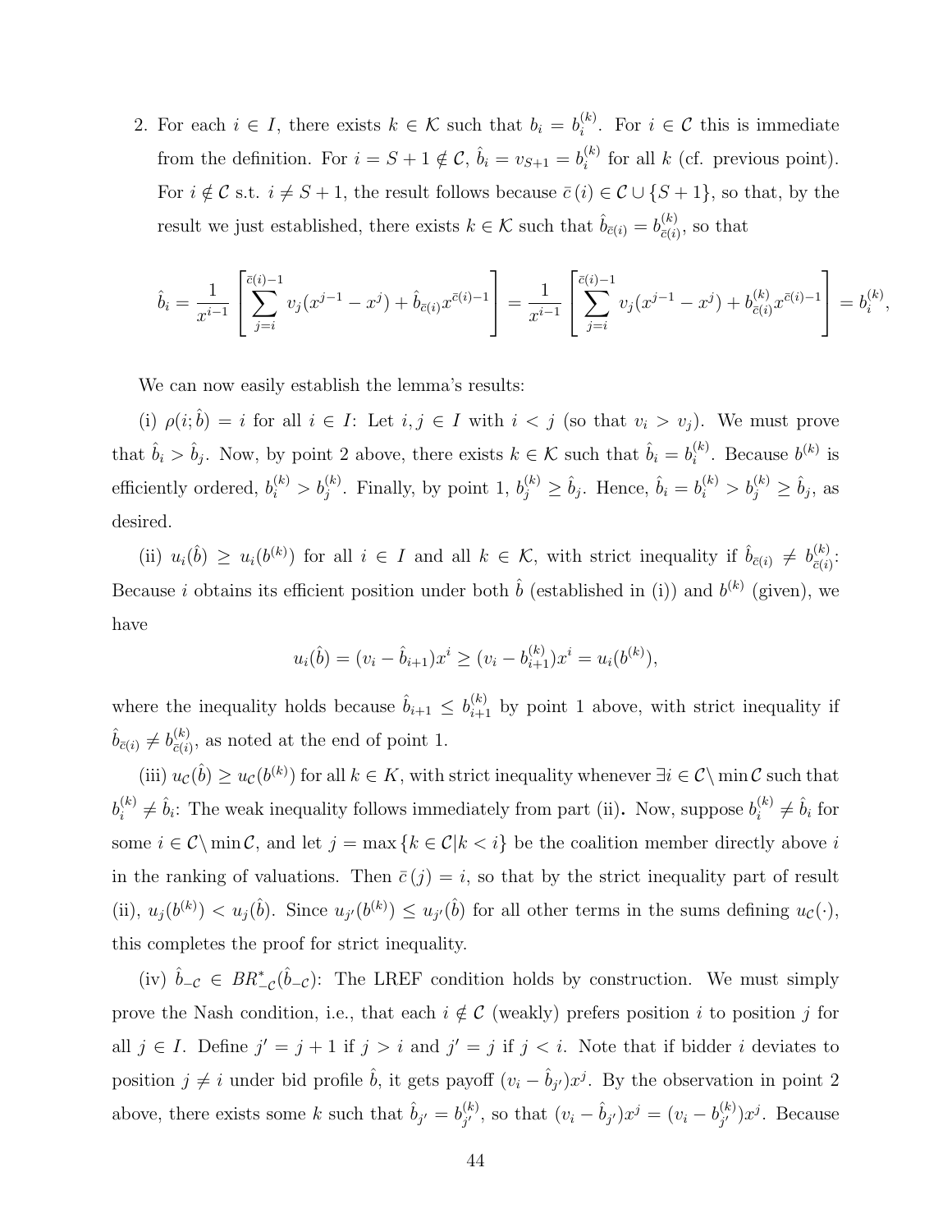2. For each $i \in I$, there exists $k \in \mathcal{K}$ such that $b_i = b_i^{(k)}$. For $i \in \mathcal{C}$ this is immediate from the definition. For $i = S+1 \notin \mathcal{C}$, $\hat{b}_i = v_{S+1} = b_i^{(k)}$ for all $k$ (cf. previous point). For $i \notin \mathcal{C}$ s.t. $i \neq S+1$, the result follows because $\bar{c}(i) \in \mathcal{C} \cup \{S+1\}$, so that, by the result we just established, there exists $k \in \mathcal{K}$ such that $\hat{b}_{\bar{c}(i)} = b_{\bar{c}(i)}^{(k)}$, so that

$$\hat{b}_i = \frac{1}{x^{i-1}} \left[ \sum_{j=i}^{\bar{c}(i)-1} v_j(x^{j-1} - x^j) + \hat{b}_{\bar{c}(i)} x^{\bar{c}(i)-1} \right] = \frac{1}{x^{i-1}} \left[ \sum_{j=i}^{\bar{c}(i)-1} v_j(x^{j-1} - x^j) + b_{\bar{c}(i)}^{(k)} x^{\bar{c}(i)-1} \right] = b_i^{(k)},$$

We can now easily establish the lemma's results:

(i) $\rho(i; \hat{b}) = i$ for all $i \in I$: Let $i, j \in I$ with $i < j$ (so that $v_i > v_j$). We must prove that $\hat{b}_i > \hat{b}_j$. Now, by point 2 above, there exists $k \in \mathcal{K}$ such that $\hat{b}_i = b_i^{(k)}$. Because $b^{(k)}$ is efficiently ordered, $b_i^{(k)} > b_j^{(k)}$. Finally, by point 1, $b_j^{(k)} \geq \hat{b}_j$. Hence, $\hat{b}_i = b_i^{(k)} > b_j^{(k)} \geq \hat{b}_j$, as desired.

(ii) $u_i(\hat{b}) \geq u_i(b^{(k)})$ for all $i \in I$ and all $k \in \mathcal{K}$, with strict inequality if $\hat{b}_{\bar{c}(i)} \neq b_{\bar{c}(i)}^{(k)}$: Because $i$ obtains its efficient position under both $\hat{b}$ (established in (i)) and $b^{(k)}$ (given), we have

$$u_i(\hat{b}) = (v_i - \hat{b}_{i+1})x^i \geq (v_i - b_{i+1}^{(k)})x^i = u_i(b^{(k)}),$$

where the inequality holds because $\hat{b}_{i+1} \leq b_{i+1}^{(k)}$ by point 1 above, with strict inequality if $\hat{b}_{\bar{c}(i)} \neq b_{\bar{c}(i)}^{(k)}$, as noted at the end of point 1.

(iii) $u_{\mathcal{C}}(\hat{b}) \geq u_{\mathcal{C}}(b^{(k)})$ for all $k \in K$, with strict inequality whenever $\exists i \in \mathcal{C} \setminus \min \mathcal{C}$ such that $b_i^{(k)} \neq \hat{b}_i$: The weak inequality follows immediately from part (ii). Now, suppose $b_i^{(k)} \neq \hat{b}_i$ for some $i \in \mathcal{C} \setminus \min \mathcal{C}$, and let $j = \max\{k \in \mathcal{C} | k < i\}$ be the coalition member directly above $i$ in the ranking of valuations. Then $\bar{c}(j) = i$, so that by the strict inequality part of result (ii), $u_j(b^{(k)}) < u_j(\hat{b})$. Since $u_{j'}(b^{(k)}) \leq u_{j'}(\hat{b})$ for all other terms in the sums defining $u_{\mathcal{C}}(\cdot)$, this completes the proof for strict inequality.

(iv) $\hat{b}_{-\mathcal{C}} \in BR^*_{-\mathcal{C}}(\hat{b}_{-\mathcal{C}})$: The LREF condition holds by construction. We must simply prove the Nash condition, i.e., that each $i \notin \mathcal{C}$ (weakly) prefers position $i$ to position $j$ for all $j \in I$. Define $j' = j+1$ if $j > i$ and $j' = j$ if $j < i$. Note that if bidder $i$ deviates to position $j \neq i$ under bid profile $\hat{b}$, it gets payoff $(v_i - \hat{b}_{j'})x^j$. By the observation in point 2 above, there exists some $k$ such that $\hat{b}_{j'} = b_{j'}^{(k)}$, so that $(v_i - \hat{b}_{j'})x^j = (v_i - b_{j'}^{(k)})x^j$. Because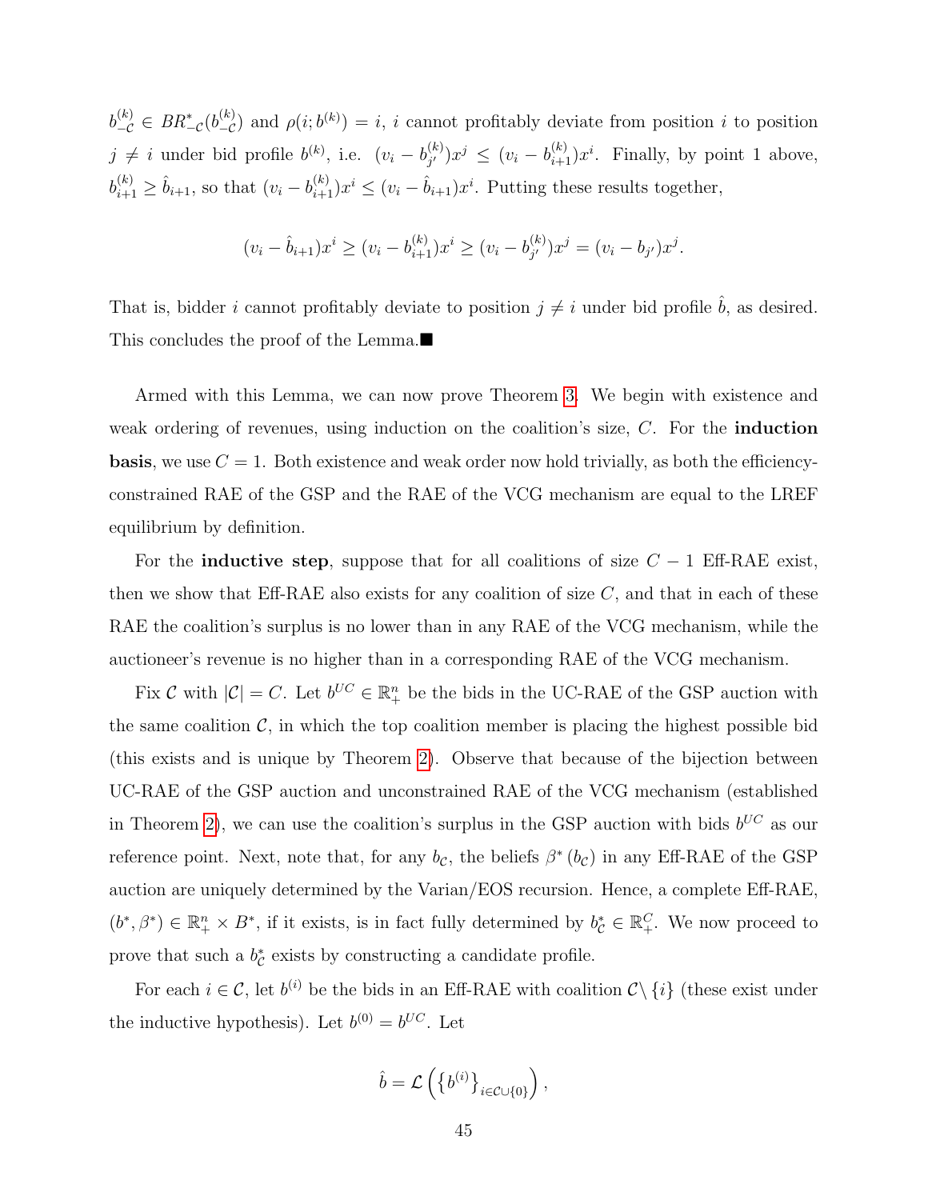$b^{(k)}_{-\mathcal{C}} \in BR^*_{-\mathcal{C}}(b^{(k)}_{-\mathcal{C}})$ and $\rho(i; b^{(k)}) = i$, $i$ cannot profitably deviate from position $i$ to position $j \neq i$ under bid profile $b^{(k)}$, i.e. $(v_i - b^{(k)}_{j'})x^j \leq (v_i - b^{(k)}_{i+1})x^i$. Finally, by point 1 above, $b^{(k)}_{i+1} \geq \hat{b}_{i+1}$, so that $(v_i - b^{(k)}_{i+1})x^i \leq (v_i - \hat{b}_{i+1})x^i$. Putting these results together,

$$(v_i - \hat{b}_{i+1})x^i \geq (v_i - b^{(k)}_{i+1})x^i \geq (v_i - b^{(k)}_{j'})x^j = (v_i - b_{j'})x^j.$$

That is, bidder $i$ cannot profitably deviate to position $j \neq i$ under bid profile $\hat{b}$, as desired. This concludes the proof of the Lemma.■

Armed with this Lemma, we can now prove Theorem 3. We begin with existence and weak ordering of revenues, using induction on the coalition's size, $C$. For the **induction basis**, we use $C = 1$. Both existence and weak order now hold trivially, as both the efficiency-constrained RAE of the GSP and the RAE of the VCG mechanism are equal to the LREF equilibrium by definition.

For the **inductive step**, suppose that for all coalitions of size $C - 1$ Eff-RAE exist, then we show that Eff-RAE also exists for any coalition of size $C$, and that in each of these RAE the coalition's surplus is no lower than in any RAE of the VCG mechanism, while the auctioneer's revenue is no higher than in a corresponding RAE of the VCG mechanism.

Fix $\mathcal{C}$ with $|\mathcal{C}| = C$. Let $b^{UC} \in \mathbb{R}^n_+$ be the bids in the UC-RAE of the GSP auction with the same coalition $\mathcal{C}$, in which the top coalition member is placing the highest possible bid (this exists and is unique by Theorem 2). Observe that because of the bijection between UC-RAE of the GSP auction and unconstrained RAE of the VCG mechanism (established in Theorem 2), we can use the coalition's surplus in the GSP auction with bids $b^{UC}$ as our reference point. Next, note that, for any $b_{\mathcal{C}}$, the beliefs $\beta^*(b_{\mathcal{C}})$ in any Eff-RAE of the GSP auction are uniquely determined by the Varian/EOS recursion. Hence, a complete Eff-RAE, $(b^*, \beta^*) \in \mathbb{R}^n_+ \times B^*$, if it exists, is in fact fully determined by $b^*_{\mathcal{C}} \in \mathbb{R}^C_+$. We now proceed to prove that such a $b^*_{\mathcal{C}}$ exists by constructing a candidate profile.

For each $i \in \mathcal{C}$, let $b^{(i)}$ be the bids in an Eff-RAE with coalition $\mathcal{C}\setminus\{i\}$ (these exist under the inductive hypothesis). Let $b^{(0)} = b^{UC}$. Let

$$\hat{b} = \mathcal{L}\left(\left\{b^{(i)}\right\}_{i \in \mathcal{C} \cup \{0\}}\right),$$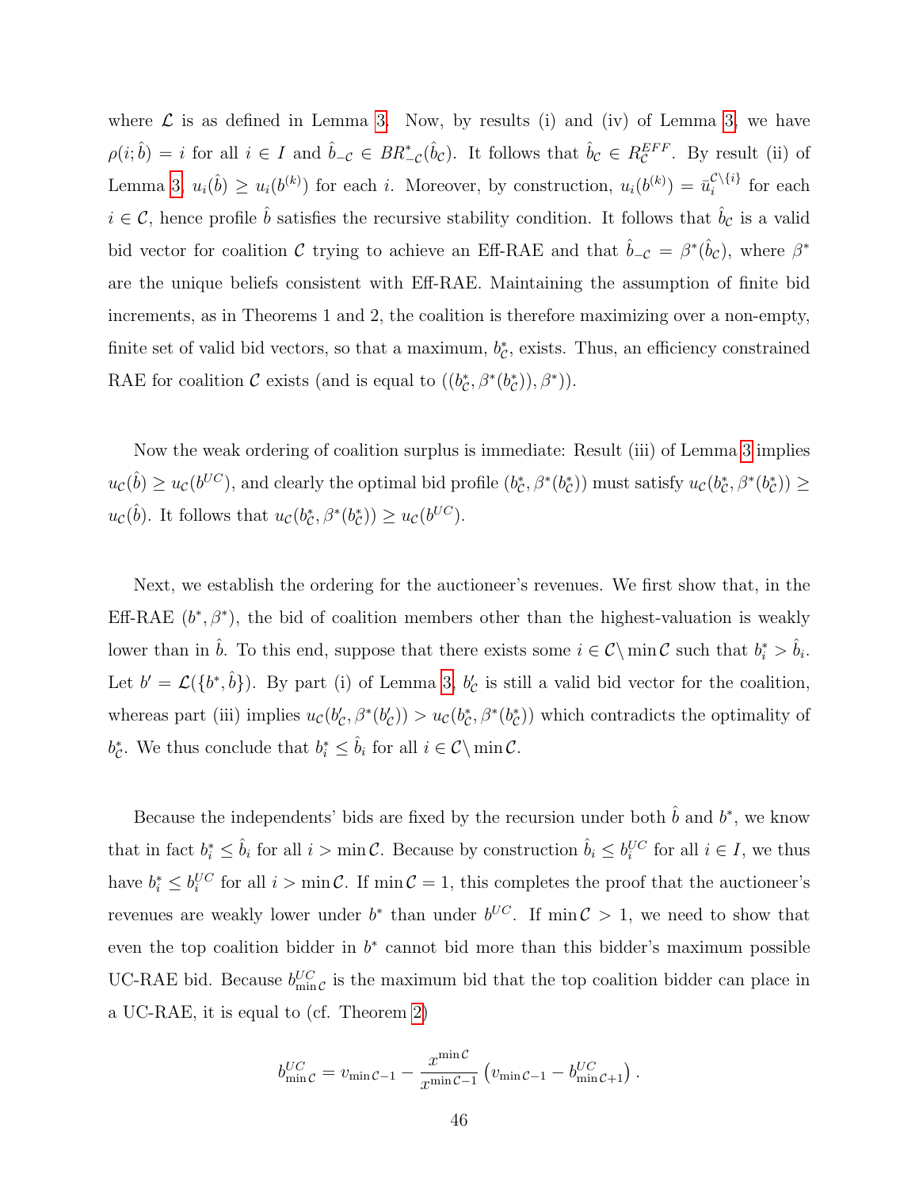where $\mathcal{L}$ is as defined in Lemma 3. Now, by results (i) and (iv) of Lemma 3, we have $\rho(i;\hat{b}) = i$ for all $i \in I$ and $\hat{b}_{-\mathcal{C}} \in BR^*_{-\mathcal{C}}(\hat{b}_{\mathcal{C}})$. It follows that $\hat{b}_{\mathcal{C}} \in R^{EFF}_{\mathcal{C}}$. By result (ii) of Lemma 3, $u_i(\hat{b}) \geq u_i(b^{(k)})$ for each $i$. Moreover, by construction, $u_i(b^{(k)}) = \bar{u}_i^{\mathcal{C}\setminus\{i\}}$ for each $i \in \mathcal{C}$, hence profile $\hat{b}$ satisfies the recursive stability condition. It follows that $\hat{b}_{\mathcal{C}}$ is a valid bid vector for coalition $\mathcal{C}$ trying to achieve an Eff-RAE and that $\hat{b}_{-\mathcal{C}} = \beta^*(\hat{b}_{\mathcal{C}})$, where $\beta^*$ are the unique beliefs consistent with Eff-RAE. Maintaining the assumption of finite bid increments, as in Theorems 1 and 2, the coalition is therefore maximizing over a non-empty, finite set of valid bid vectors, so that a maximum, $b^*_{\mathcal{C}}$, exists. Thus, an efficiency constrained RAE for coalition $\mathcal{C}$ exists (and is equal to $((b^*_{\mathcal{C}}, \beta^*(b^*_{\mathcal{C}})), \beta^*)$).

Now the weak ordering of coalition surplus is immediate: Result (iii) of Lemma 3 implies $u_{\mathcal{C}}(\hat{b}) \geq u_{\mathcal{C}}(b^{UC})$, and clearly the optimal bid profile $(b^*_{\mathcal{C}}, \beta^*(b^*_{\mathcal{C}}))$ must satisfy $u_{\mathcal{C}}(b^*_{\mathcal{C}}, \beta^*(b^*_{\mathcal{C}})) \geq u_{\mathcal{C}}(\hat{b})$. It follows that $u_{\mathcal{C}}(b^*_{\mathcal{C}}, \beta^*(b^*_{\mathcal{C}})) \geq u_{\mathcal{C}}(b^{UC})$.

Next, we establish the ordering for the auctioneer's revenues. We first show that, in the Eff-RAE $(b^*, \beta^*)$, the bid of coalition members other than the highest-valuation is weakly lower than in $\hat{b}$. To this end, suppose that there exists some $i \in \mathcal{C} \setminus \min \mathcal{C}$ such that $b^*_i > \hat{b}_i$. Let $b' = \mathcal{L}(\{b^*, \hat{b}\})$. By part (i) of Lemma 3, $b'_{\mathcal{C}}$ is still a valid bid vector for the coalition, whereas part (iii) implies $u_{\mathcal{C}}(b'_{\mathcal{C}}, \beta^*(b'_{\mathcal{C}})) > u_{\mathcal{C}}(b^*_{\mathcal{C}}, \beta^*(b^*_{\mathcal{C}}))$ which contradicts the optimality of $b^*_{\mathcal{C}}$. We thus conclude that $b^*_i \leq \hat{b}_i$ for all $i \in \mathcal{C} \setminus \min \mathcal{C}$.

Because the independents' bids are fixed by the recursion under both $\hat{b}$ and $b^*$, we know that in fact $b^*_i \leq \hat{b}_i$ for all $i > \min \mathcal{C}$. Because by construction $\hat{b}_i \leq b^{UC}_i$ for all $i \in I$, we thus have $b^*_i \leq b^{UC}_i$ for all $i > \min \mathcal{C}$. If $\min \mathcal{C} = 1$, this completes the proof that the auctioneer's revenues are weakly lower under $b^*$ than under $b^{UC}$. If $\min \mathcal{C} > 1$, we need to show that even the top coalition bidder in $b^*$ cannot bid more than this bidder's maximum possible UC-RAE bid. Because $b^{UC}_{\min \mathcal{C}}$ is the maximum bid that the top coalition bidder can place in a UC-RAE, it is equal to (cf. Theorem 2)

$$b^{UC}_{\min \mathcal{C}} = v_{\min \mathcal{C}-1} - \frac{x^{\min \mathcal{C}}}{x^{\min \mathcal{C}-1}} \left( v_{\min \mathcal{C}-1} - b^{UC}_{\min \mathcal{C}+1} \right).$$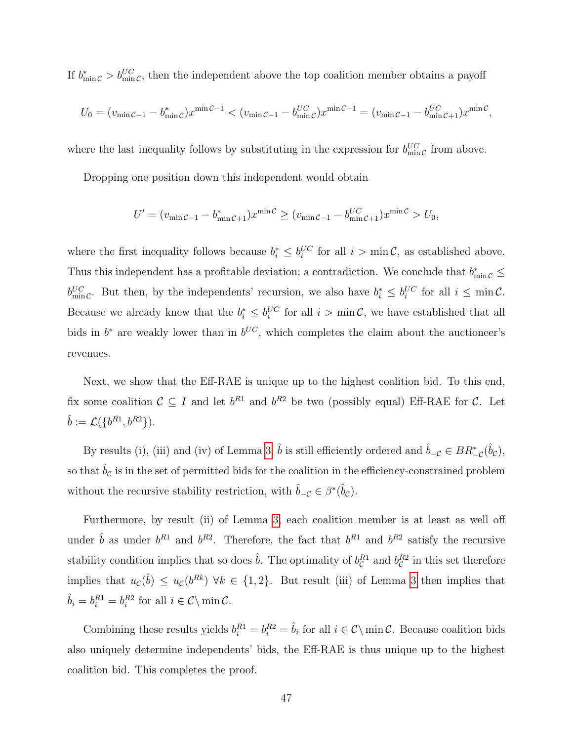If $b^*_{\min \mathcal{C}} > b^{UC}_{\min \mathcal{C}}$, then the independent above the top coalition member obtains a payoff

$$U_0 = (v_{\min \mathcal{C}-1} - b^*_{\min \mathcal{C}})x^{\min \mathcal{C}-1} < (v_{\min \mathcal{C}-1} - b^{UC}_{\min \mathcal{C}})x^{\min \mathcal{C}-1} = (v_{\min \mathcal{C}-1} - b^{UC}_{\min \mathcal{C}+1})x^{\min \mathcal{C}},$$

where the last inequality follows by substituting in the expression for $b^{UC}_{\min \mathcal{C}}$ from above.

Dropping one position down this independent would obtain

$$U' = (v_{\min \mathcal{C}-1} - b^*_{\min \mathcal{C}+1})x^{\min \mathcal{C}} \geq (v_{\min \mathcal{C}-1} - b^{UC}_{\min \mathcal{C}+1})x^{\min \mathcal{C}} > U_0,$$

where the first inequality follows because $b^*_i \leq b^{UC}_i$ for all $i > \min \mathcal{C}$, as established above. Thus this independent has a profitable deviation; a contradiction. We conclude that $b^*_{\min \mathcal{C}} \leq b^{UC}_{\min \mathcal{C}}$. But then, by the independents' recursion, we also have $b^*_i \leq b^{UC}_i$ for all $i \leq \min \mathcal{C}$. Because we already knew that the $b^*_i \leq b^{UC}_i$ for all $i > \min \mathcal{C}$, we have established that all bids in $b^*$ are weakly lower than in $b^{UC}$, which completes the claim about the auctioneer's revenues.

Next, we show that the Eff-RAE is unique up to the highest coalition bid. To this end, fix some coalition $\mathcal{C} \subseteq I$ and let $b^{R1}$ and $b^{R2}$ be two (possibly equal) Eff-RAE for $\mathcal{C}$. Let $\hat{b} := \mathcal{L}(\{b^{R1}, b^{R2}\})$.

By results (i), (iii) and (iv) of Lemma 3, $\hat{b}$ is still efficiently ordered and $\hat{b}_{-\mathcal{C}} \in BR^*_{-\mathcal{C}}(\hat{b}_{\mathcal{C}})$, so that $\hat{b}_{\mathcal{C}}$ is in the set of permitted bids for the coalition in the efficiency-constrained problem without the recursive stability restriction, with $\hat{b}_{-\mathcal{C}} \in \beta^*(\hat{b}_{\mathcal{C}})$.

Furthermore, by result (ii) of Lemma 3, each coalition member is at least as well off under $\hat{b}$ as under $b^{R1}$ and $b^{R2}$. Therefore, the fact that $b^{R1}$ and $b^{R2}$ satisfy the recursive stability condition implies that so does $\hat{b}$. The optimality of $b^{R1}_{\mathcal{C}}$ and $b^{R2}_{\mathcal{C}}$ in this set therefore implies that $u_{\mathcal{C}}(\hat{b}) \leq u_{\mathcal{C}}(b^{Rk})$ $\forall k \in \{1, 2\}$. But result (iii) of Lemma 3 then implies that $\hat{b}_i = b^{R1}_i = b^{R2}_i$ for all $i \in \mathcal{C} \setminus \min \mathcal{C}$.

Combining these results yields $b^{R1}_i = b^{R2}_i = \hat{b}_i$ for all $i \in \mathcal{C} \setminus \min \mathcal{C}$. Because coalition bids also uniquely determine independents' bids, the Eff-RAE is thus unique up to the highest coalition bid. This completes the proof.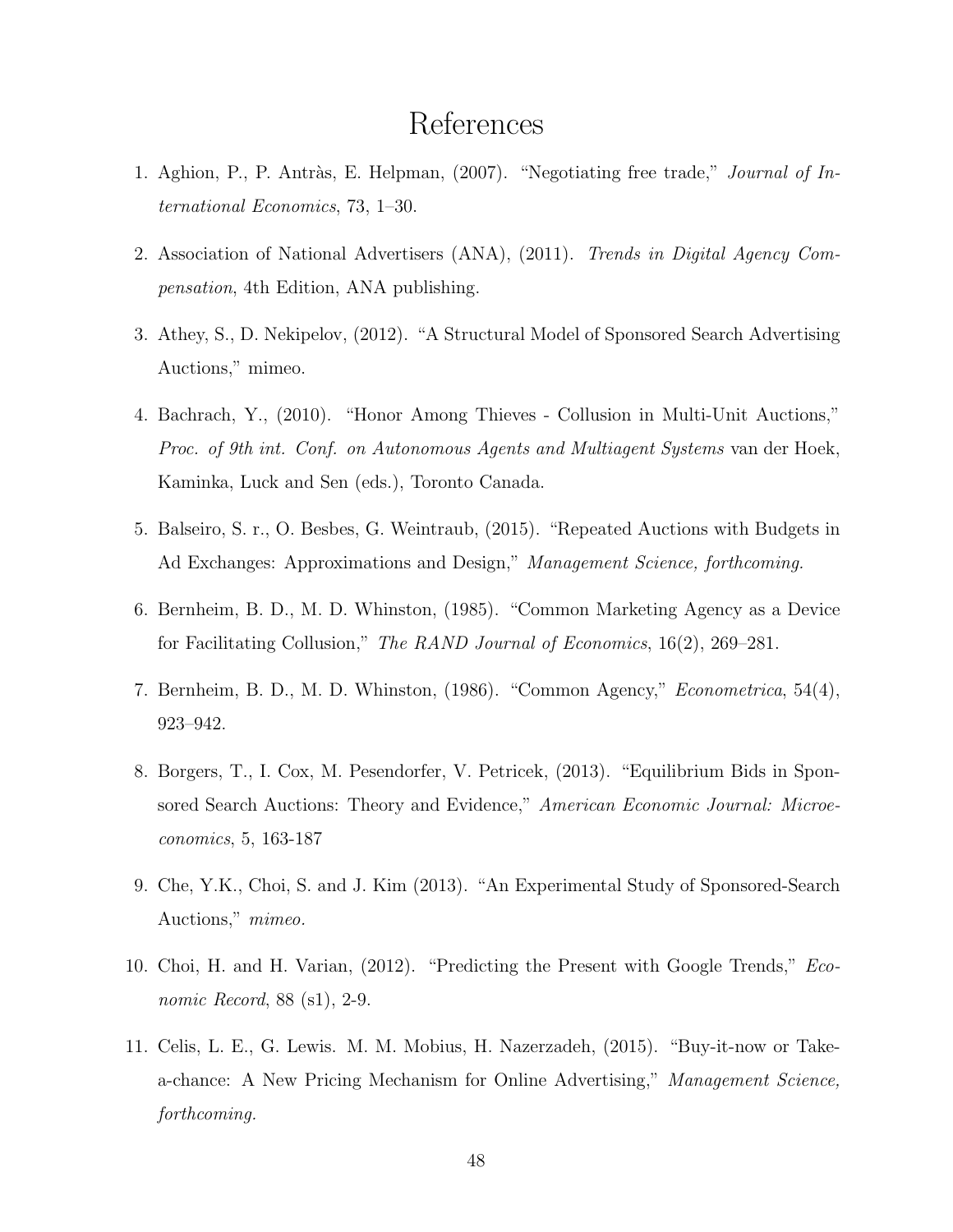# References

1. Aghion, P., P. Antràs, E. Helpman, (2007). "Negotiating free trade," *Journal of International Economics*, 73, 1–30.

2. Association of National Advertisers (ANA), (2011). *Trends in Digital Agency Compensation*, 4th Edition, ANA publishing.

3. Athey, S., D. Nekipelov, (2012). "A Structural Model of Sponsored Search Advertising Auctions," mimeo.

4. Bachrach, Y., (2010). "Honor Among Thieves - Collusion in Multi-Unit Auctions," *Proc. of 9th int. Conf. on Autonomous Agents and Multiagent Systems* van der Hoek, Kaminka, Luck and Sen (eds.), Toronto Canada.

5. Balseiro, S. r., O. Besbes, G. Weintraub, (2015). "Repeated Auctions with Budgets in Ad Exchanges: Approximations and Design," *Management Science, forthcoming.*

6. Bernheim, B. D., M. D. Whinston, (1985). "Common Marketing Agency as a Device for Facilitating Collusion," *The RAND Journal of Economics*, 16(2), 269–281.

7. Bernheim, B. D., M. D. Whinston, (1986). "Common Agency," *Econometrica*, 54(4), 923–942.

8. Borgers, T., I. Cox, M. Pesendorfer, V. Petricek, (2013). "Equilibrium Bids in Sponsored Search Auctions: Theory and Evidence," *American Economic Journal: Microeconomics*, 5, 163-187

9. Che, Y.K., Choi, S. and J. Kim (2013). "An Experimental Study of Sponsored-Search Auctions," *mimeo.*

10. Choi, H. and H. Varian, (2012). "Predicting the Present with Google Trends," *Economic Record*, 88 (s1), 2-9.

11. Celis, L. E., G. Lewis. M. M. Mobius, H. Nazerzadeh, (2015). "Buy-it-now or Take-a-chance: A New Pricing Mechanism for Online Advertising," *Management Science, forthcoming.*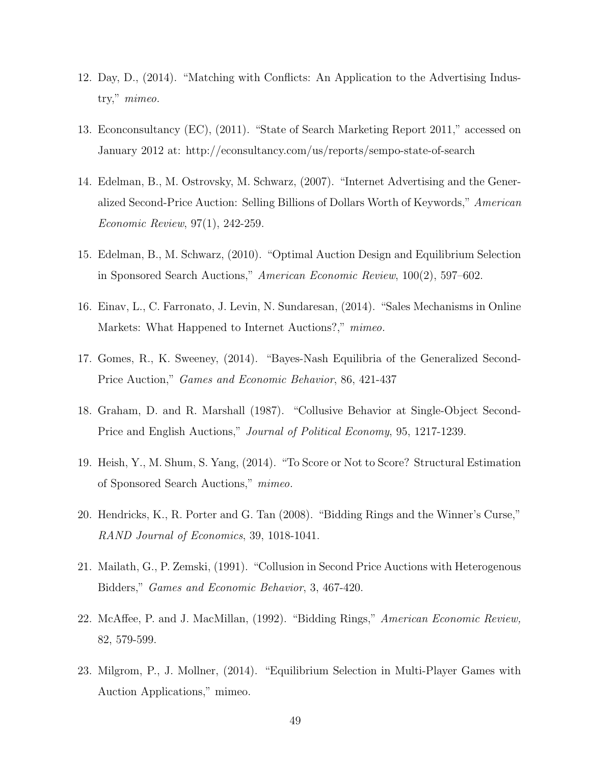12. Day, D., (2014). "Matching with Conflicts: An Application to the Advertising Industry," *mimeo.*

13. Econconsultancy (EC), (2011). "State of Search Marketing Report 2011," accessed on January 2012 at: http://econsultancy.com/us/reports/sempo-state-of-search

14. Edelman, B., M. Ostrovsky, M. Schwarz, (2007). "Internet Advertising and the Generalized Second-Price Auction: Selling Billions of Dollars Worth of Keywords," *American Economic Review*, 97(1), 242-259.

15. Edelman, B., M. Schwarz, (2010). "Optimal Auction Design and Equilibrium Selection in Sponsored Search Auctions," *American Economic Review*, 100(2), 597–602.

16. Einav, L., C. Farronato, J. Levin, N. Sundaresan, (2014). "Sales Mechanisms in Online Markets: What Happened to Internet Auctions?," *mimeo.*

17. Gomes, R., K. Sweeney, (2014). "Bayes-Nash Equilibria of the Generalized Second-Price Auction," *Games and Economic Behavior*, 86, 421-437

18. Graham, D. and R. Marshall (1987). "Collusive Behavior at Single-Object Second-Price and English Auctions," *Journal of Political Economy*, 95, 1217-1239.

19. Heish, Y., M. Shum, S. Yang, (2014). "To Score or Not to Score? Structural Estimation of Sponsored Search Auctions," *mimeo.*

20. Hendricks, K., R. Porter and G. Tan (2008). "Bidding Rings and the Winner's Curse," *RAND Journal of Economics*, 39, 1018-1041.

21. Mailath, G., P. Zemski, (1991). "Collusion in Second Price Auctions with Heterogenous Bidders," *Games and Economic Behavior*, 3, 467-420.

22. McAffee, P. and J. MacMillan, (1992). "Bidding Rings," *American Economic Review,* 82, 579-599.

23. Milgrom, P., J. Mollner, (2014). "Equilibrium Selection in Multi-Player Games with Auction Applications," mimeo.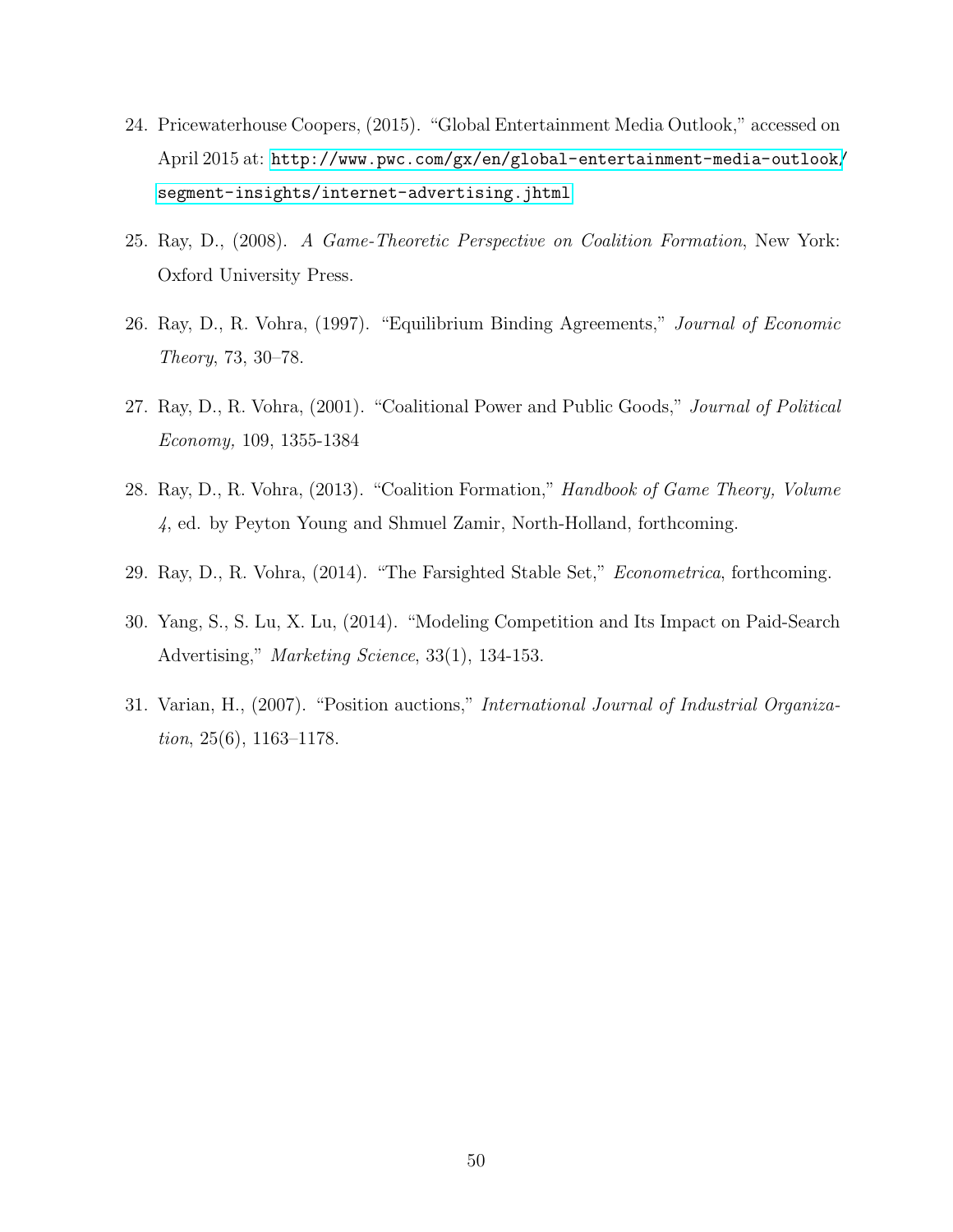24. Pricewaterhouse Coopers, (2015). "Global Entertainment Media Outlook," accessed on April 2015 at: http://www.pwc.com/gx/en/global-entertainment-media-outlook/segment-insights/internet-advertising.jhtml

25. Ray, D., (2008). *A Game-Theoretic Perspective on Coalition Formation*, New York: Oxford University Press.

26. Ray, D., R. Vohra, (1997). "Equilibrium Binding Agreements," *Journal of Economic Theory*, 73, 30–78.

27. Ray, D., R. Vohra, (2001). "Coalitional Power and Public Goods," *Journal of Political Economy,* 109, 1355-1384

28. Ray, D., R. Vohra, (2013). "Coalition Formation," *Handbook of Game Theory, Volume 4*, ed. by Peyton Young and Shmuel Zamir, North-Holland, forthcoming.

29. Ray, D., R. Vohra, (2014). "The Farsighted Stable Set," *Econometrica*, forthcoming.

30. Yang, S., S. Lu, X. Lu, (2014). "Modeling Competition and Its Impact on Paid-Search Advertising," *Marketing Science*, 33(1), 134-153.

31. Varian, H., (2007). "Position auctions," *International Journal of Industrial Organization*, 25(6), 1163–1178.